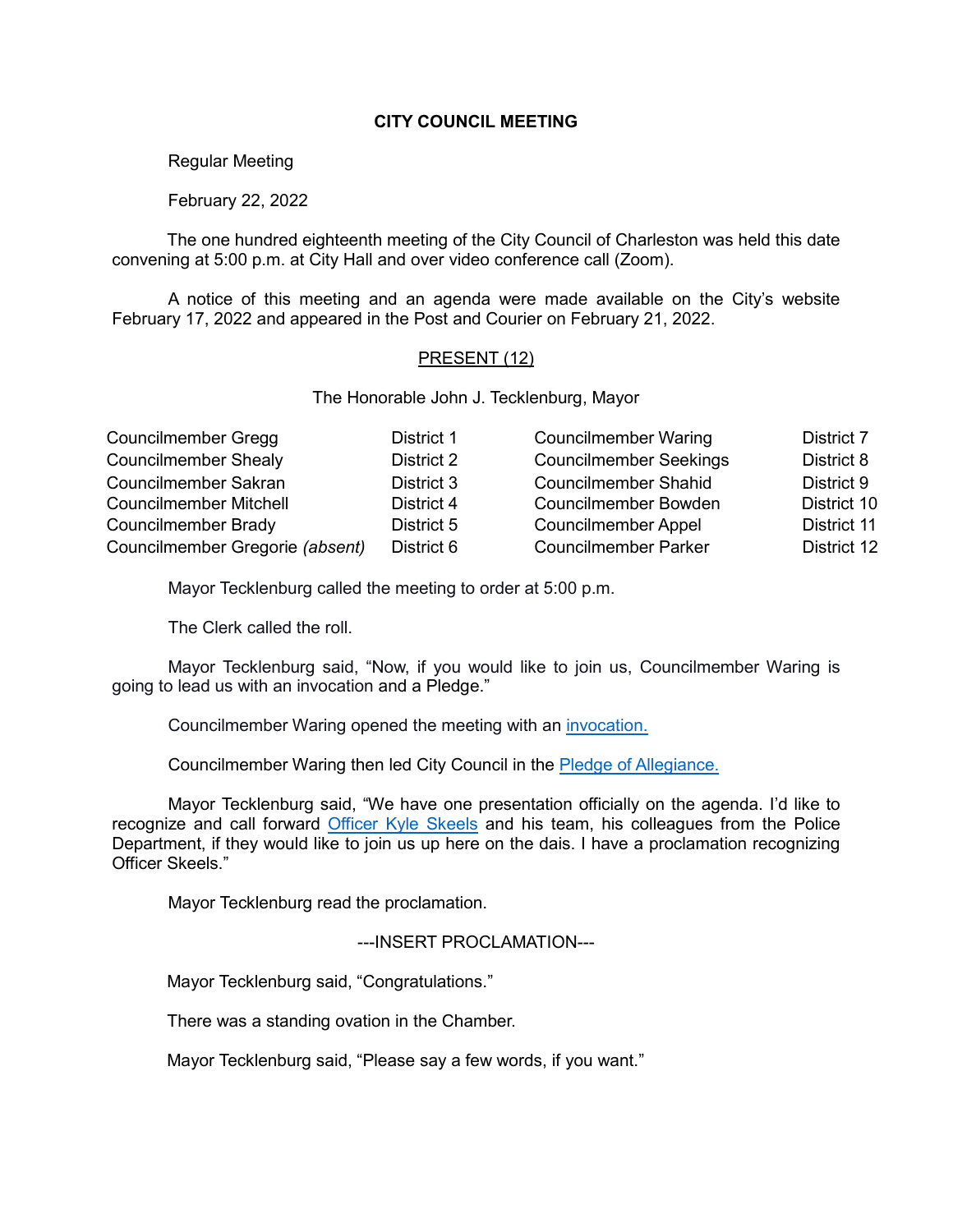# CITY COUNCIL MEETING

Regular Meeting

February 22, 2022

The one hundred eighteenth meeting of the City Council of Charleston was held this date convening at 5:00 p.m. at City Hall and over video conference call (Zoom).

A notice of this meeting and an agenda were made available on the City's website February 17, 2022 and appeared in the Post and Courier on February 21, 2022.

## PRESENT (12)

The Honorable John J. Tecklenburg, Mayor

| | | | |
|---|---|---|---|
| Councilmember Gregg | District 1 | Councilmember Waring | District 7 |
| Councilmember Shealy | District 2 | Councilmember Seekings | District 8 |
| Councilmember Sakran | District 3 | Councilmember Shahid | District 9 |
| Councilmember Mitchell | District 4 | Councilmember Bowden | District 10 |
| Councilmember Brady | District 5 | Councilmember Appel | District 11 |
| Councilmember Gregorie *(absent)* | District 6 | Councilmember Parker | District 12 |

Mayor Tecklenburg called the meeting to order at 5:00 p.m.

The Clerk called the roll.

Mayor Tecklenburg said, "Now, if you would like to join us, Councilmember Waring is going to lead us with an invocation and a Pledge."

Councilmember Waring opened the meeting with an invocation.

Councilmember Waring then led City Council in the Pledge of Allegiance.

Mayor Tecklenburg said, "We have one presentation officially on the agenda. I'd like to recognize and call forward Officer Kyle Skeels and his team, his colleagues from the Police Department, if they would like to join us up here on the dais. I have a proclamation recognizing Officer Skeels."

Mayor Tecklenburg read the proclamation.

---INSERT PROCLAMATION---

Mayor Tecklenburg said, "Congratulations."

There was a standing ovation in the Chamber.

Mayor Tecklenburg said, "Please say a few words, if you want."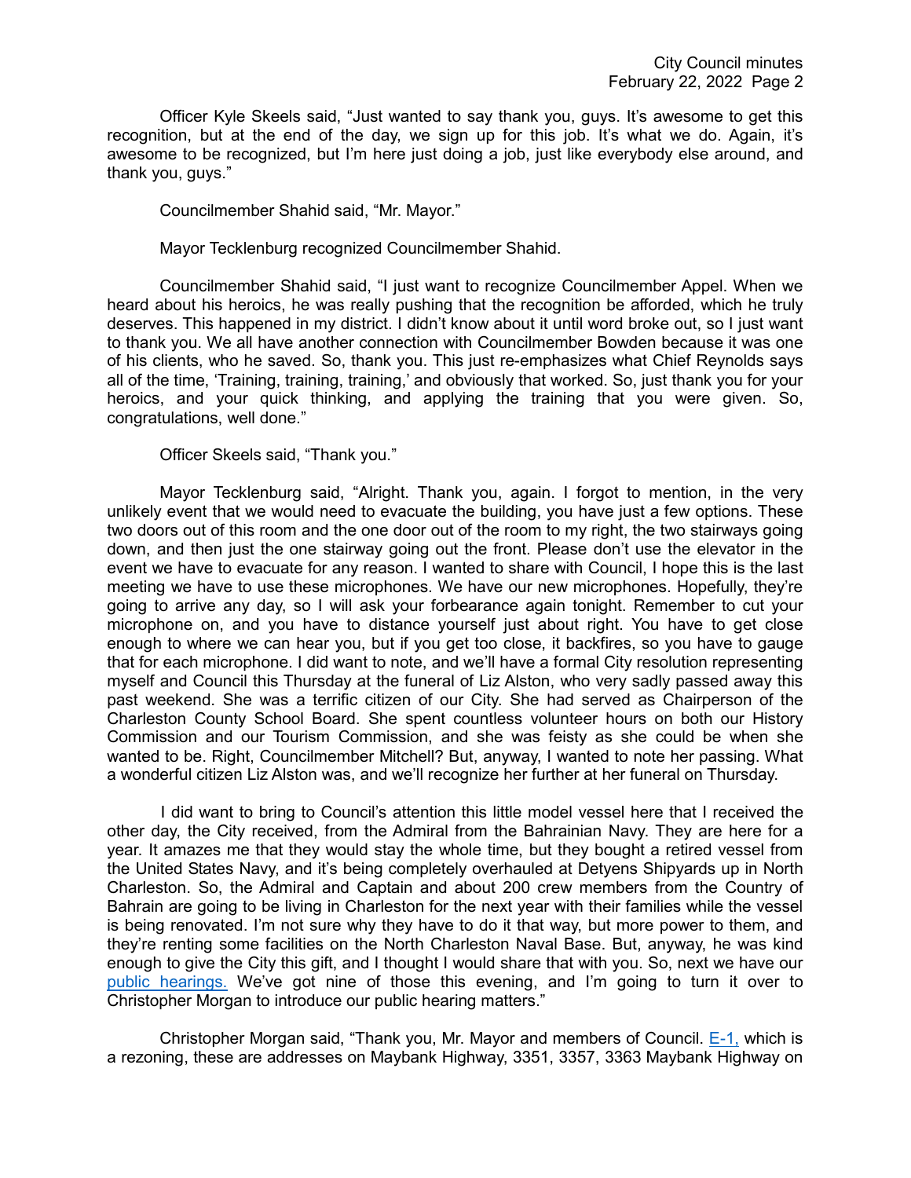Officer Kyle Skeels said, "Just wanted to say thank you, guys. It's awesome to get this recognition, but at the end of the day, we sign up for this job. It's what we do. Again, it's awesome to be recognized, but I'm here just doing a job, just like everybody else around, and thank you, guys."

Councilmember Shahid said, "Mr. Mayor."

Mayor Tecklenburg recognized Councilmember Shahid.

Councilmember Shahid said, "I just want to recognize Councilmember Appel. When we heard about his heroics, he was really pushing that the recognition be afforded, which he truly deserves. This happened in my district. I didn't know about it until word broke out, so I just want to thank you. We all have another connection with Councilmember Bowden because it was one of his clients, who he saved. So, thank you. This just re-emphasizes what Chief Reynolds says all of the time, 'Training, training, training,' and obviously that worked. So, just thank you for your heroics, and your quick thinking, and applying the training that you were given. So, congratulations, well done."

Officer Skeels said, "Thank you."

Mayor Tecklenburg said, "Alright. Thank you, again. I forgot to mention, in the very unlikely event that we would need to evacuate the building, you have just a few options. These two doors out of this room and the one door out of the room to my right, the two stairways going down, and then just the one stairway going out the front. Please don't use the elevator in the event we have to evacuate for any reason. I wanted to share with Council, I hope this is the last meeting we have to use these microphones. We have our new microphones. Hopefully, they're going to arrive any day, so I will ask your forbearance again tonight. Remember to cut your microphone on, and you have to distance yourself just about right. You have to get close enough to where we can hear you, but if you get too close, it backfires, so you have to gauge that for each microphone. I did want to note, and we'll have a formal City resolution representing myself and Council this Thursday at the funeral of Liz Alston, who very sadly passed away this past weekend. She was a terrific citizen of our City. She had served as Chairperson of the Charleston County School Board. She spent countless volunteer hours on both our History Commission and our Tourism Commission, and she was feisty as she could be when she wanted to be. Right, Councilmember Mitchell? But, anyway, I wanted to note her passing. What a wonderful citizen Liz Alston was, and we'll recognize her further at her funeral on Thursday.

I did want to bring to Council's attention this little model vessel here that I received the other day, the City received, from the Admiral from the Bahrainian Navy. They are here for a year. It amazes me that they would stay the whole time, but they bought a retired vessel from the United States Navy, and it's being completely overhauled at Detyens Shipyards up in North Charleston. So, the Admiral and Captain and about 200 crew members from the Country of Bahrain are going to be living in Charleston for the next year with their families while the vessel is being renovated. I'm not sure why they have to do it that way, but more power to them, and they're renting some facilities on the North Charleston Naval Base. But, anyway, he was kind enough to give the City this gift, and I thought I would share that with you. So, next we have our public hearings. We've got nine of those this evening, and I'm going to turn it over to Christopher Morgan to introduce our public hearing matters."

Christopher Morgan said, "Thank you, Mr. Mayor and members of Council. E-1, which is a rezoning, these are addresses on Maybank Highway, 3351, 3357, 3363 Maybank Highway on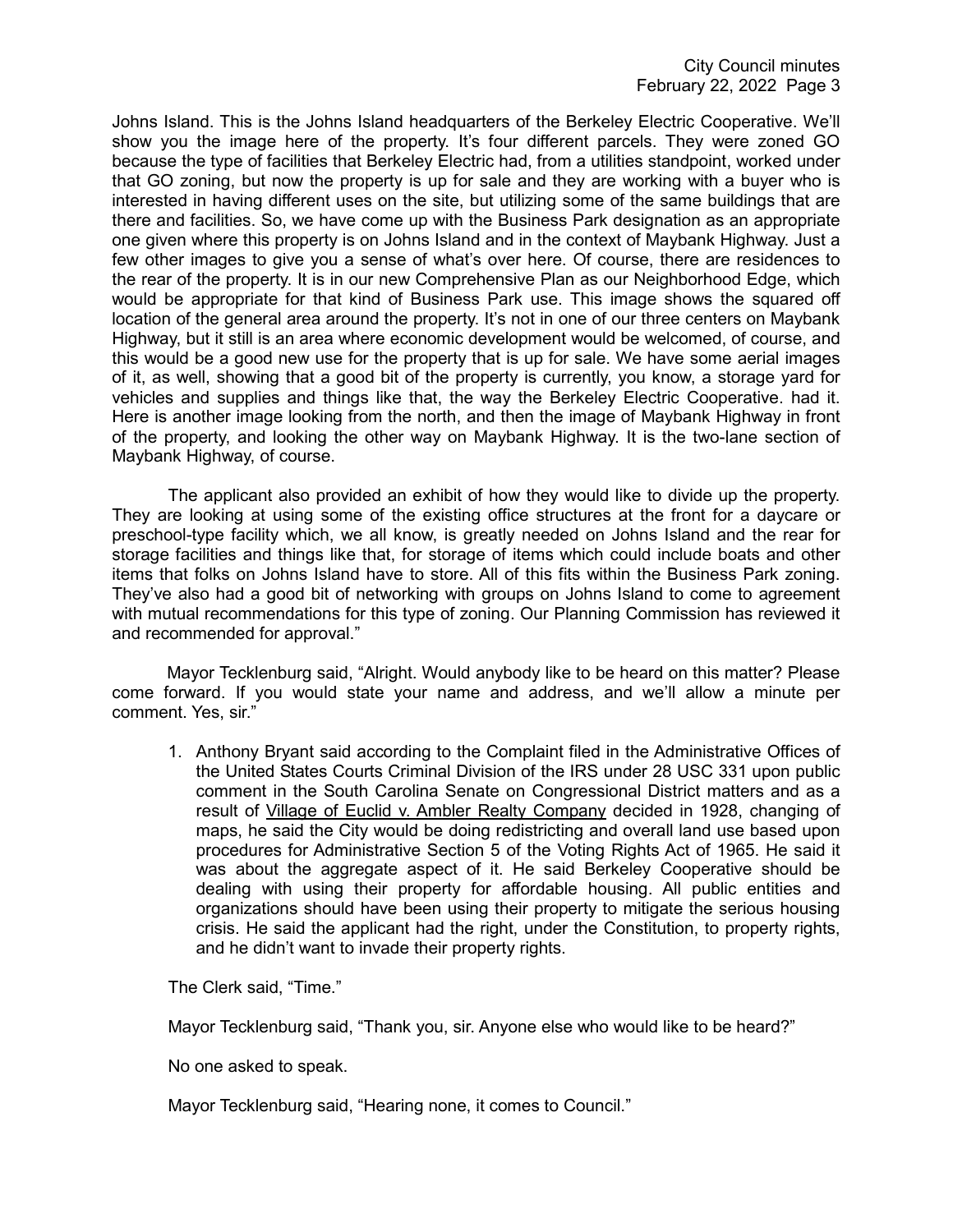Johns Island. This is the Johns Island headquarters of the Berkeley Electric Cooperative. We'll show you the image here of the property. It's four different parcels. They were zoned GO because the type of facilities that Berkeley Electric had, from a utilities standpoint, worked under that GO zoning, but now the property is up for sale and they are working with a buyer who is interested in having different uses on the site, but utilizing some of the same buildings that are there and facilities. So, we have come up with the Business Park designation as an appropriate one given where this property is on Johns Island and in the context of Maybank Highway. Just a few other images to give you a sense of what's over here. Of course, there are residences to the rear of the property. It is in our new Comprehensive Plan as our Neighborhood Edge, which would be appropriate for that kind of Business Park use. This image shows the squared off location of the general area around the property. It's not in one of our three centers on Maybank Highway, but it still is an area where economic development would be welcomed, of course, and this would be a good new use for the property that is up for sale. We have some aerial images of it, as well, showing that a good bit of the property is currently, you know, a storage yard for vehicles and supplies and things like that, the way the Berkeley Electric Cooperative. had it. Here is another image looking from the north, and then the image of Maybank Highway in front of the property, and looking the other way on Maybank Highway. It is the two-lane section of Maybank Highway, of course.

The applicant also provided an exhibit of how they would like to divide up the property. They are looking at using some of the existing office structures at the front for a daycare or preschool-type facility which, we all know, is greatly needed on Johns Island and the rear for storage facilities and things like that, for storage of items which could include boats and other items that folks on Johns Island have to store. All of this fits within the Business Park zoning. They've also had a good bit of networking with groups on Johns Island to come to agreement with mutual recommendations for this type of zoning. Our Planning Commission has reviewed it and recommended for approval."

Mayor Tecklenburg said, "Alright. Would anybody like to be heard on this matter? Please come forward. If you would state your name and address, and we'll allow a minute per comment. Yes, sir."

1. Anthony Bryant said according to the Complaint filed in the Administrative Offices of the United States Courts Criminal Division of the IRS under 28 USC 331 upon public comment in the South Carolina Senate on Congressional District matters and as a result of Village of Euclid v. Ambler Realty Company decided in 1928, changing of maps, he said the City would be doing redistricting and overall land use based upon procedures for Administrative Section 5 of the Voting Rights Act of 1965. He said it was about the aggregate aspect of it. He said Berkeley Cooperative should be dealing with using their property for affordable housing. All public entities and organizations should have been using their property to mitigate the serious housing crisis. He said the applicant had the right, under the Constitution, to property rights, and he didn't want to invade their property rights.

The Clerk said, "Time."

Mayor Tecklenburg said, "Thank you, sir. Anyone else who would like to be heard?"

No one asked to speak.

Mayor Tecklenburg said, "Hearing none, it comes to Council."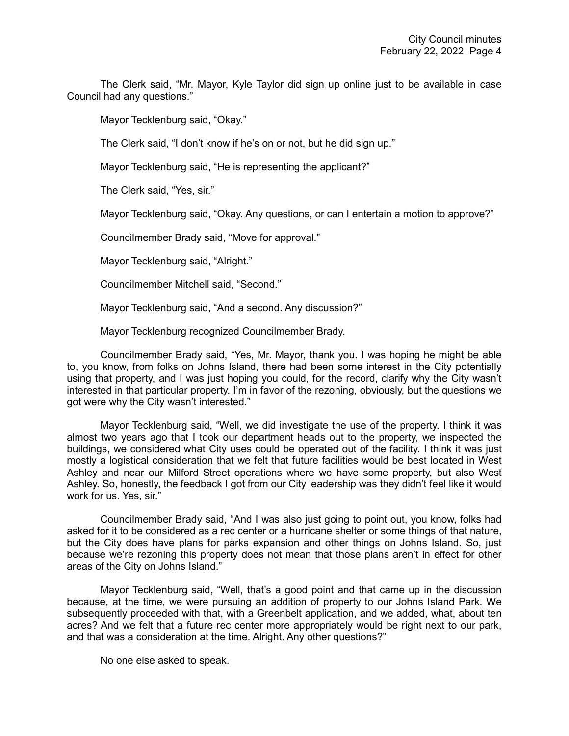The Clerk said, "Mr. Mayor, Kyle Taylor did sign up online just to be available in case Council had any questions."

Mayor Tecklenburg said, "Okay."

The Clerk said, "I don't know if he's on or not, but he did sign up."

Mayor Tecklenburg said, "He is representing the applicant?"

The Clerk said, "Yes, sir."

Mayor Tecklenburg said, "Okay. Any questions, or can I entertain a motion to approve?"

Councilmember Brady said, "Move for approval."

Mayor Tecklenburg said, "Alright."

Councilmember Mitchell said, "Second."

Mayor Tecklenburg said, "And a second. Any discussion?"

Mayor Tecklenburg recognized Councilmember Brady.

Councilmember Brady said, "Yes, Mr. Mayor, thank you. I was hoping he might be able to, you know, from folks on Johns Island, there had been some interest in the City potentially using that property, and I was just hoping you could, for the record, clarify why the City wasn't interested in that particular property. I'm in favor of the rezoning, obviously, but the questions we got were why the City wasn't interested."

Mayor Tecklenburg said, "Well, we did investigate the use of the property. I think it was almost two years ago that I took our department heads out to the property, we inspected the buildings, we considered what City uses could be operated out of the facility. I think it was just mostly a logistical consideration that we felt that future facilities would be best located in West Ashley and near our Milford Street operations where we have some property, but also West Ashley. So, honestly, the feedback I got from our City leadership was they didn't feel like it would work for us. Yes, sir."

Councilmember Brady said, "And I was also just going to point out, you know, folks had asked for it to be considered as a rec center or a hurricane shelter or some things of that nature, but the City does have plans for parks expansion and other things on Johns Island. So, just because we're rezoning this property does not mean that those plans aren't in effect for other areas of the City on Johns Island."

Mayor Tecklenburg said, "Well, that's a good point and that came up in the discussion because, at the time, we were pursuing an addition of property to our Johns Island Park. We subsequently proceeded with that, with a Greenbelt application, and we added, what, about ten acres? And we felt that a future rec center more appropriately would be right next to our park, and that was a consideration at the time. Alright. Any other questions?"

No one else asked to speak.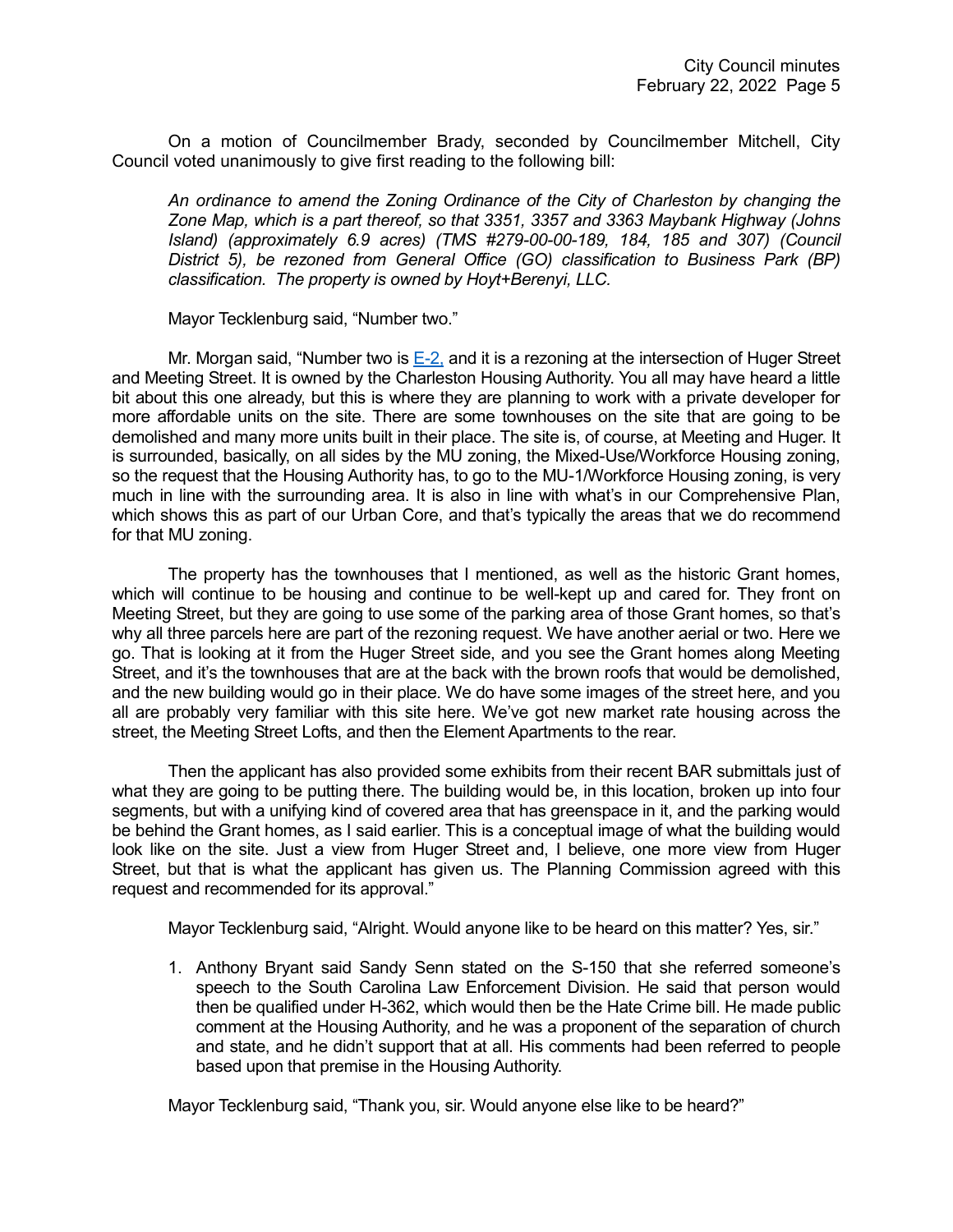On a motion of Councilmember Brady, seconded by Councilmember Mitchell, City Council voted unanimously to give first reading to the following bill:

*An ordinance to amend the Zoning Ordinance of the City of Charleston by changing the Zone Map, which is a part thereof, so that 3351, 3357 and 3363 Maybank Highway (Johns Island) (approximately 6.9 acres) (TMS #279-00-00-189, 184, 185 and 307) (Council District 5), be rezoned from General Office (GO) classification to Business Park (BP) classification. The property is owned by Hoyt+Berenyi, LLC.*

Mayor Tecklenburg said, "Number two."

Mr. Morgan said, "Number two is E-2, and it is a rezoning at the intersection of Huger Street and Meeting Street. It is owned by the Charleston Housing Authority. You all may have heard a little bit about this one already, but this is where they are planning to work with a private developer for more affordable units on the site. There are some townhouses on the site that are going to be demolished and many more units built in their place. The site is, of course, at Meeting and Huger. It is surrounded, basically, on all sides by the MU zoning, the Mixed-Use/Workforce Housing zoning, so the request that the Housing Authority has, to go to the MU-1/Workforce Housing zoning, is very much in line with the surrounding area. It is also in line with what's in our Comprehensive Plan, which shows this as part of our Urban Core, and that's typically the areas that we do recommend for that MU zoning.

The property has the townhouses that I mentioned, as well as the historic Grant homes, which will continue to be housing and continue to be well-kept up and cared for. They front on Meeting Street, but they are going to use some of the parking area of those Grant homes, so that's why all three parcels here are part of the rezoning request. We have another aerial or two. Here we go. That is looking at it from the Huger Street side, and you see the Grant homes along Meeting Street, and it's the townhouses that are at the back with the brown roofs that would be demolished, and the new building would go in their place. We do have some images of the street here, and you all are probably very familiar with this site here. We've got new market rate housing across the street, the Meeting Street Lofts, and then the Element Apartments to the rear.

Then the applicant has also provided some exhibits from their recent BAR submittals just of what they are going to be putting there. The building would be, in this location, broken up into four segments, but with a unifying kind of covered area that has greenspace in it, and the parking would be behind the Grant homes, as I said earlier. This is a conceptual image of what the building would look like on the site. Just a view from Huger Street and, I believe, one more view from Huger Street, but that is what the applicant has given us. The Planning Commission agreed with this request and recommended for its approval."

Mayor Tecklenburg said, "Alright. Would anyone like to be heard on this matter? Yes, sir."

1. Anthony Bryant said Sandy Senn stated on the S-150 that she referred someone's speech to the South Carolina Law Enforcement Division. He said that person would then be qualified under H-362, which would then be the Hate Crime bill. He made public comment at the Housing Authority, and he was a proponent of the separation of church and state, and he didn't support that at all. His comments had been referred to people based upon that premise in the Housing Authority.

Mayor Tecklenburg said, "Thank you, sir. Would anyone else like to be heard?"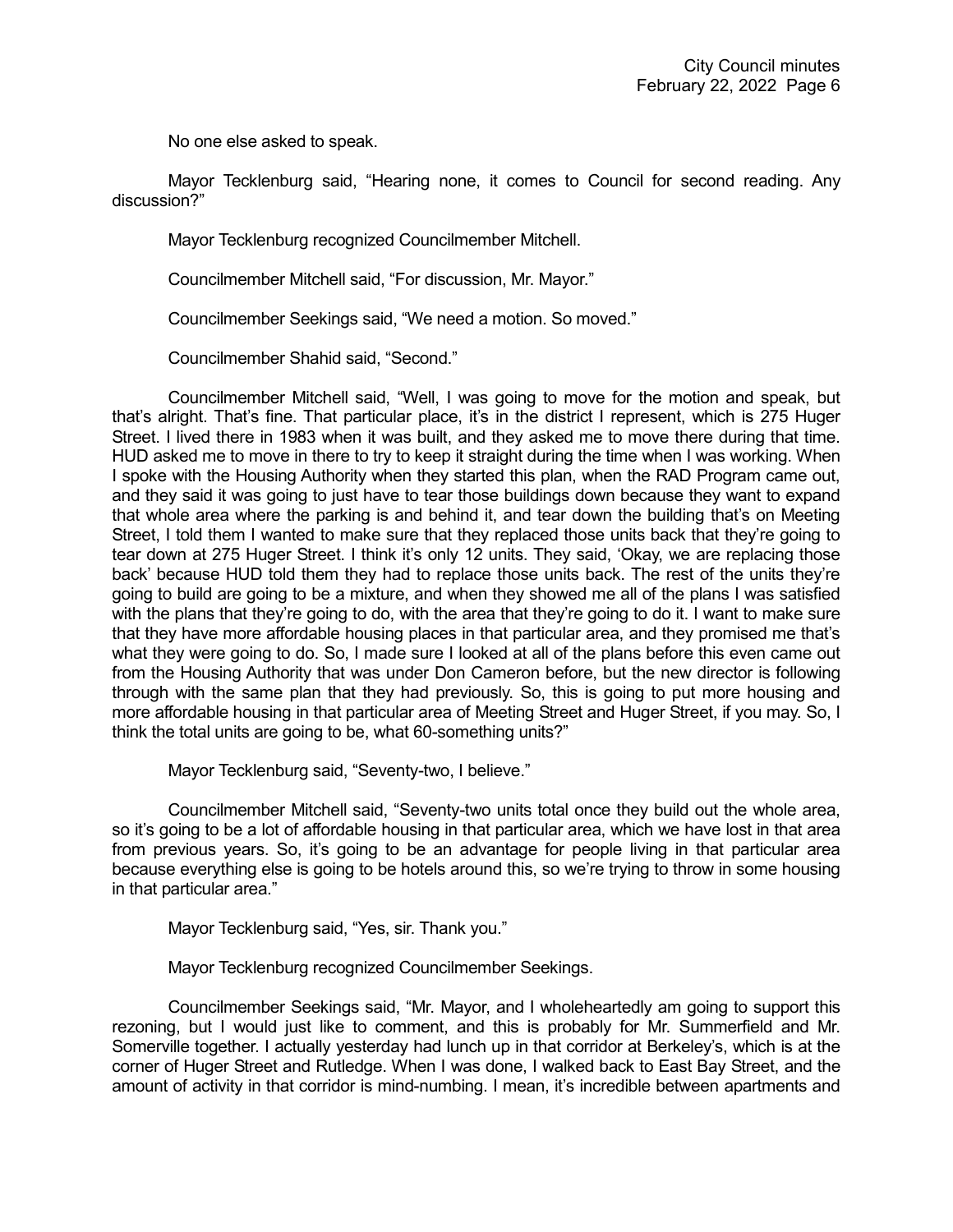No one else asked to speak.

Mayor Tecklenburg said, "Hearing none, it comes to Council for second reading. Any discussion?"

Mayor Tecklenburg recognized Councilmember Mitchell.

Councilmember Mitchell said, "For discussion, Mr. Mayor."

Councilmember Seekings said, "We need a motion. So moved."

Councilmember Shahid said, "Second."

Councilmember Mitchell said, "Well, I was going to move for the motion and speak, but that's alright. That's fine. That particular place, it's in the district I represent, which is 275 Huger Street. I lived there in 1983 when it was built, and they asked me to move there during that time. HUD asked me to move in there to try to keep it straight during the time when I was working. When I spoke with the Housing Authority when they started this plan, when the RAD Program came out, and they said it was going to just have to tear those buildings down because they want to expand that whole area where the parking is and behind it, and tear down the building that's on Meeting Street, I told them I wanted to make sure that they replaced those units back that they're going to tear down at 275 Huger Street. I think it's only 12 units. They said, 'Okay, we are replacing those back' because HUD told them they had to replace those units back. The rest of the units they're going to build are going to be a mixture, and when they showed me all of the plans I was satisfied with the plans that they're going to do, with the area that they're going to do it. I want to make sure that they have more affordable housing places in that particular area, and they promised me that's what they were going to do. So, I made sure I looked at all of the plans before this even came out from the Housing Authority that was under Don Cameron before, but the new director is following through with the same plan that they had previously. So, this is going to put more housing and more affordable housing in that particular area of Meeting Street and Huger Street, if you may. So, I think the total units are going to be, what 60-something units?"

Mayor Tecklenburg said, "Seventy-two, I believe."

Councilmember Mitchell said, "Seventy-two units total once they build out the whole area, so it's going to be a lot of affordable housing in that particular area, which we have lost in that area from previous years. So, it's going to be an advantage for people living in that particular area because everything else is going to be hotels around this, so we're trying to throw in some housing in that particular area."

Mayor Tecklenburg said, "Yes, sir. Thank you."

Mayor Tecklenburg recognized Councilmember Seekings.

Councilmember Seekings said, "Mr. Mayor, and I wholeheartedly am going to support this rezoning, but I would just like to comment, and this is probably for Mr. Summerfield and Mr. Somerville together. I actually yesterday had lunch up in that corridor at Berkeley's, which is at the corner of Huger Street and Rutledge. When I was done, I walked back to East Bay Street, and the amount of activity in that corridor is mind-numbing. I mean, it's incredible between apartments and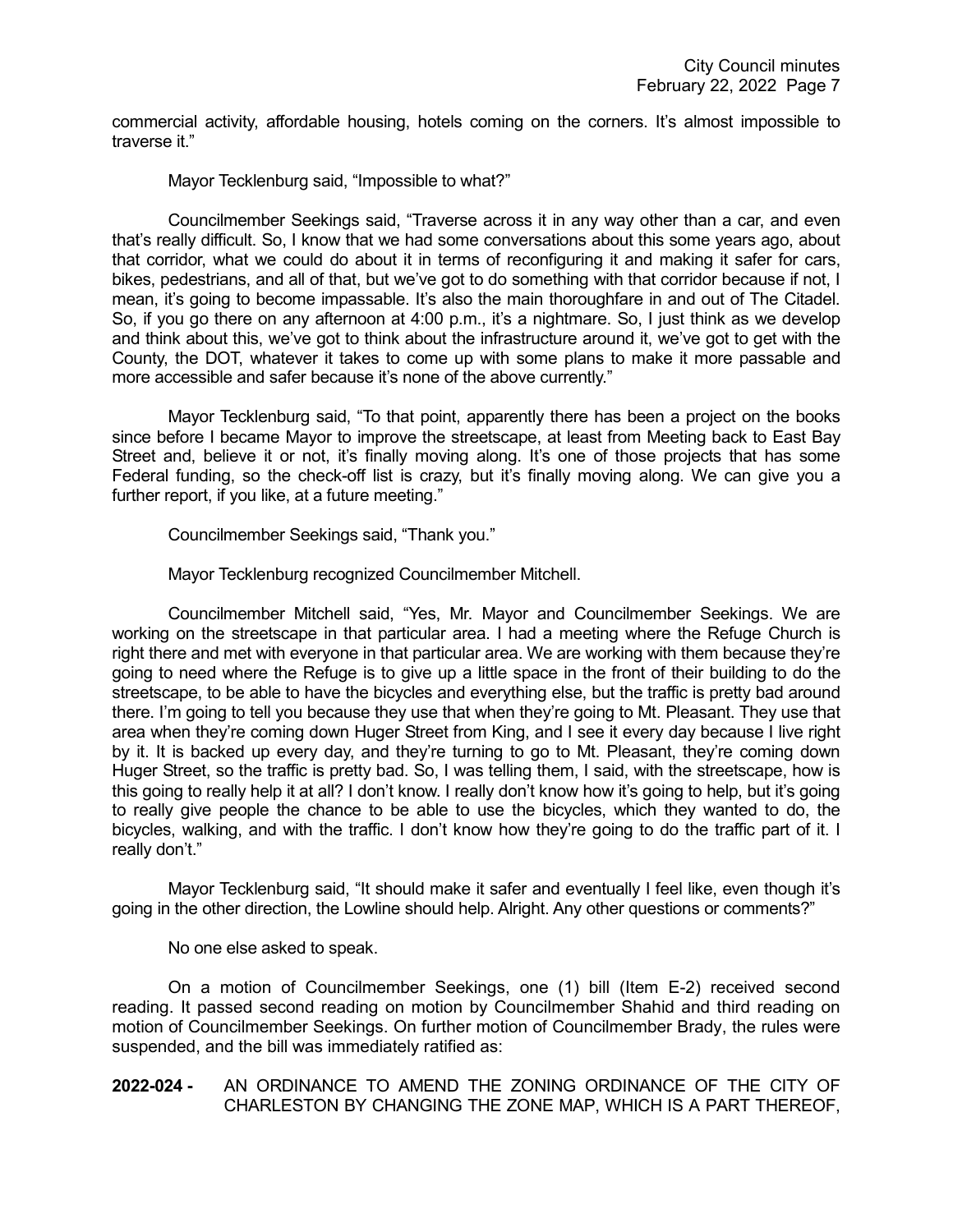commercial activity, affordable housing, hotels coming on the corners. It's almost impossible to traverse it."

Mayor Tecklenburg said, "Impossible to what?"

Councilmember Seekings said, "Traverse across it in any way other than a car, and even that's really difficult. So, I know that we had some conversations about this some years ago, about that corridor, what we could do about it in terms of reconfiguring it and making it safer for cars, bikes, pedestrians, and all of that, but we've got to do something with that corridor because if not, I mean, it's going to become impassable. It's also the main thoroughfare in and out of The Citadel. So, if you go there on any afternoon at 4:00 p.m., it's a nightmare. So, I just think as we develop and think about this, we've got to think about the infrastructure around it, we've got to get with the County, the DOT, whatever it takes to come up with some plans to make it more passable and more accessible and safer because it's none of the above currently."

Mayor Tecklenburg said, "To that point, apparently there has been a project on the books since before I became Mayor to improve the streetscape, at least from Meeting back to East Bay Street and, believe it or not, it's finally moving along. It's one of those projects that has some Federal funding, so the check-off list is crazy, but it's finally moving along. We can give you a further report, if you like, at a future meeting."

Councilmember Seekings said, "Thank you."

Mayor Tecklenburg recognized Councilmember Mitchell.

Councilmember Mitchell said, "Yes, Mr. Mayor and Councilmember Seekings. We are working on the streetscape in that particular area. I had a meeting where the Refuge Church is right there and met with everyone in that particular area. We are working with them because they're going to need where the Refuge is to give up a little space in the front of their building to do the streetscape, to be able to have the bicycles and everything else, but the traffic is pretty bad around there. I'm going to tell you because they use that when they're going to Mt. Pleasant. They use that area when they're coming down Huger Street from King, and I see it every day because I live right by it. It is backed up every day, and they're turning to go to Mt. Pleasant, they're coming down Huger Street, so the traffic is pretty bad. So, I was telling them, I said, with the streetscape, how is this going to really help it at all? I don't know. I really don't know how it's going to help, but it's going to really give people the chance to be able to use the bicycles, which they wanted to do, the bicycles, walking, and with the traffic. I don't know how they're going to do the traffic part of it. I really don't."

Mayor Tecklenburg said, "It should make it safer and eventually I feel like, even though it's going in the other direction, the Lowline should help. Alright. Any other questions or comments?"

No one else asked to speak.

On a motion of Councilmember Seekings, one (1) bill (Item E-2) received second reading. It passed second reading on motion by Councilmember Shahid and third reading on motion of Councilmember Seekings. On further motion of Councilmember Brady, the rules were suspended, and the bill was immediately ratified as:

**2022-024 -** AN ORDINANCE TO AMEND THE ZONING ORDINANCE OF THE CITY OF CHARLESTON BY CHANGING THE ZONE MAP, WHICH IS A PART THEREOF,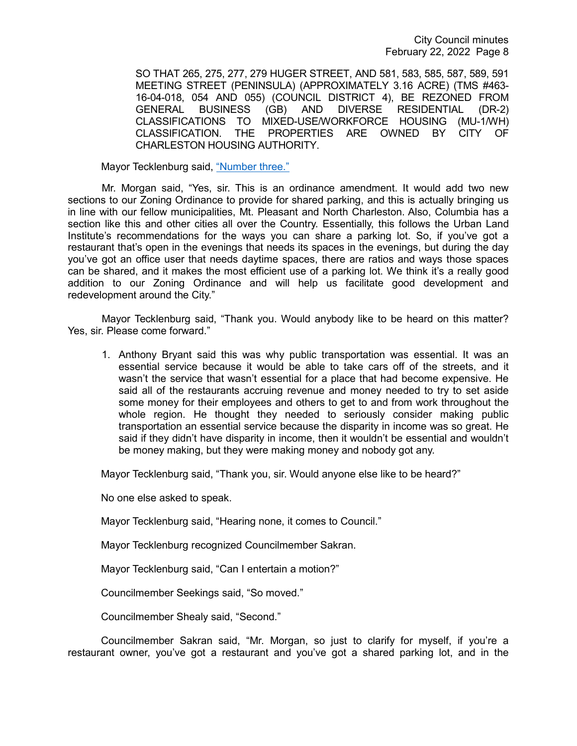SO THAT 265, 275, 277, 279 HUGER STREET, AND 581, 583, 585, 587, 589, 591 MEETING STREET (PENINSULA) (APPROXIMATELY 3.16 ACRE) (TMS #463-16-04-018, 054 AND 055) (COUNCIL DISTRICT 4), BE REZONED FROM GENERAL BUSINESS (GB) AND DIVERSE RESIDENTIAL (DR-2) CLASSIFICATIONS TO MIXED-USE/WORKFORCE HOUSING (MU-1/WH) CLASSIFICATION. THE PROPERTIES ARE OWNED BY CITY OF CHARLESTON HOUSING AUTHORITY.

Mayor Tecklenburg said, "Number three."

Mr. Morgan said, "Yes, sir. This is an ordinance amendment. It would add two new sections to our Zoning Ordinance to provide for shared parking, and this is actually bringing us in line with our fellow municipalities, Mt. Pleasant and North Charleston. Also, Columbia has a section like this and other cities all over the Country. Essentially, this follows the Urban Land Institute's recommendations for the ways you can share a parking lot. So, if you've got a restaurant that's open in the evenings that needs its spaces in the evenings, but during the day you've got an office user that needs daytime spaces, there are ratios and ways those spaces can be shared, and it makes the most efficient use of a parking lot. We think it's a really good addition to our Zoning Ordinance and will help us facilitate good development and redevelopment around the City."

Mayor Tecklenburg said, "Thank you. Would anybody like to be heard on this matter? Yes, sir. Please come forward."

1. Anthony Bryant said this was why public transportation was essential. It was an essential service because it would be able to take cars off of the streets, and it wasn't the service that wasn't essential for a place that had become expensive. He said all of the restaurants accruing revenue and money needed to try to set aside some money for their employees and others to get to and from work throughout the whole region. He thought they needed to seriously consider making public transportation an essential service because the disparity in income was so great. He said if they didn't have disparity in income, then it wouldn't be essential and wouldn't be money making, but they were making money and nobody got any.

Mayor Tecklenburg said, "Thank you, sir. Would anyone else like to be heard?"

No one else asked to speak.

Mayor Tecklenburg said, "Hearing none, it comes to Council."

Mayor Tecklenburg recognized Councilmember Sakran.

Mayor Tecklenburg said, "Can I entertain a motion?"

Councilmember Seekings said, "So moved."

Councilmember Shealy said, "Second."

Councilmember Sakran said, "Mr. Morgan, so just to clarify for myself, if you're a restaurant owner, you've got a restaurant and you've got a shared parking lot, and in the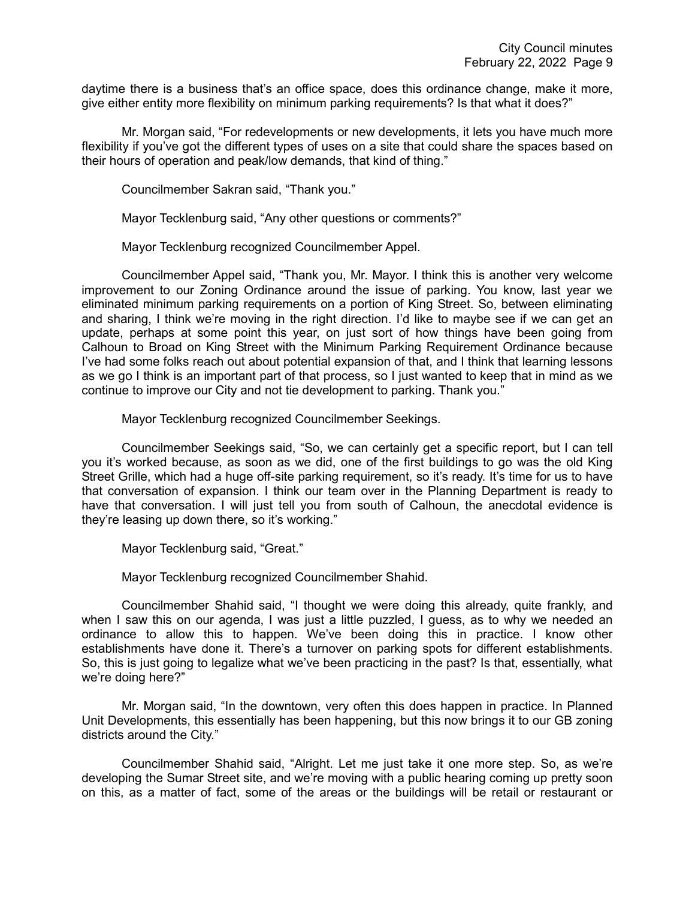daytime there is a business that's an office space, does this ordinance change, make it more, give either entity more flexibility on minimum parking requirements? Is that what it does?"

Mr. Morgan said, "For redevelopments or new developments, it lets you have much more flexibility if you've got the different types of uses on a site that could share the spaces based on their hours of operation and peak/low demands, that kind of thing."

Councilmember Sakran said, "Thank you."

Mayor Tecklenburg said, "Any other questions or comments?"

Mayor Tecklenburg recognized Councilmember Appel.

Councilmember Appel said, "Thank you, Mr. Mayor. I think this is another very welcome improvement to our Zoning Ordinance around the issue of parking. You know, last year we eliminated minimum parking requirements on a portion of King Street. So, between eliminating and sharing, I think we're moving in the right direction. I'd like to maybe see if we can get an update, perhaps at some point this year, on just sort of how things have been going from Calhoun to Broad on King Street with the Minimum Parking Requirement Ordinance because I've had some folks reach out about potential expansion of that, and I think that learning lessons as we go I think is an important part of that process, so I just wanted to keep that in mind as we continue to improve our City and not tie development to parking. Thank you."

Mayor Tecklenburg recognized Councilmember Seekings.

Councilmember Seekings said, "So, we can certainly get a specific report, but I can tell you it's worked because, as soon as we did, one of the first buildings to go was the old King Street Grille, which had a huge off-site parking requirement, so it's ready. It's time for us to have that conversation of expansion. I think our team over in the Planning Department is ready to have that conversation. I will just tell you from south of Calhoun, the anecdotal evidence is they're leasing up down there, so it's working."

Mayor Tecklenburg said, "Great."

Mayor Tecklenburg recognized Councilmember Shahid.

Councilmember Shahid said, "I thought we were doing this already, quite frankly, and when I saw this on our agenda, I was just a little puzzled, I guess, as to why we needed an ordinance to allow this to happen. We've been doing this in practice. I know other establishments have done it. There's a turnover on parking spots for different establishments. So, this is just going to legalize what we've been practicing in the past? Is that, essentially, what we're doing here?"

Mr. Morgan said, "In the downtown, very often this does happen in practice. In Planned Unit Developments, this essentially has been happening, but this now brings it to our GB zoning districts around the City."

Councilmember Shahid said, "Alright. Let me just take it one more step. So, as we're developing the Sumar Street site, and we're moving with a public hearing coming up pretty soon on this, as a matter of fact, some of the areas or the buildings will be retail or restaurant or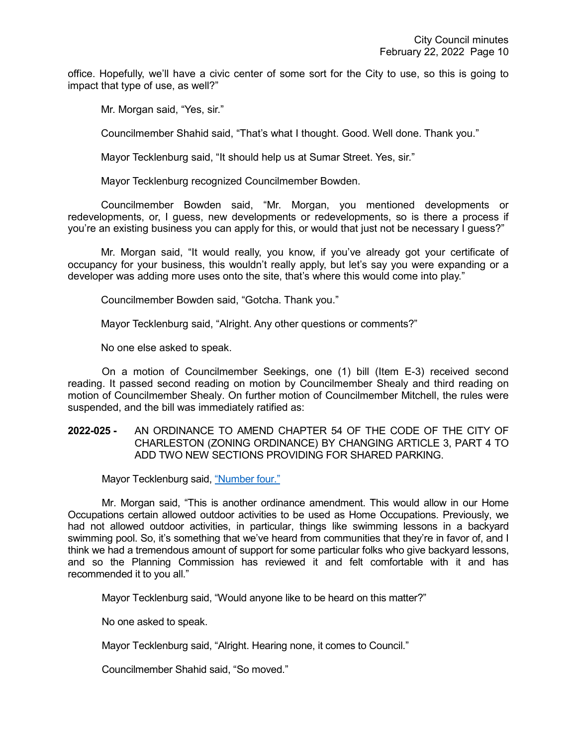office. Hopefully, we'll have a civic center of some sort for the City to use, so this is going to impact that type of use, as well?"

Mr. Morgan said, "Yes, sir."

Councilmember Shahid said, "That's what I thought. Good. Well done. Thank you."

Mayor Tecklenburg said, "It should help us at Sumar Street. Yes, sir."

Mayor Tecklenburg recognized Councilmember Bowden.

Councilmember Bowden said, "Mr. Morgan, you mentioned developments or redevelopments, or, I guess, new developments or redevelopments, so is there a process if you're an existing business you can apply for this, or would that just not be necessary I guess?"

Mr. Morgan said, "It would really, you know, if you've already got your certificate of occupancy for your business, this wouldn't really apply, but let's say you were expanding or a developer was adding more uses onto the site, that's where this would come into play."

Councilmember Bowden said, "Gotcha. Thank you."

Mayor Tecklenburg said, "Alright. Any other questions or comments?"

No one else asked to speak.

On a motion of Councilmember Seekings, one (1) bill (Item E-3) received second reading. It passed second reading on motion by Councilmember Shealy and third reading on motion of Councilmember Shealy. On further motion of Councilmember Mitchell, the rules were suspended, and the bill was immediately ratified as:

**2022-025 -** AN ORDINANCE TO AMEND CHAPTER 54 OF THE CODE OF THE CITY OF CHARLESTON (ZONING ORDINANCE) BY CHANGING ARTICLE 3, PART 4 TO ADD TWO NEW SECTIONS PROVIDING FOR SHARED PARKING.

Mayor Tecklenburg said, "Number four."

Mr. Morgan said, "This is another ordinance amendment. This would allow in our Home Occupations certain allowed outdoor activities to be used as Home Occupations. Previously, we had not allowed outdoor activities, in particular, things like swimming lessons in a backyard swimming pool. So, it's something that we've heard from communities that they're in favor of, and I think we had a tremendous amount of support for some particular folks who give backyard lessons, and so the Planning Commission has reviewed it and felt comfortable with it and has recommended it to you all."

Mayor Tecklenburg said, "Would anyone like to be heard on this matter?"

No one asked to speak.

Mayor Tecklenburg said, "Alright. Hearing none, it comes to Council."

Councilmember Shahid said, "So moved."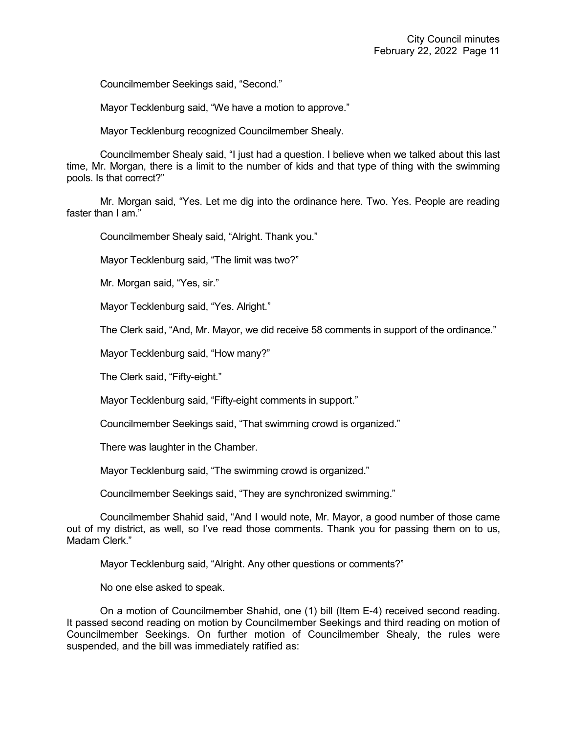Councilmember Seekings said, “Second.”

Mayor Tecklenburg said, “We have a motion to approve.”

Mayor Tecklenburg recognized Councilmember Shealy.

Councilmember Shealy said, “I just had a question. I believe when we talked about this last time, Mr. Morgan, there is a limit to the number of kids and that type of thing with the swimming pools. Is that correct?”

Mr. Morgan said, “Yes. Let me dig into the ordinance here. Two. Yes. People are reading faster than I am.”

Councilmember Shealy said, “Alright. Thank you.”

Mayor Tecklenburg said, “The limit was two?”

Mr. Morgan said, “Yes, sir.”

Mayor Tecklenburg said, “Yes. Alright.”

The Clerk said, “And, Mr. Mayor, we did receive 58 comments in support of the ordinance.”

Mayor Tecklenburg said, “How many?”

The Clerk said, “Fifty-eight.”

Mayor Tecklenburg said, “Fifty-eight comments in support.”

Councilmember Seekings said, “That swimming crowd is organized.”

There was laughter in the Chamber.

Mayor Tecklenburg said, “The swimming crowd is organized.”

Councilmember Seekings said, “They are synchronized swimming.”

Councilmember Shahid said, “And I would note, Mr. Mayor, a good number of those came out of my district, as well, so I’ve read those comments. Thank you for passing them on to us, Madam Clerk.”

Mayor Tecklenburg said, “Alright. Any other questions or comments?”

No one else asked to speak.

On a motion of Councilmember Shahid, one (1) bill (Item E-4) received second reading. It passed second reading on motion by Councilmember Seekings and third reading on motion of Councilmember Seekings. On further motion of Councilmember Shealy, the rules were suspended, and the bill was immediately ratified as: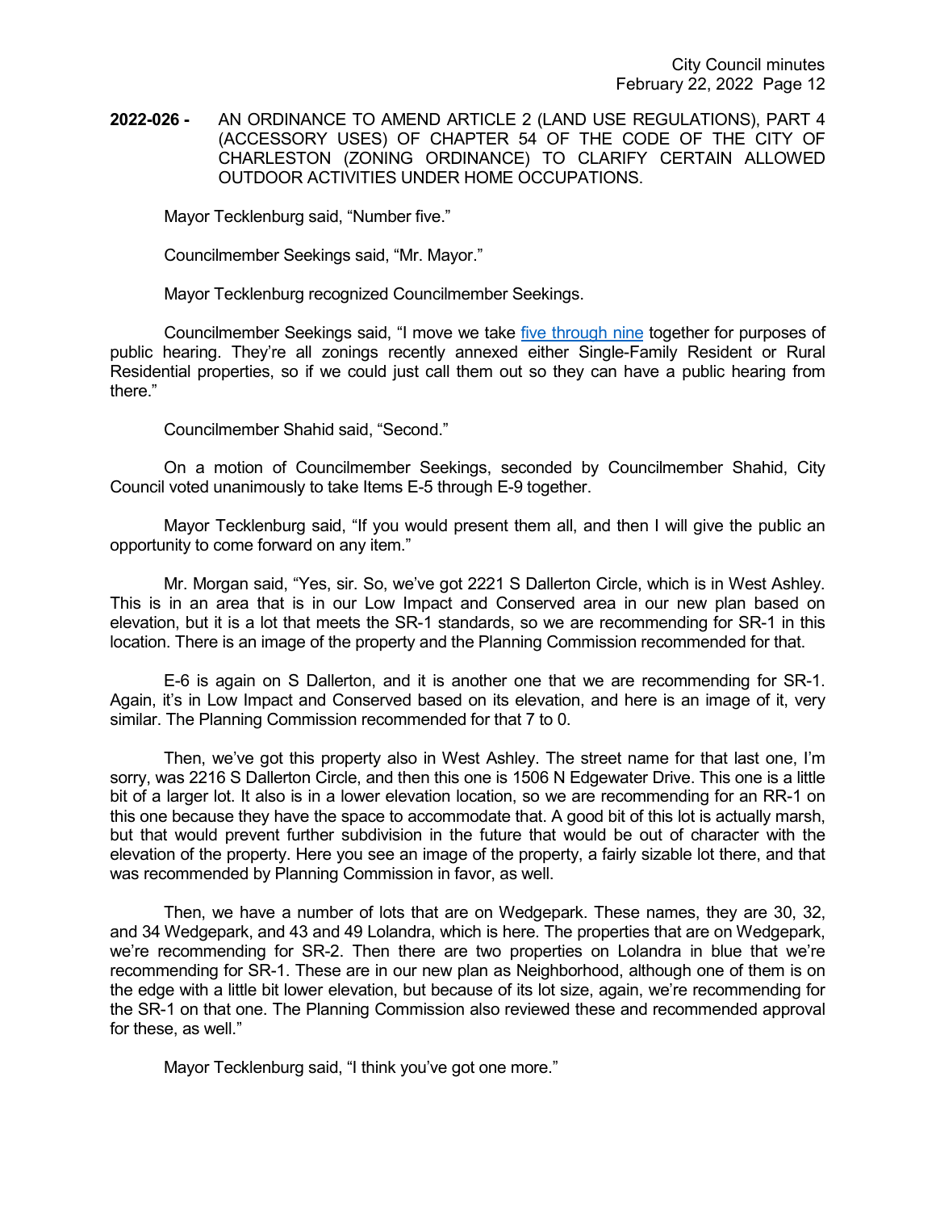**2022-026 -** AN ORDINANCE TO AMEND ARTICLE 2 (LAND USE REGULATIONS), PART 4 (ACCESSORY USES) OF CHAPTER 54 OF THE CODE OF THE CITY OF CHARLESTON (ZONING ORDINANCE) TO CLARIFY CERTAIN ALLOWED OUTDOOR ACTIVITIES UNDER HOME OCCUPATIONS.

Mayor Tecklenburg said, "Number five."

Councilmember Seekings said, "Mr. Mayor."

Mayor Tecklenburg recognized Councilmember Seekings.

Councilmember Seekings said, "I move we take five through nine together for purposes of public hearing. They're all zonings recently annexed either Single-Family Resident or Rural Residential properties, so if we could just call them out so they can have a public hearing from there."

Councilmember Shahid said, "Second."

On a motion of Councilmember Seekings, seconded by Councilmember Shahid, City Council voted unanimously to take Items E-5 through E-9 together.

Mayor Tecklenburg said, "If you would present them all, and then I will give the public an opportunity to come forward on any item."

Mr. Morgan said, "Yes, sir. So, we've got 2221 S Dallerton Circle, which is in West Ashley. This is in an area that is in our Low Impact and Conserved area in our new plan based on elevation, but it is a lot that meets the SR-1 standards, so we are recommending for SR-1 in this location. There is an image of the property and the Planning Commission recommended for that.

E-6 is again on S Dallerton, and it is another one that we are recommending for SR-1. Again, it's in Low Impact and Conserved based on its elevation, and here is an image of it, very similar. The Planning Commission recommended for that 7 to 0.

Then, we've got this property also in West Ashley. The street name for that last one, I'm sorry, was 2216 S Dallerton Circle, and then this one is 1506 N Edgewater Drive. This one is a little bit of a larger lot. It also is in a lower elevation location, so we are recommending for an RR-1 on this one because they have the space to accommodate that. A good bit of this lot is actually marsh, but that would prevent further subdivision in the future that would be out of character with the elevation of the property. Here you see an image of the property, a fairly sizable lot there, and that was recommended by Planning Commission in favor, as well.

Then, we have a number of lots that are on Wedgepark. These names, they are 30, 32, and 34 Wedgepark, and 43 and 49 Lolandra, which is here. The properties that are on Wedgepark, we're recommending for SR-2. Then there are two properties on Lolandra in blue that we're recommending for SR-1. These are in our new plan as Neighborhood, although one of them is on the edge with a little bit lower elevation, but because of its lot size, again, we're recommending for the SR-1 on that one. The Planning Commission also reviewed these and recommended approval for these, as well."

Mayor Tecklenburg said, "I think you've got one more."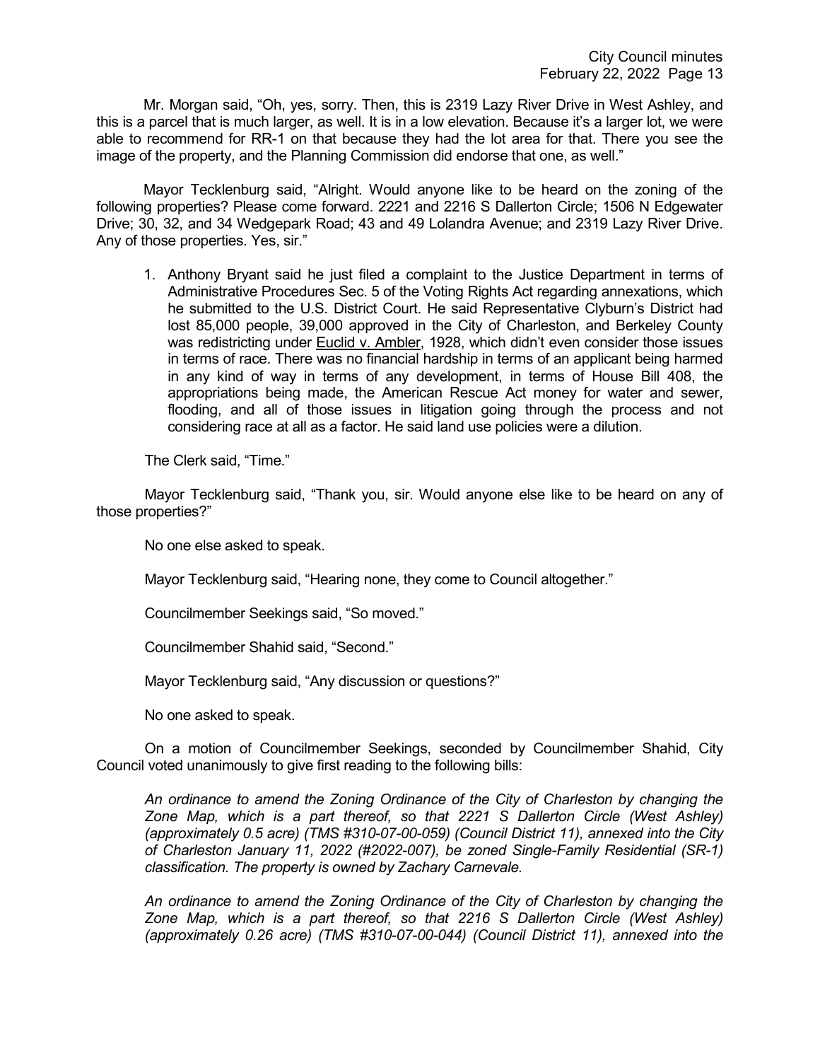Mr. Morgan said, "Oh, yes, sorry. Then, this is 2319 Lazy River Drive in West Ashley, and this is a parcel that is much larger, as well. It is in a low elevation. Because it's a larger lot, we were able to recommend for RR-1 on that because they had the lot area for that. There you see the image of the property, and the Planning Commission did endorse that one, as well."

Mayor Tecklenburg said, "Alright. Would anyone like to be heard on the zoning of the following properties? Please come forward. 2221 and 2216 S Dallerton Circle; 1506 N Edgewater Drive; 30, 32, and 34 Wedgepark Road; 43 and 49 Lolandra Avenue; and 2319 Lazy River Drive. Any of those properties. Yes, sir."

1. Anthony Bryant said he just filed a complaint to the Justice Department in terms of Administrative Procedures Sec. 5 of the Voting Rights Act regarding annexations, which he submitted to the U.S. District Court. He said Representative Clyburn's District had lost 85,000 people, 39,000 approved in the City of Charleston, and Berkeley County was redistricting under Euclid v. Ambler, 1928, which didn't even consider those issues in terms of race. There was no financial hardship in terms of an applicant being harmed in any kind of way in terms of any development, in terms of House Bill 408, the appropriations being made, the American Rescue Act money for water and sewer, flooding, and all of those issues in litigation going through the process and not considering race at all as a factor. He said land use policies were a dilution.

The Clerk said, "Time."

Mayor Tecklenburg said, "Thank you, sir. Would anyone else like to be heard on any of those properties?"

No one else asked to speak.

Mayor Tecklenburg said, "Hearing none, they come to Council altogether."

Councilmember Seekings said, "So moved."

Councilmember Shahid said, "Second."

Mayor Tecklenburg said, "Any discussion or questions?"

No one asked to speak.

On a motion of Councilmember Seekings, seconded by Councilmember Shahid, City Council voted unanimously to give first reading to the following bills:

*An ordinance to amend the Zoning Ordinance of the City of Charleston by changing the Zone Map, which is a part thereof, so that 2221 S Dallerton Circle (West Ashley) (approximately 0.5 acre) (TMS #310-07-00-059) (Council District 11), annexed into the City of Charleston January 11, 2022 (#2022-007), be zoned Single-Family Residential (SR-1) classification. The property is owned by Zachary Carnevale.*

*An ordinance to amend the Zoning Ordinance of the City of Charleston by changing the Zone Map, which is a part thereof, so that 2216 S Dallerton Circle (West Ashley) (approximately 0.26 acre) (TMS #310-07-00-044) (Council District 11), annexed into the*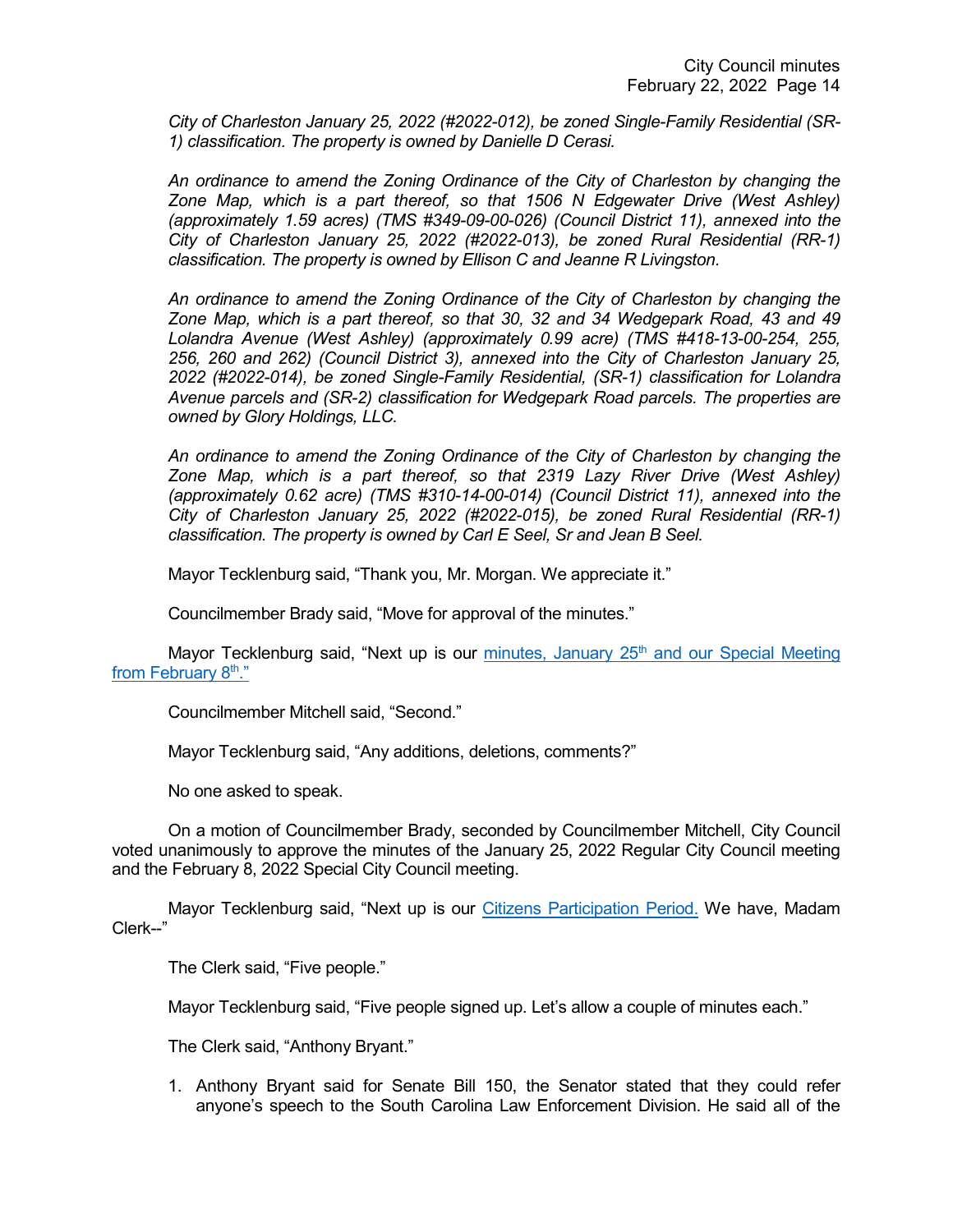*City of Charleston January 25, 2022 (#2022-012), be zoned Single-Family Residential (SR-1) classification. The property is owned by Danielle D Cerasi.*

*An ordinance to amend the Zoning Ordinance of the City of Charleston by changing the Zone Map, which is a part thereof, so that 1506 N Edgewater Drive (West Ashley) (approximately 1.59 acres) (TMS #349-09-00-026) (Council District 11), annexed into the City of Charleston January 25, 2022 (#2022-013), be zoned Rural Residential (RR-1) classification. The property is owned by Ellison C and Jeanne R Livingston.*

*An ordinance to amend the Zoning Ordinance of the City of Charleston by changing the Zone Map, which is a part thereof, so that 30, 32 and 34 Wedgepark Road, 43 and 49 Lolandra Avenue (West Ashley) (approximately 0.99 acre) (TMS #418-13-00-254, 255, 256, 260 and 262) (Council District 3), annexed into the City of Charleston January 25, 2022 (#2022-014), be zoned Single-Family Residential, (SR-1) classification for Lolandra Avenue parcels and (SR-2) classification for Wedgepark Road parcels. The properties are owned by Glory Holdings, LLC.*

*An ordinance to amend the Zoning Ordinance of the City of Charleston by changing the Zone Map, which is a part thereof, so that 2319 Lazy River Drive (West Ashley) (approximately 0.62 acre) (TMS #310-14-00-014) (Council District 11), annexed into the City of Charleston January 25, 2022 (#2022-015), be zoned Rural Residential (RR-1) classification. The property is owned by Carl E Seel, Sr and Jean B Seel.*

Mayor Tecklenburg said, "Thank you, Mr. Morgan. We appreciate it."

Councilmember Brady said, "Move for approval of the minutes."

Mayor Tecklenburg said, "Next up is our minutes, January 25th and our Special Meeting from February 8th."

Councilmember Mitchell said, "Second."

Mayor Tecklenburg said, "Any additions, deletions, comments?"

No one asked to speak.

On a motion of Councilmember Brady, seconded by Councilmember Mitchell, City Council voted unanimously to approve the minutes of the January 25, 2022 Regular City Council meeting and the February 8, 2022 Special City Council meeting.

Mayor Tecklenburg said, "Next up is our Citizens Participation Period. We have, Madam Clerk--"

The Clerk said, "Five people."

Mayor Tecklenburg said, "Five people signed up. Let's allow a couple of minutes each."

The Clerk said, "Anthony Bryant."

1. Anthony Bryant said for Senate Bill 150, the Senator stated that they could refer anyone's speech to the South Carolina Law Enforcement Division. He said all of the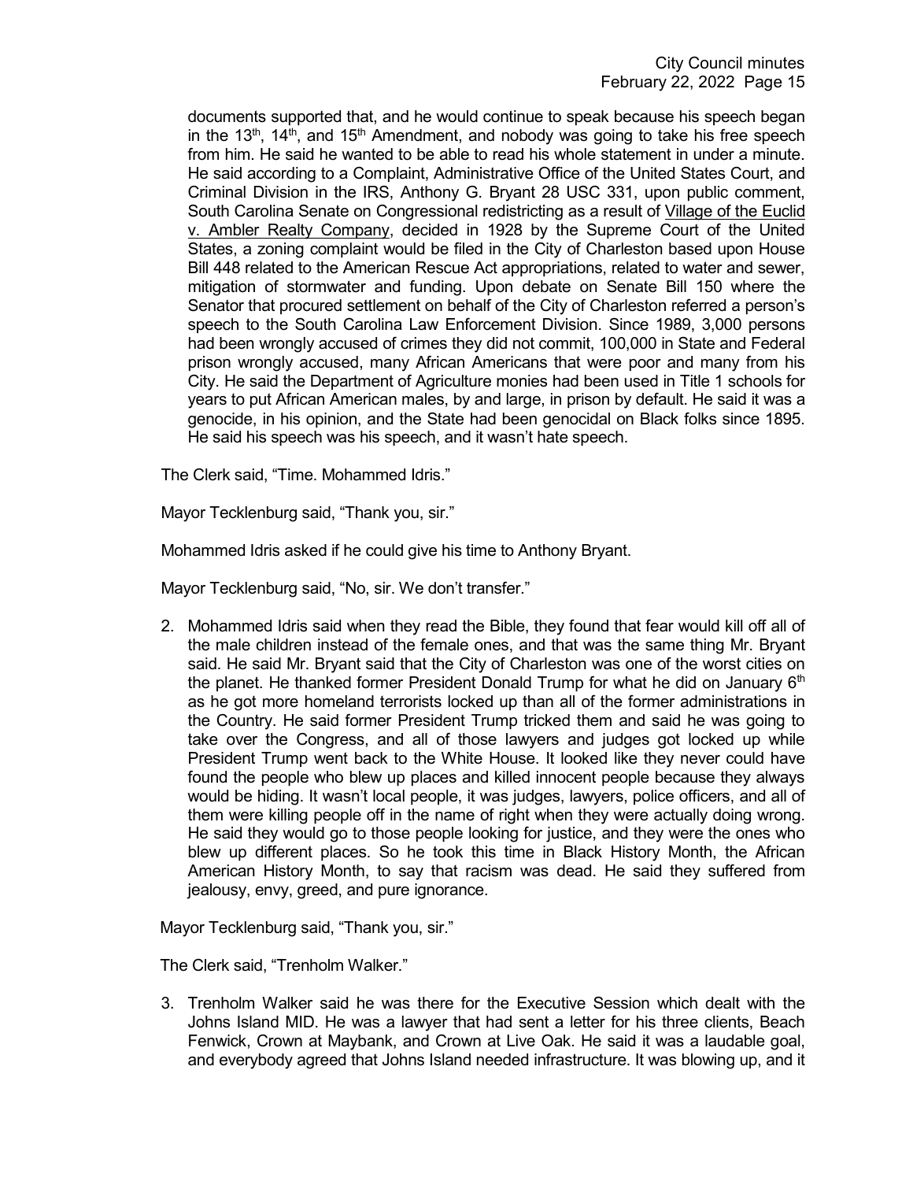documents supported that, and he would continue to speak because his speech began in the 13th, 14th, and 15th Amendment, and nobody was going to take his free speech from him. He said he wanted to be able to read his whole statement in under a minute. He said according to a Complaint, Administrative Office of the United States Court, and Criminal Division in the IRS, Anthony G. Bryant 28 USC 331, upon public comment, South Carolina Senate on Congressional redistricting as a result of Village of the Euclid v. Ambler Realty Company, decided in 1928 by the Supreme Court of the United States, a zoning complaint would be filed in the City of Charleston based upon House Bill 448 related to the American Rescue Act appropriations, related to water and sewer, mitigation of stormwater and funding. Upon debate on Senate Bill 150 where the Senator that procured settlement on behalf of the City of Charleston referred a person's speech to the South Carolina Law Enforcement Division. Since 1989, 3,000 persons had been wrongly accused of crimes they did not commit, 100,000 in State and Federal prison wrongly accused, many African Americans that were poor and many from his City. He said the Department of Agriculture monies had been used in Title 1 schools for years to put African American males, by and large, in prison by default. He said it was a genocide, in his opinion, and the State had been genocidal on Black folks since 1895. He said his speech was his speech, and it wasn't hate speech.

The Clerk said, "Time. Mohammed Idris."

Mayor Tecklenburg said, "Thank you, sir."

Mohammed Idris asked if he could give his time to Anthony Bryant.

Mayor Tecklenburg said, "No, sir. We don't transfer."

2. Mohammed Idris said when they read the Bible, they found that fear would kill off all of the male children instead of the female ones, and that was the same thing Mr. Bryant said. He said Mr. Bryant said that the City of Charleston was one of the worst cities on the planet. He thanked former President Donald Trump for what he did on January 6th as he got more homeland terrorists locked up than all of the former administrations in the Country. He said former President Trump tricked them and said he was going to take over the Congress, and all of those lawyers and judges got locked up while President Trump went back to the White House. It looked like they never could have found the people who blew up places and killed innocent people because they always would be hiding. It wasn't local people, it was judges, lawyers, police officers, and all of them were killing people off in the name of right when they were actually doing wrong. He said they would go to those people looking for justice, and they were the ones who blew up different places. So he took this time in Black History Month, the African American History Month, to say that racism was dead. He said they suffered from jealousy, envy, greed, and pure ignorance.

Mayor Tecklenburg said, "Thank you, sir."

The Clerk said, "Trenholm Walker."

3. Trenholm Walker said he was there for the Executive Session which dealt with the Johns Island MID. He was a lawyer that had sent a letter for his three clients, Beach Fenwick, Crown at Maybank, and Crown at Live Oak. He said it was a laudable goal, and everybody agreed that Johns Island needed infrastructure. It was blowing up, and it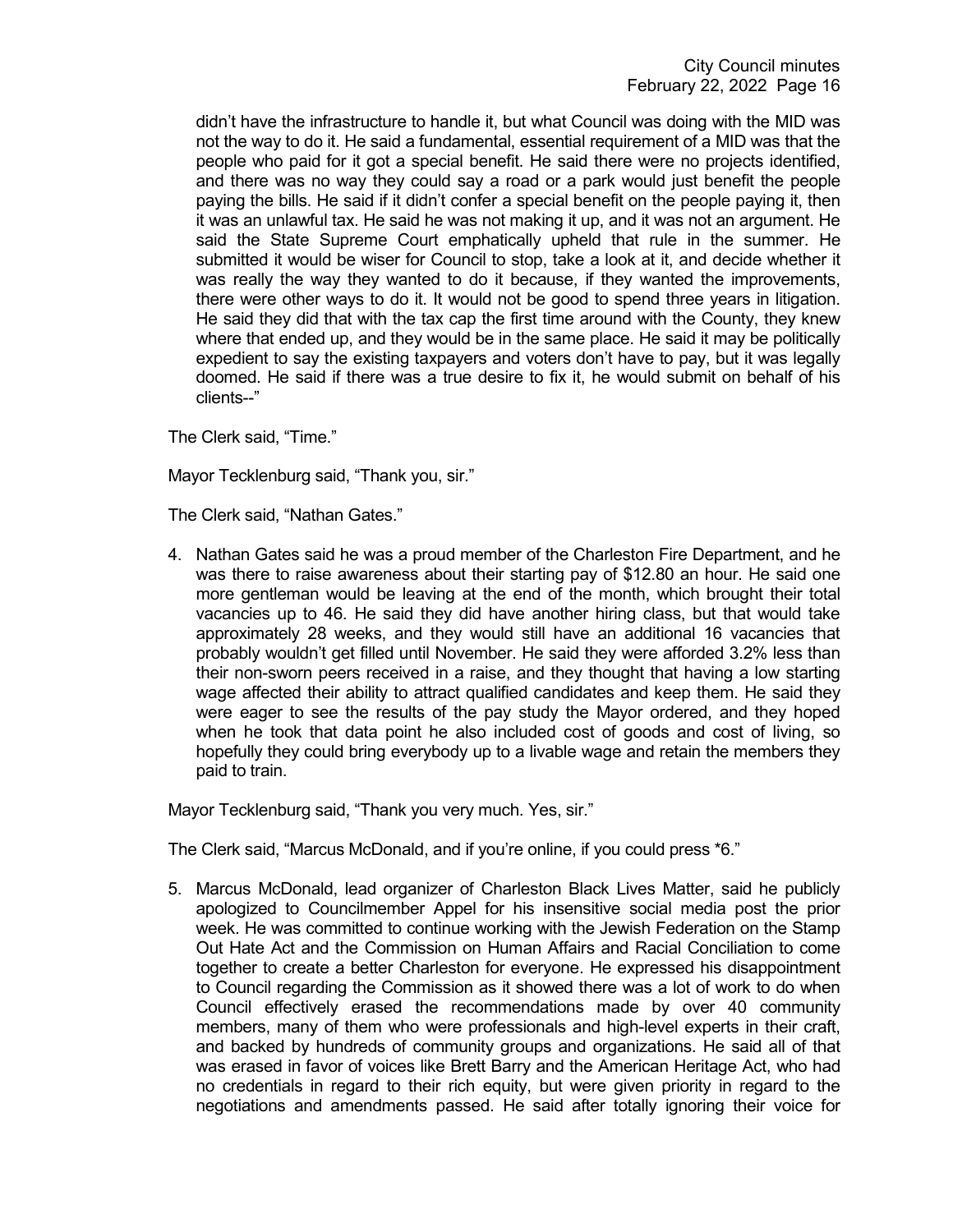didn't have the infrastructure to handle it, but what Council was doing with the MID was not the way to do it. He said a fundamental, essential requirement of a MID was that the people who paid for it got a special benefit. He said there were no projects identified, and there was no way they could say a road or a park would just benefit the people paying the bills. He said if it didn't confer a special benefit on the people paying it, then it was an unlawful tax. He said he was not making it up, and it was not an argument. He said the State Supreme Court emphatically upheld that rule in the summer. He submitted it would be wiser for Council to stop, take a look at it, and decide whether it was really the way they wanted to do it because, if they wanted the improvements, there were other ways to do it. It would not be good to spend three years in litigation. He said they did that with the tax cap the first time around with the County, they knew where that ended up, and they would be in the same place. He said it may be politically expedient to say the existing taxpayers and voters don't have to pay, but it was legally doomed. He said if there was a true desire to fix it, he would submit on behalf of his clients--"

The Clerk said, "Time."

Mayor Tecklenburg said, "Thank you, sir."

The Clerk said, "Nathan Gates."

4. Nathan Gates said he was a proud member of the Charleston Fire Department, and he was there to raise awareness about their starting pay of $12.80 an hour. He said one more gentleman would be leaving at the end of the month, which brought their total vacancies up to 46. He said they did have another hiring class, but that would take approximately 28 weeks, and they would still have an additional 16 vacancies that probably wouldn't get filled until November. He said they were afforded 3.2% less than their non-sworn peers received in a raise, and they thought that having a low starting wage affected their ability to attract qualified candidates and keep them. He said they were eager to see the results of the pay study the Mayor ordered, and they hoped when he took that data point he also included cost of goods and cost of living, so hopefully they could bring everybody up to a livable wage and retain the members they paid to train.

Mayor Tecklenburg said, "Thank you very much. Yes, sir."

The Clerk said, "Marcus McDonald, and if you're online, if you could press *6."

5. Marcus McDonald, lead organizer of Charleston Black Lives Matter, said he publicly apologized to Councilmember Appel for his insensitive social media post the prior week. He was committed to continue working with the Jewish Federation on the Stamp Out Hate Act and the Commission on Human Affairs and Racial Conciliation to come together to create a better Charleston for everyone. He expressed his disappointment to Council regarding the Commission as it showed there was a lot of work to do when Council effectively erased the recommendations made by over 40 community members, many of them who were professionals and high-level experts in their craft, and backed by hundreds of community groups and organizations. He said all of that was erased in favor of voices like Brett Barry and the American Heritage Act, who had no credentials in regard to their rich equity, but were given priority in regard to the negotiations and amendments passed. He said after totally ignoring their voice for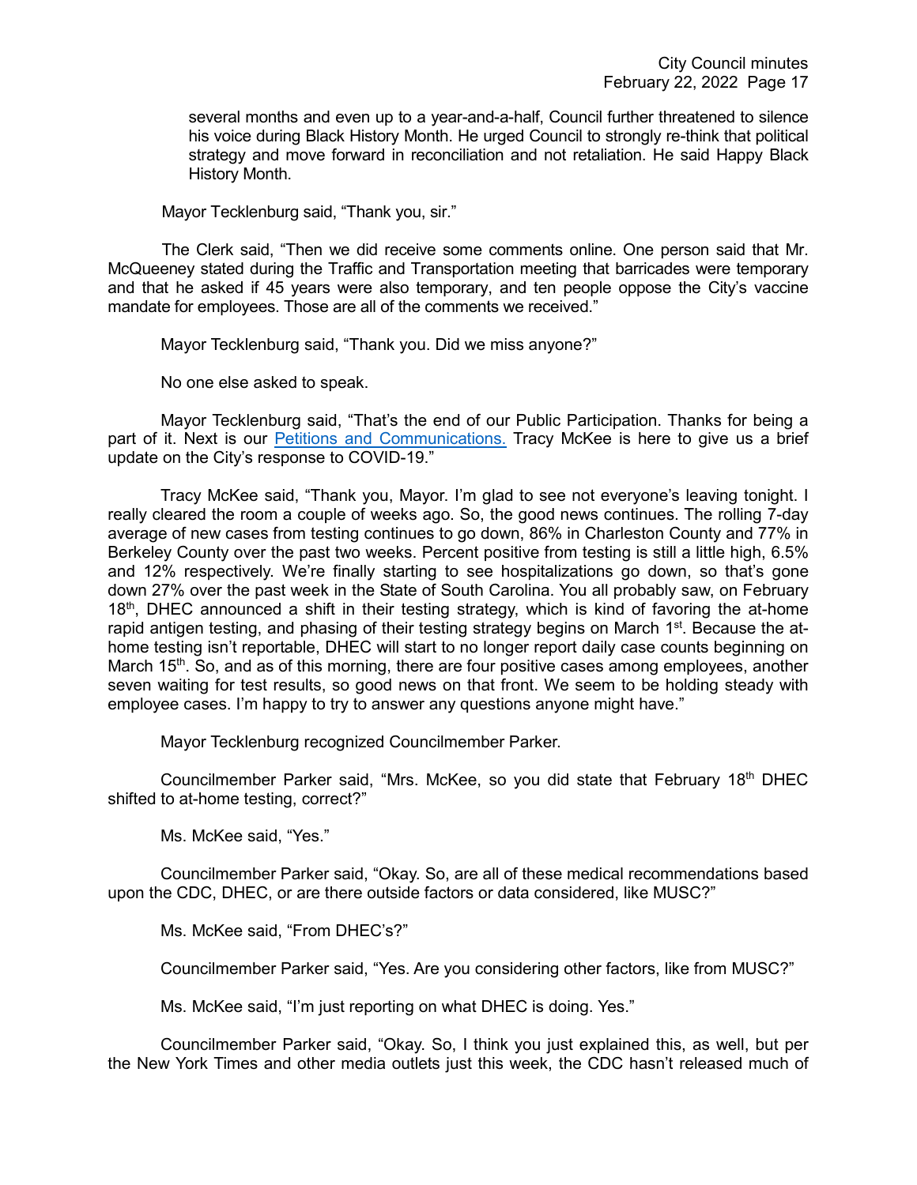several months and even up to a year-and-a-half, Council further threatened to silence his voice during Black History Month. He urged Council to strongly re-think that political strategy and move forward in reconciliation and not retaliation. He said Happy Black History Month.

Mayor Tecklenburg said, "Thank you, sir."

The Clerk said, "Then we did receive some comments online. One person said that Mr. McQueeney stated during the Traffic and Transportation meeting that barricades were temporary and that he asked if 45 years were also temporary, and ten people oppose the City's vaccine mandate for employees. Those are all of the comments we received."

Mayor Tecklenburg said, "Thank you. Did we miss anyone?"

No one else asked to speak.

Mayor Tecklenburg said, "That's the end of our Public Participation. Thanks for being a part of it. Next is our Petitions and Communications. Tracy McKee is here to give us a brief update on the City's response to COVID-19."

Tracy McKee said, "Thank you, Mayor. I'm glad to see not everyone's leaving tonight. I really cleared the room a couple of weeks ago. So, the good news continues. The rolling 7-day average of new cases from testing continues to go down, 86% in Charleston County and 77% in Berkeley County over the past two weeks. Percent positive from testing is still a little high, 6.5% and 12% respectively. We're finally starting to see hospitalizations go down, so that's gone down 27% over the past week in the State of South Carolina. You all probably saw, on February 18th, DHEC announced a shift in their testing strategy, which is kind of favoring the at-home rapid antigen testing, and phasing of their testing strategy begins on March 1st. Because the at-home testing isn't reportable, DHEC will start to no longer report daily case counts beginning on March 15th. So, and as of this morning, there are four positive cases among employees, another seven waiting for test results, so good news on that front. We seem to be holding steady with employee cases. I'm happy to try to answer any questions anyone might have."

Mayor Tecklenburg recognized Councilmember Parker.

Councilmember Parker said, "Mrs. McKee, so you did state that February 18th DHEC shifted to at-home testing, correct?"

Ms. McKee said, "Yes."

Councilmember Parker said, "Okay. So, are all of these medical recommendations based upon the CDC, DHEC, or are there outside factors or data considered, like MUSC?"

Ms. McKee said, "From DHEC's?"

Councilmember Parker said, "Yes. Are you considering other factors, like from MUSC?"

Ms. McKee said, "I'm just reporting on what DHEC is doing. Yes."

Councilmember Parker said, "Okay. So, I think you just explained this, as well, but per the New York Times and other media outlets just this week, the CDC hasn't released much of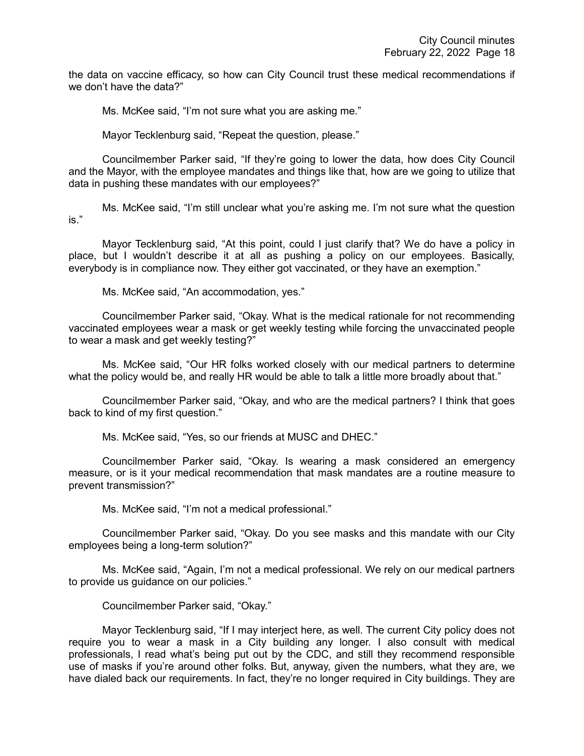the data on vaccine efficacy, so how can City Council trust these medical recommendations if we don't have the data?"

Ms. McKee said, "I'm not sure what you are asking me."

Mayor Tecklenburg said, "Repeat the question, please."

Councilmember Parker said, "If they're going to lower the data, how does City Council and the Mayor, with the employee mandates and things like that, how are we going to utilize that data in pushing these mandates with our employees?"

Ms. McKee said, "I'm still unclear what you're asking me. I'm not sure what the question is."

Mayor Tecklenburg said, "At this point, could I just clarify that? We do have a policy in place, but I wouldn't describe it at all as pushing a policy on our employees. Basically, everybody is in compliance now. They either got vaccinated, or they have an exemption."

Ms. McKee said, "An accommodation, yes."

Councilmember Parker said, "Okay. What is the medical rationale for not recommending vaccinated employees wear a mask or get weekly testing while forcing the unvaccinated people to wear a mask and get weekly testing?"

Ms. McKee said, "Our HR folks worked closely with our medical partners to determine what the policy would be, and really HR would be able to talk a little more broadly about that."

Councilmember Parker said, "Okay, and who are the medical partners? I think that goes back to kind of my first question."

Ms. McKee said, "Yes, so our friends at MUSC and DHEC."

Councilmember Parker said, "Okay. Is wearing a mask considered an emergency measure, or is it your medical recommendation that mask mandates are a routine measure to prevent transmission?"

Ms. McKee said, "I'm not a medical professional."

Councilmember Parker said, "Okay. Do you see masks and this mandate with our City employees being a long-term solution?"

Ms. McKee said, "Again, I'm not a medical professional. We rely on our medical partners to provide us guidance on our policies."

Councilmember Parker said, "Okay."

Mayor Tecklenburg said, "If I may interject here, as well. The current City policy does not require you to wear a mask in a City building any longer. I also consult with medical professionals, I read what's being put out by the CDC, and still they recommend responsible use of masks if you're around other folks. But, anyway, given the numbers, what they are, we have dialed back our requirements. In fact, they're no longer required in City buildings. They are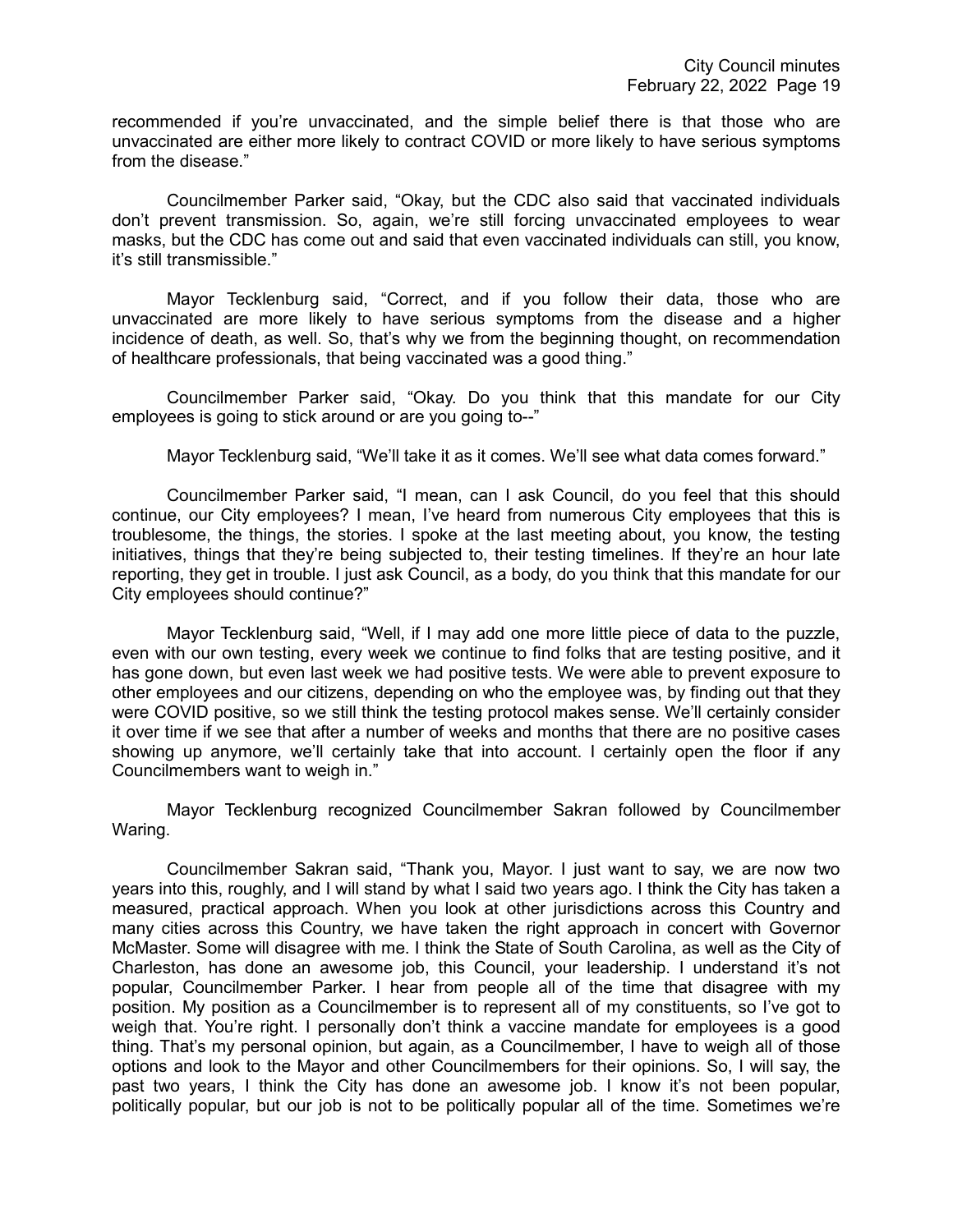recommended if you're unvaccinated, and the simple belief there is that those who are unvaccinated are either more likely to contract COVID or more likely to have serious symptoms from the disease."

Councilmember Parker said, "Okay, but the CDC also said that vaccinated individuals don't prevent transmission. So, again, we're still forcing unvaccinated employees to wear masks, but the CDC has come out and said that even vaccinated individuals can still, you know, it's still transmissible."

Mayor Tecklenburg said, "Correct, and if you follow their data, those who are unvaccinated are more likely to have serious symptoms from the disease and a higher incidence of death, as well. So, that's why we from the beginning thought, on recommendation of healthcare professionals, that being vaccinated was a good thing."

Councilmember Parker said, "Okay. Do you think that this mandate for our City employees is going to stick around or are you going to--"

Mayor Tecklenburg said, "We'll take it as it comes. We'll see what data comes forward."

Councilmember Parker said, "I mean, can I ask Council, do you feel that this should continue, our City employees? I mean, I've heard from numerous City employees that this is troublesome, the things, the stories. I spoke at the last meeting about, you know, the testing initiatives, things that they're being subjected to, their testing timelines. If they're an hour late reporting, they get in trouble. I just ask Council, as a body, do you think that this mandate for our City employees should continue?"

Mayor Tecklenburg said, "Well, if I may add one more little piece of data to the puzzle, even with our own testing, every week we continue to find folks that are testing positive, and it has gone down, but even last week we had positive tests. We were able to prevent exposure to other employees and our citizens, depending on who the employee was, by finding out that they were COVID positive, so we still think the testing protocol makes sense. We'll certainly consider it over time if we see that after a number of weeks and months that there are no positive cases showing up anymore, we'll certainly take that into account. I certainly open the floor if any Councilmembers want to weigh in."

Mayor Tecklenburg recognized Councilmember Sakran followed by Councilmember Waring.

Councilmember Sakran said, "Thank you, Mayor. I just want to say, we are now two years into this, roughly, and I will stand by what I said two years ago. I think the City has taken a measured, practical approach. When you look at other jurisdictions across this Country and many cities across this Country, we have taken the right approach in concert with Governor McMaster. Some will disagree with me. I think the State of South Carolina, as well as the City of Charleston, has done an awesome job, this Council, your leadership. I understand it's not popular, Councilmember Parker. I hear from people all of the time that disagree with my position. My position as a Councilmember is to represent all of my constituents, so I've got to weigh that. You're right. I personally don't think a vaccine mandate for employees is a good thing. That's my personal opinion, but again, as a Councilmember, I have to weigh all of those options and look to the Mayor and other Councilmembers for their opinions. So, I will say, the past two years, I think the City has done an awesome job. I know it's not been popular, politically popular, but our job is not to be politically popular all of the time. Sometimes we're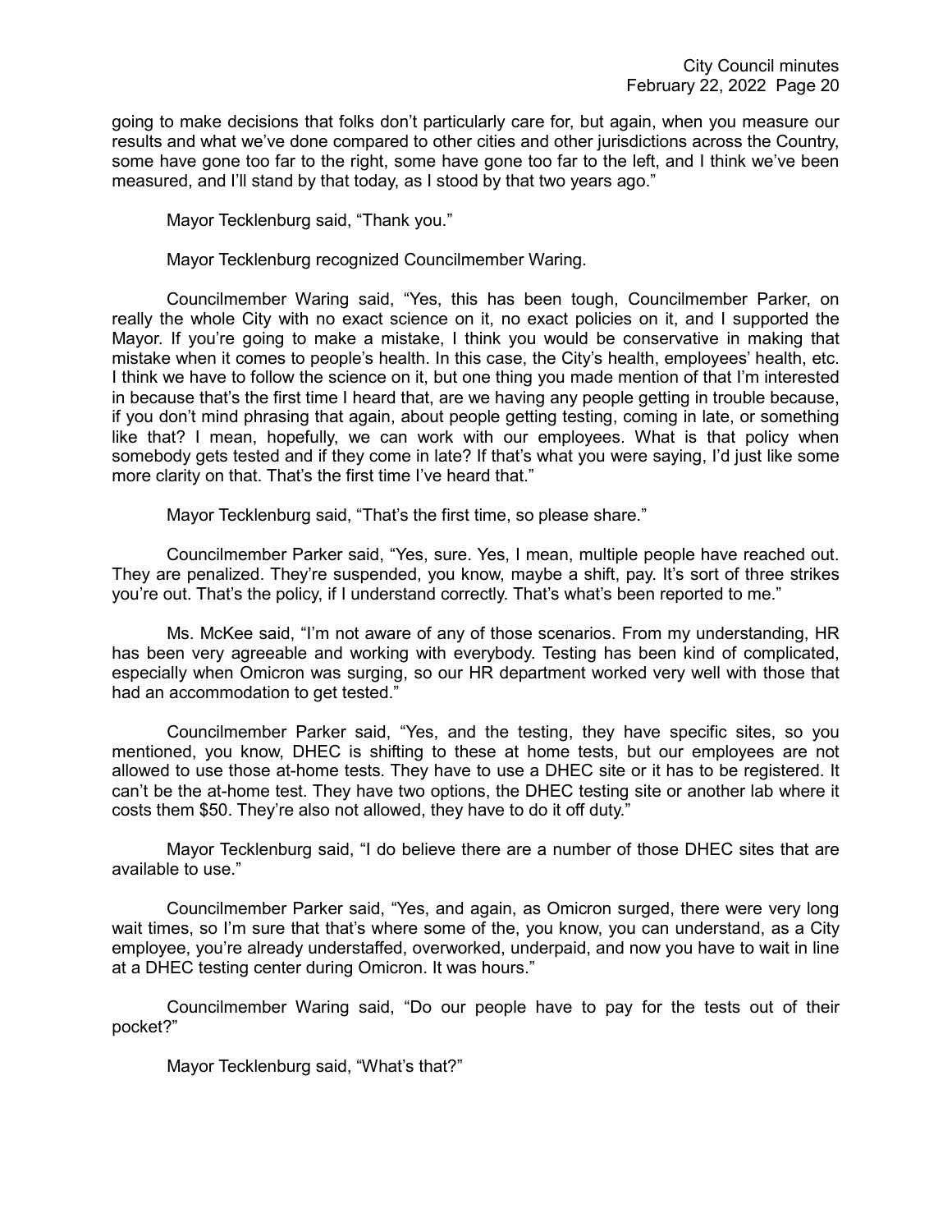going to make decisions that folks don't particularly care for, but again, when you measure our results and what we've done compared to other cities and other jurisdictions across the Country, some have gone too far to the right, some have gone too far to the left, and I think we've been measured, and I'll stand by that today, as I stood by that two years ago."

Mayor Tecklenburg said, "Thank you."

Mayor Tecklenburg recognized Councilmember Waring.

Councilmember Waring said, "Yes, this has been tough, Councilmember Parker, on really the whole City with no exact science on it, no exact policies on it, and I supported the Mayor. If you're going to make a mistake, I think you would be conservative in making that mistake when it comes to people's health. In this case, the City's health, employees' health, etc. I think we have to follow the science on it, but one thing you made mention of that I'm interested in because that's the first time I heard that, are we having any people getting in trouble because, if you don't mind phrasing that again, about people getting testing, coming in late, or something like that? I mean, hopefully, we can work with our employees. What is that policy when somebody gets tested and if they come in late? If that's what you were saying, I'd just like some more clarity on that. That's the first time I've heard that."

Mayor Tecklenburg said, "That's the first time, so please share."

Councilmember Parker said, "Yes, sure. Yes, I mean, multiple people have reached out. They are penalized. They're suspended, you know, maybe a shift, pay. It's sort of three strikes you're out. That's the policy, if I understand correctly. That's what's been reported to me."

Ms. McKee said, "I'm not aware of any of those scenarios. From my understanding, HR has been very agreeable and working with everybody. Testing has been kind of complicated, especially when Omicron was surging, so our HR department worked very well with those that had an accommodation to get tested."

Councilmember Parker said, "Yes, and the testing, they have specific sites, so you mentioned, you know, DHEC is shifting to these at home tests, but our employees are not allowed to use those at-home tests. They have to use a DHEC site or it has to be registered. It can't be the at-home test. They have two options, the DHEC testing site or another lab where it costs them $50. They're also not allowed, they have to do it off duty."

Mayor Tecklenburg said, "I do believe there are a number of those DHEC sites that are available to use."

Councilmember Parker said, "Yes, and again, as Omicron surged, there were very long wait times, so I'm sure that that's where some of the, you know, you can understand, as a City employee, you're already understaffed, overworked, underpaid, and now you have to wait in line at a DHEC testing center during Omicron. It was hours."

Councilmember Waring said, "Do our people have to pay for the tests out of their pocket?"

Mayor Tecklenburg said, "What's that?"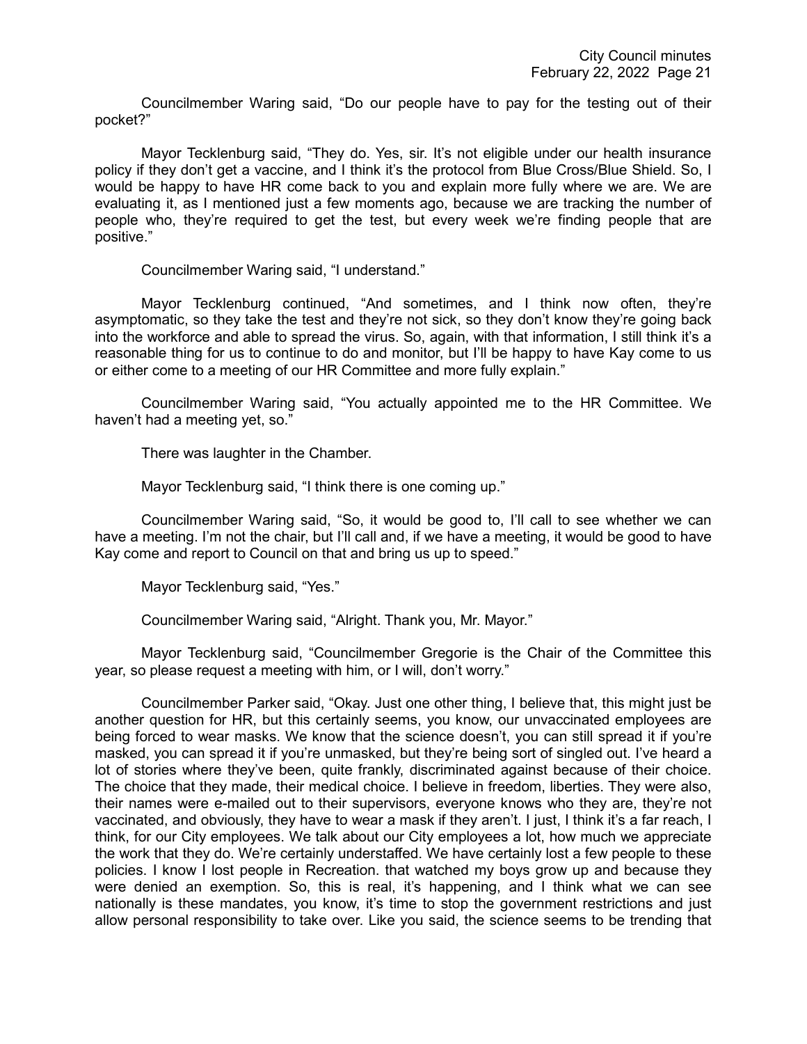Councilmember Waring said, "Do our people have to pay for the testing out of their pocket?"

Mayor Tecklenburg said, "They do. Yes, sir. It's not eligible under our health insurance policy if they don't get a vaccine, and I think it's the protocol from Blue Cross/Blue Shield. So, I would be happy to have HR come back to you and explain more fully where we are. We are evaluating it, as I mentioned just a few moments ago, because we are tracking the number of people who, they're required to get the test, but every week we're finding people that are positive."

Councilmember Waring said, "I understand."

Mayor Tecklenburg continued, "And sometimes, and I think now often, they're asymptomatic, so they take the test and they're not sick, so they don't know they're going back into the workforce and able to spread the virus. So, again, with that information, I still think it's a reasonable thing for us to continue to do and monitor, but I'll be happy to have Kay come to us or either come to a meeting of our HR Committee and more fully explain."

Councilmember Waring said, "You actually appointed me to the HR Committee. We haven't had a meeting yet, so."

There was laughter in the Chamber.

Mayor Tecklenburg said, "I think there is one coming up."

Councilmember Waring said, "So, it would be good to, I'll call to see whether we can have a meeting. I'm not the chair, but I'll call and, if we have a meeting, it would be good to have Kay come and report to Council on that and bring us up to speed."

Mayor Tecklenburg said, "Yes."

Councilmember Waring said, "Alright. Thank you, Mr. Mayor."

Mayor Tecklenburg said, "Councilmember Gregorie is the Chair of the Committee this year, so please request a meeting with him, or I will, don't worry."

Councilmember Parker said, "Okay. Just one other thing, I believe that, this might just be another question for HR, but this certainly seems, you know, our unvaccinated employees are being forced to wear masks. We know that the science doesn't, you can still spread it if you're masked, you can spread it if you're unmasked, but they're being sort of singled out. I've heard a lot of stories where they've been, quite frankly, discriminated against because of their choice. The choice that they made, their medical choice. I believe in freedom, liberties. They were also, their names were e-mailed out to their supervisors, everyone knows who they are, they're not vaccinated, and obviously, they have to wear a mask if they aren't. I just, I think it's a far reach, I think, for our City employees. We talk about our City employees a lot, how much we appreciate the work that they do. We're certainly understaffed. We have certainly lost a few people to these policies. I know I lost people in Recreation. that watched my boys grow up and because they were denied an exemption. So, this is real, it's happening, and I think what we can see nationally is these mandates, you know, it's time to stop the government restrictions and just allow personal responsibility to take over. Like you said, the science seems to be trending that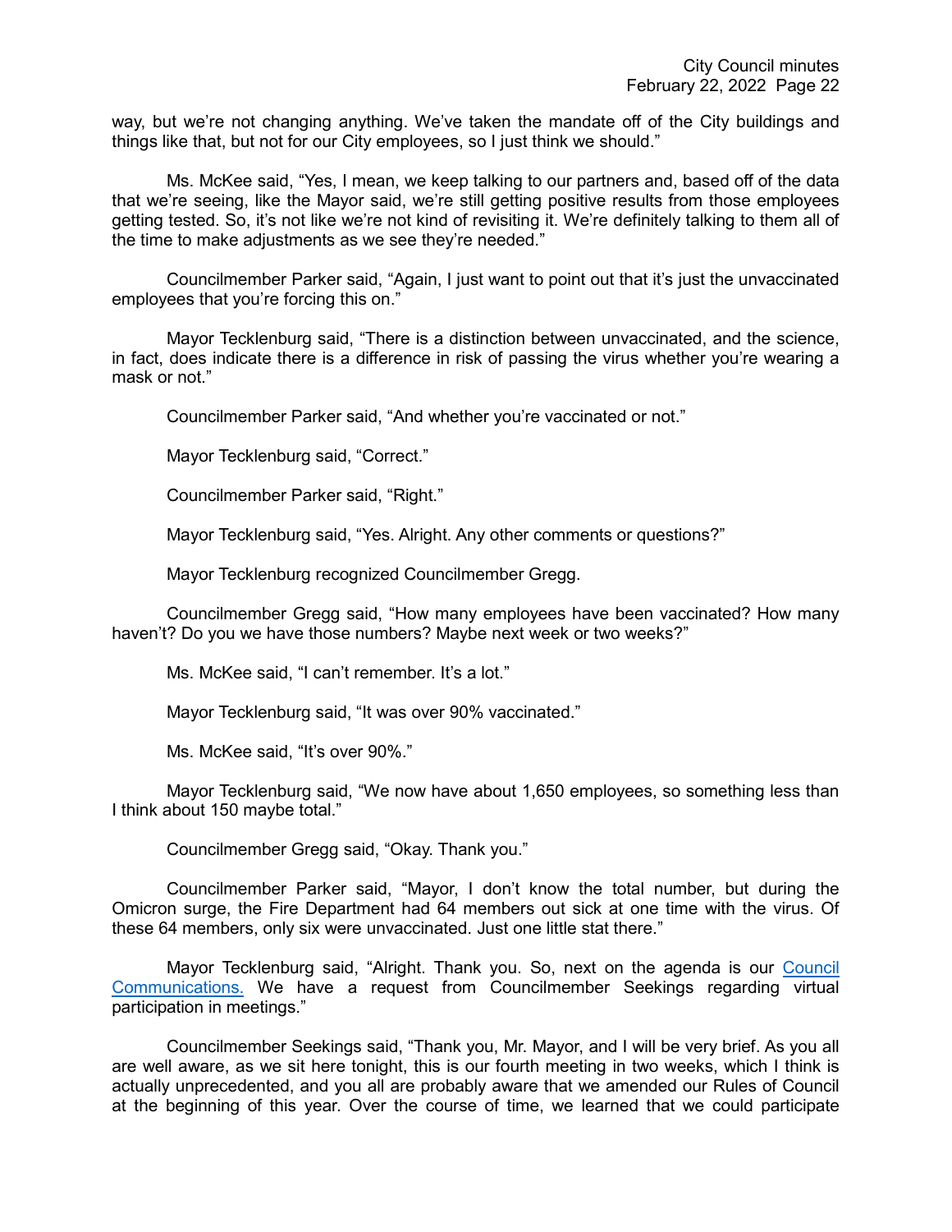way, but we're not changing anything. We've taken the mandate off of the City buildings and things like that, but not for our City employees, so I just think we should."

Ms. McKee said, "Yes, I mean, we keep talking to our partners and, based off of the data that we're seeing, like the Mayor said, we're still getting positive results from those employees getting tested. So, it's not like we're not kind of revisiting it. We're definitely talking to them all of the time to make adjustments as we see they're needed."

Councilmember Parker said, "Again, I just want to point out that it's just the unvaccinated employees that you're forcing this on."

Mayor Tecklenburg said, "There is a distinction between unvaccinated, and the science, in fact, does indicate there is a difference in risk of passing the virus whether you're wearing a mask or not."

Councilmember Parker said, "And whether you're vaccinated or not."

Mayor Tecklenburg said, "Correct."

Councilmember Parker said, "Right."

Mayor Tecklenburg said, "Yes. Alright. Any other comments or questions?"

Mayor Tecklenburg recognized Councilmember Gregg.

Councilmember Gregg said, "How many employees have been vaccinated? How many haven't? Do you we have those numbers? Maybe next week or two weeks?"

Ms. McKee said, "I can't remember. It's a lot."

Mayor Tecklenburg said, "It was over 90% vaccinated."

Ms. McKee said, "It's over 90%."

Mayor Tecklenburg said, "We now have about 1,650 employees, so something less than I think about 150 maybe total."

Councilmember Gregg said, "Okay. Thank you."

Councilmember Parker said, "Mayor, I don't know the total number, but during the Omicron surge, the Fire Department had 64 members out sick at one time with the virus. Of these 64 members, only six were unvaccinated. Just one little stat there."

Mayor Tecklenburg said, "Alright. Thank you. So, next on the agenda is our Council Communications. We have a request from Councilmember Seekings regarding virtual participation in meetings."

Councilmember Seekings said, "Thank you, Mr. Mayor, and I will be very brief. As you all are well aware, as we sit here tonight, this is our fourth meeting in two weeks, which I think is actually unprecedented, and you all are probably aware that we amended our Rules of Council at the beginning of this year. Over the course of time, we learned that we could participate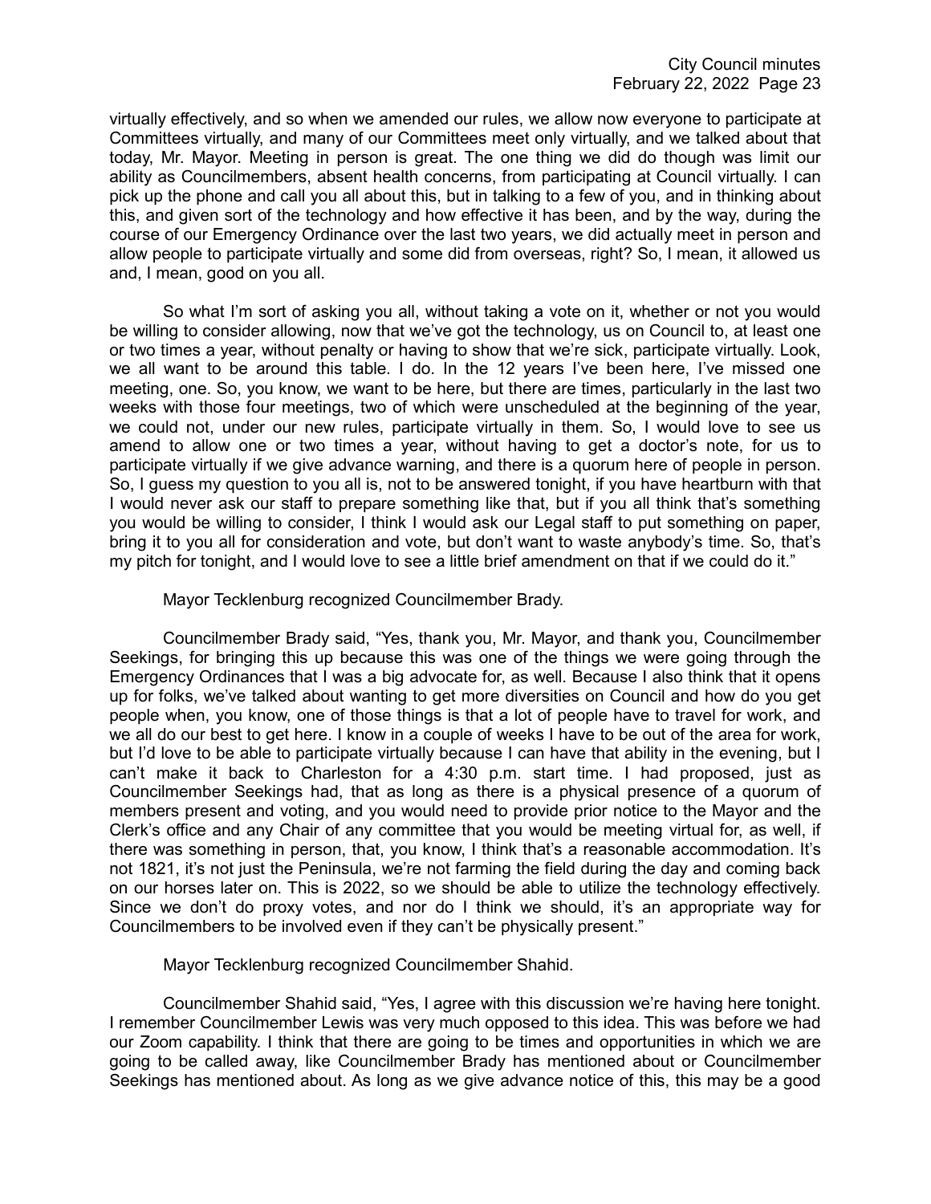virtually effectively, and so when we amended our rules, we allow now everyone to participate at Committees virtually, and many of our Committees meet only virtually, and we talked about that today, Mr. Mayor. Meeting in person is great. The one thing we did do though was limit our ability as Councilmembers, absent health concerns, from participating at Council virtually. I can pick up the phone and call you all about this, but in talking to a few of you, and in thinking about this, and given sort of the technology and how effective it has been, and by the way, during the course of our Emergency Ordinance over the last two years, we did actually meet in person and allow people to participate virtually and some did from overseas, right? So, I mean, it allowed us and, I mean, good on you all.

So what I'm sort of asking you all, without taking a vote on it, whether or not you would be willing to consider allowing, now that we've got the technology, us on Council to, at least one or two times a year, without penalty or having to show that we're sick, participate virtually. Look, we all want to be around this table. I do. In the 12 years I've been here, I've missed one meeting, one. So, you know, we want to be here, but there are times, particularly in the last two weeks with those four meetings, two of which were unscheduled at the beginning of the year, we could not, under our new rules, participate virtually in them. So, I would love to see us amend to allow one or two times a year, without having to get a doctor's note, for us to participate virtually if we give advance warning, and there is a quorum here of people in person. So, I guess my question to you all is, not to be answered tonight, if you have heartburn with that I would never ask our staff to prepare something like that, but if you all think that's something you would be willing to consider, I think I would ask our Legal staff to put something on paper, bring it to you all for consideration and vote, but don't want to waste anybody's time. So, that's my pitch for tonight, and I would love to see a little brief amendment on that if we could do it."

Mayor Tecklenburg recognized Councilmember Brady.

Councilmember Brady said, "Yes, thank you, Mr. Mayor, and thank you, Councilmember Seekings, for bringing this up because this was one of the things we were going through the Emergency Ordinances that I was a big advocate for, as well. Because I also think that it opens up for folks, we've talked about wanting to get more diversities on Council and how do you get people when, you know, one of those things is that a lot of people have to travel for work, and we all do our best to get here. I know in a couple of weeks I have to be out of the area for work, but I'd love to be able to participate virtually because I can have that ability in the evening, but I can't make it back to Charleston for a 4:30 p.m. start time. I had proposed, just as Councilmember Seekings had, that as long as there is a physical presence of a quorum of members present and voting, and you would need to provide prior notice to the Mayor and the Clerk's office and any Chair of any committee that you would be meeting virtual for, as well, if there was something in person, that, you know, I think that's a reasonable accommodation. It's not 1821, it's not just the Peninsula, we're not farming the field during the day and coming back on our horses later on. This is 2022, so we should be able to utilize the technology effectively. Since we don't do proxy votes, and nor do I think we should, it's an appropriate way for Councilmembers to be involved even if they can't be physically present."

Mayor Tecklenburg recognized Councilmember Shahid.

Councilmember Shahid said, "Yes, I agree with this discussion we're having here tonight. I remember Councilmember Lewis was very much opposed to this idea. This was before we had our Zoom capability. I think that there are going to be times and opportunities in which we are going to be called away, like Councilmember Brady has mentioned about or Councilmember Seekings has mentioned about. As long as we give advance notice of this, this may be a good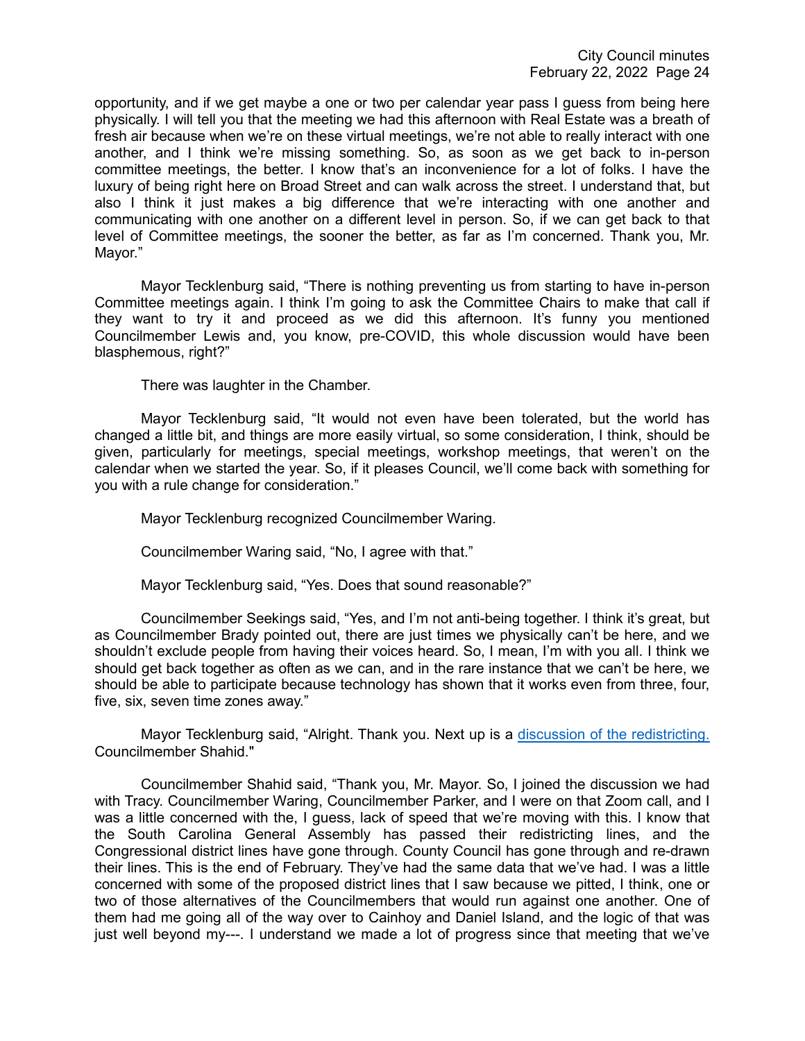opportunity, and if we get maybe a one or two per calendar year pass I guess from being here physically. I will tell you that the meeting we had this afternoon with Real Estate was a breath of fresh air because when we're on these virtual meetings, we're not able to really interact with one another, and I think we're missing something. So, as soon as we get back to in-person committee meetings, the better. I know that's an inconvenience for a lot of folks. I have the luxury of being right here on Broad Street and can walk across the street. I understand that, but also I think it just makes a big difference that we're interacting with one another and communicating with one another on a different level in person. So, if we can get back to that level of Committee meetings, the sooner the better, as far as I'm concerned. Thank you, Mr. Mayor."

Mayor Tecklenburg said, "There is nothing preventing us from starting to have in-person Committee meetings again. I think I'm going to ask the Committee Chairs to make that call if they want to try it and proceed as we did this afternoon. It's funny you mentioned Councilmember Lewis and, you know, pre-COVID, this whole discussion would have been blasphemous, right?"

There was laughter in the Chamber.

Mayor Tecklenburg said, "It would not even have been tolerated, but the world has changed a little bit, and things are more easily virtual, so some consideration, I think, should be given, particularly for meetings, special meetings, workshop meetings, that weren't on the calendar when we started the year. So, if it pleases Council, we'll come back with something for you with a rule change for consideration."

Mayor Tecklenburg recognized Councilmember Waring.

Councilmember Waring said, "No, I agree with that."

Mayor Tecklenburg said, "Yes. Does that sound reasonable?"

Councilmember Seekings said, "Yes, and I'm not anti-being together. I think it's great, but as Councilmember Brady pointed out, there are just times we physically can't be here, and we shouldn't exclude people from having their voices heard. So, I mean, I'm with you all. I think we should get back together as often as we can, and in the rare instance that we can't be here, we should be able to participate because technology has shown that it works even from three, four, five, six, seven time zones away."

Mayor Tecklenburg said, "Alright. Thank you. Next up is a discussion of the redistricting. Councilmember Shahid."

Councilmember Shahid said, "Thank you, Mr. Mayor. So, I joined the discussion we had with Tracy. Councilmember Waring, Councilmember Parker, and I were on that Zoom call, and I was a little concerned with the, I guess, lack of speed that we're moving with this. I know that the South Carolina General Assembly has passed their redistricting lines, and the Congressional district lines have gone through. County Council has gone through and re-drawn their lines. This is the end of February. They've had the same data that we've had. I was a little concerned with some of the proposed district lines that I saw because we pitted, I think, one or two of those alternatives of the Councilmembers that would run against one another. One of them had me going all of the way over to Cainhoy and Daniel Island, and the logic of that was just well beyond my---. I understand we made a lot of progress since that meeting that we've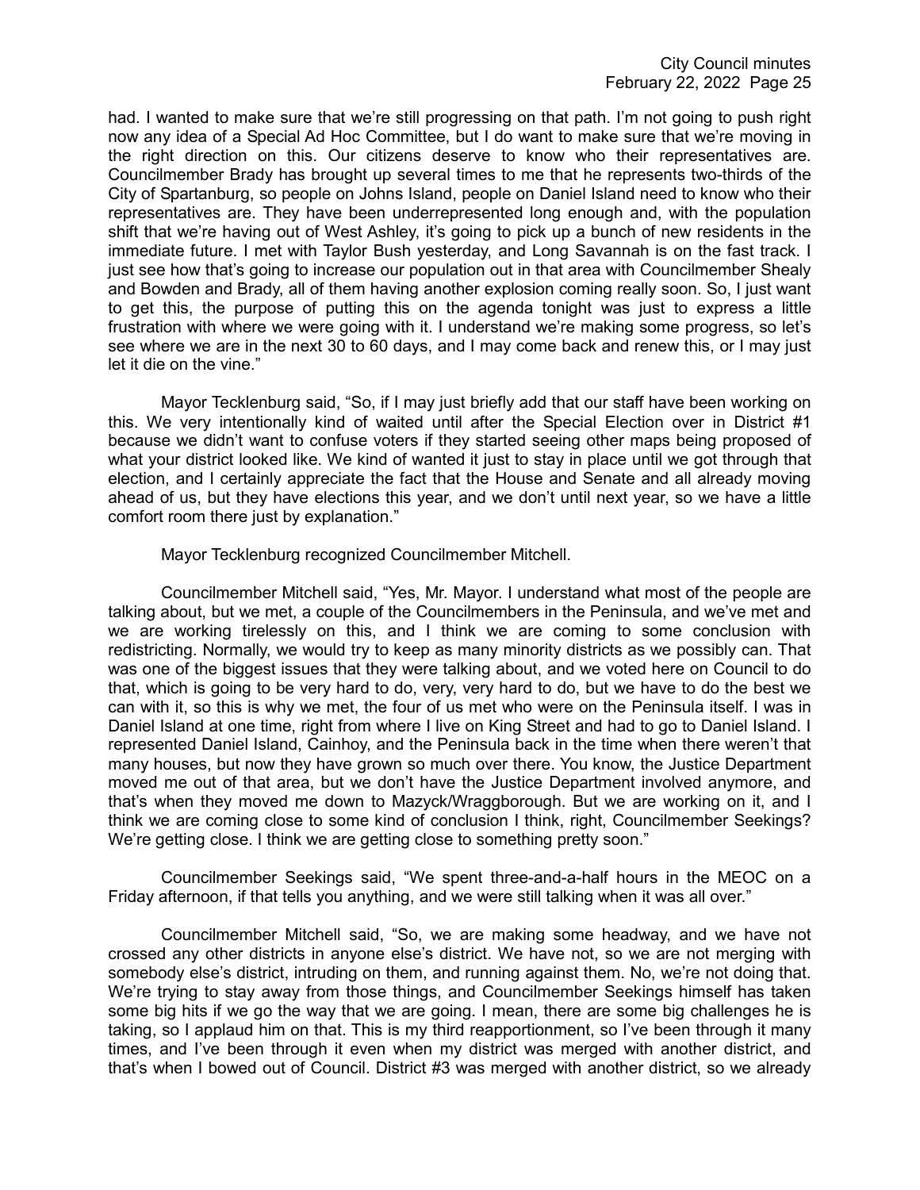had. I wanted to make sure that we're still progressing on that path. I'm not going to push right now any idea of a Special Ad Hoc Committee, but I do want to make sure that we're moving in the right direction on this. Our citizens deserve to know who their representatives are. Councilmember Brady has brought up several times to me that he represents two-thirds of the City of Spartanburg, so people on Johns Island, people on Daniel Island need to know who their representatives are. They have been underrepresented long enough and, with the population shift that we're having out of West Ashley, it's going to pick up a bunch of new residents in the immediate future. I met with Taylor Bush yesterday, and Long Savannah is on the fast track. I just see how that's going to increase our population out in that area with Councilmember Shealy and Bowden and Brady, all of them having another explosion coming really soon. So, I just want to get this, the purpose of putting this on the agenda tonight was just to express a little frustration with where we were going with it. I understand we're making some progress, so let's see where we are in the next 30 to 60 days, and I may come back and renew this, or I may just let it die on the vine."

Mayor Tecklenburg said, "So, if I may just briefly add that our staff have been working on this. We very intentionally kind of waited until after the Special Election over in District #1 because we didn't want to confuse voters if they started seeing other maps being proposed of what your district looked like. We kind of wanted it just to stay in place until we got through that election, and I certainly appreciate the fact that the House and Senate and all already moving ahead of us, but they have elections this year, and we don't until next year, so we have a little comfort room there just by explanation."

Mayor Tecklenburg recognized Councilmember Mitchell.

Councilmember Mitchell said, "Yes, Mr. Mayor. I understand what most of the people are talking about, but we met, a couple of the Councilmembers in the Peninsula, and we've met and we are working tirelessly on this, and I think we are coming to some conclusion with redistricting. Normally, we would try to keep as many minority districts as we possibly can. That was one of the biggest issues that they were talking about, and we voted here on Council to do that, which is going to be very hard to do, very, very hard to do, but we have to do the best we can with it, so this is why we met, the four of us met who were on the Peninsula itself. I was in Daniel Island at one time, right from where I live on King Street and had to go to Daniel Island. I represented Daniel Island, Cainhoy, and the Peninsula back in the time when there weren't that many houses, but now they have grown so much over there. You know, the Justice Department moved me out of that area, but we don't have the Justice Department involved anymore, and that's when they moved me down to Mazyck/Wraggborough. But we are working on it, and I think we are coming close to some kind of conclusion I think, right, Councilmember Seekings? We're getting close. I think we are getting close to something pretty soon."

Councilmember Seekings said, "We spent three-and-a-half hours in the MEOC on a Friday afternoon, if that tells you anything, and we were still talking when it was all over."

Councilmember Mitchell said, "So, we are making some headway, and we have not crossed any other districts in anyone else's district. We have not, so we are not merging with somebody else's district, intruding on them, and running against them. No, we're not doing that. We're trying to stay away from those things, and Councilmember Seekings himself has taken some big hits if we go the way that we are going. I mean, there are some big challenges he is taking, so I applaud him on that. This is my third reapportionment, so I've been through it many times, and I've been through it even when my district was merged with another district, and that's when I bowed out of Council. District #3 was merged with another district, so we already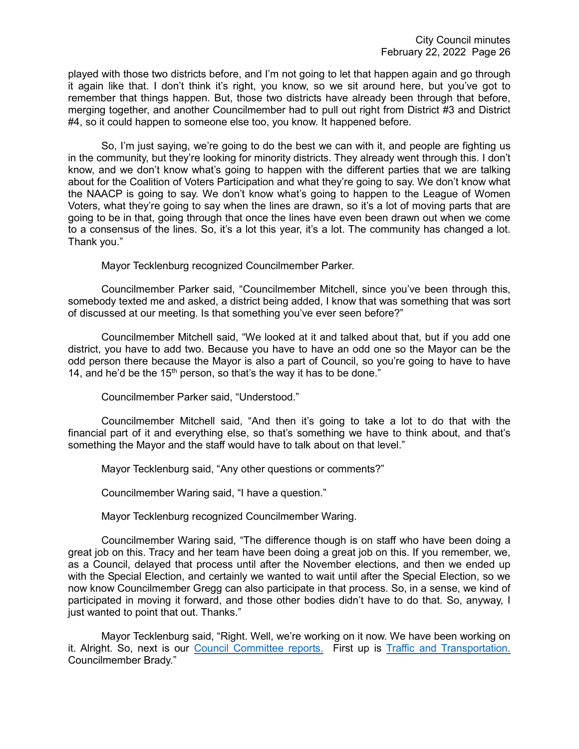played with those two districts before, and I'm not going to let that happen again and go through it again like that. I don't think it's right, you know, so we sit around here, but you've got to remember that things happen. But, those two districts have already been through that before, merging together, and another Councilmember had to pull out right from District #3 and District #4, so it could happen to someone else too, you know. It happened before.

So, I'm just saying, we're going to do the best we can with it, and people are fighting us in the community, but they're looking for minority districts. They already went through this. I don't know, and we don't know what's going to happen with the different parties that we are talking about for the Coalition of Voters Participation and what they're going to say. We don't know what the NAACP is going to say. We don't know what's going to happen to the League of Women Voters, what they're going to say when the lines are drawn, so it's a lot of moving parts that are going to be in that, going through that once the lines have even been drawn out when we come to a consensus of the lines. So, it's a lot this year, it's a lot. The community has changed a lot. Thank you."

Mayor Tecklenburg recognized Councilmember Parker.

Councilmember Parker said, "Councilmember Mitchell, since you've been through this, somebody texted me and asked, a district being added, I know that was something that was sort of discussed at our meeting. Is that something you've ever seen before?"

Councilmember Mitchell said, "We looked at it and talked about that, but if you add one district, you have to add two. Because you have to have an odd one so the Mayor can be the odd person there because the Mayor is also a part of Council, so you're going to have to have 14, and he'd be the 15th person, so that's the way it has to be done."

Councilmember Parker said, "Understood."

Councilmember Mitchell said, "And then it's going to take a lot to do that with the financial part of it and everything else, so that's something we have to think about, and that's something the Mayor and the staff would have to talk about on that level."

Mayor Tecklenburg said, "Any other questions or comments?"

Councilmember Waring said, "I have a question."

Mayor Tecklenburg recognized Councilmember Waring.

Councilmember Waring said, "The difference though is on staff who have been doing a great job on this. Tracy and her team have been doing a great job on this. If you remember, we, as a Council, delayed that process until after the November elections, and then we ended up with the Special Election, and certainly we wanted to wait until after the Special Election, so we now know Councilmember Gregg can also participate in that process. So, in a sense, we kind of participated in moving it forward, and those other bodies didn't have to do that. So, anyway, I just wanted to point that out. Thanks."

Mayor Tecklenburg said, "Right. Well, we're working on it now. We have been working on it. Alright. So, next is our Council Committee reports. First up is Traffic and Transportation. Councilmember Brady."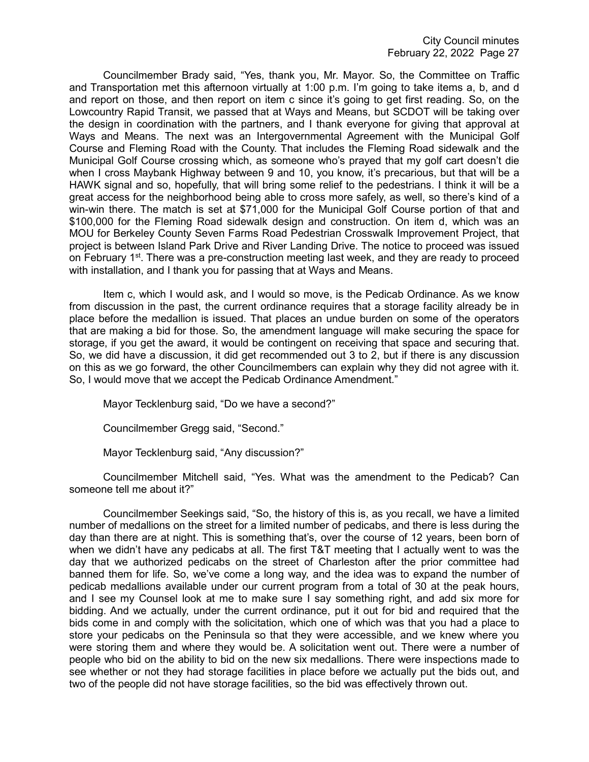Councilmember Brady said, “Yes, thank you, Mr. Mayor. So, the Committee on Traffic and Transportation met this afternoon virtually at 1:00 p.m. I’m going to take items a, b, and d and report on those, and then report on item c since it’s going to get first reading. So, on the Lowcountry Rapid Transit, we passed that at Ways and Means, but SCDOT will be taking over the design in coordination with the partners, and I thank everyone for giving that approval at Ways and Means. The next was an Intergovernmental Agreement with the Municipal Golf Course and Fleming Road with the County. That includes the Fleming Road sidewalk and the Municipal Golf Course crossing which, as someone who’s prayed that my golf cart doesn’t die when I cross Maybank Highway between 9 and 10, you know, it’s precarious, but that will be a HAWK signal and so, hopefully, that will bring some relief to the pedestrians. I think it will be a great access for the neighborhood being able to cross more safely, as well, so there’s kind of a win-win there. The match is set at $71,000 for the Municipal Golf Course portion of that and $100,000 for the Fleming Road sidewalk design and construction. On item d, which was an MOU for Berkeley County Seven Farms Road Pedestrian Crosswalk Improvement Project, that project is between Island Park Drive and River Landing Drive. The notice to proceed was issued on February 1st. There was a pre-construction meeting last week, and they are ready to proceed with installation, and I thank you for passing that at Ways and Means.

Item c, which I would ask, and I would so move, is the Pedicab Ordinance. As we know from discussion in the past, the current ordinance requires that a storage facility already be in place before the medallion is issued. That places an undue burden on some of the operators that are making a bid for those. So, the amendment language will make securing the space for storage, if you get the award, it would be contingent on receiving that space and securing that. So, we did have a discussion, it did get recommended out 3 to 2, but if there is any discussion on this as we go forward, the other Councilmembers can explain why they did not agree with it. So, I would move that we accept the Pedicab Ordinance Amendment.”

Mayor Tecklenburg said, “Do we have a second?”

Councilmember Gregg said, “Second.”

Mayor Tecklenburg said, “Any discussion?”

Councilmember Mitchell said, “Yes. What was the amendment to the Pedicab? Can someone tell me about it?”

Councilmember Seekings said, “So, the history of this is, as you recall, we have a limited number of medallions on the street for a limited number of pedicabs, and there is less during the day than there are at night. This is something that’s, over the course of 12 years, been born of when we didn’t have any pedicabs at all. The first T&T meeting that I actually went to was the day that we authorized pedicabs on the street of Charleston after the prior committee had banned them for life. So, we’ve come a long way, and the idea was to expand the number of pedicab medallions available under our current program from a total of 30 at the peak hours, and I see my Counsel look at me to make sure I say something right, and add six more for bidding. And we actually, under the current ordinance, put it out for bid and required that the bids come in and comply with the solicitation, which one of which was that you had a place to store your pedicabs on the Peninsula so that they were accessible, and we knew where you were storing them and where they would be. A solicitation went out. There were a number of people who bid on the ability to bid on the new six medallions. There were inspections made to see whether or not they had storage facilities in place before we actually put the bids out, and two of the people did not have storage facilities, so the bid was effectively thrown out.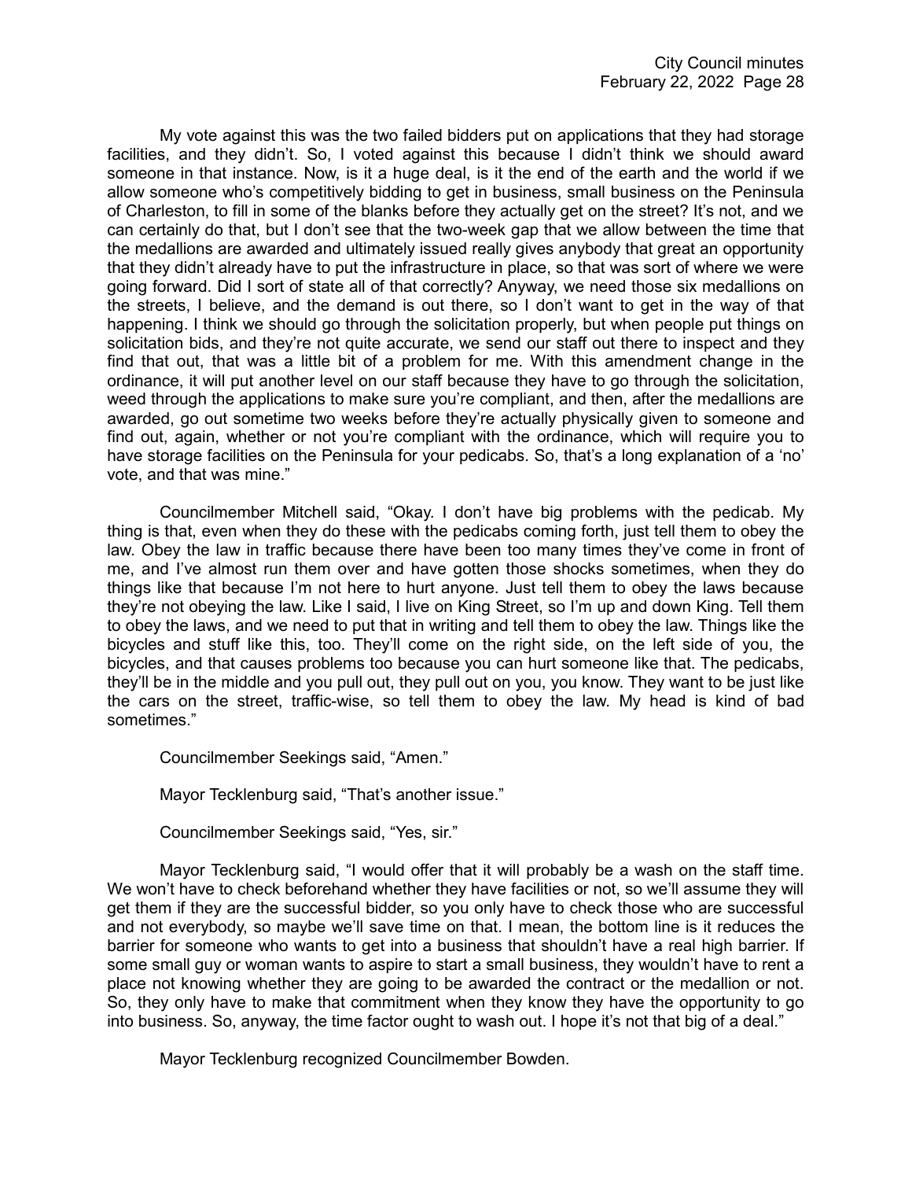My vote against this was the two failed bidders put on applications that they had storage facilities, and they didn't. So, I voted against this because I didn't think we should award someone in that instance. Now, is it a huge deal, is it the end of the earth and the world if we allow someone who's competitively bidding to get in business, small business on the Peninsula of Charleston, to fill in some of the blanks before they actually get on the street? It's not, and we can certainly do that, but I don't see that the two-week gap that we allow between the time that the medallions are awarded and ultimately issued really gives anybody that great an opportunity that they didn't already have to put the infrastructure in place, so that was sort of where we were going forward. Did I sort of state all of that correctly? Anyway, we need those six medallions on the streets, I believe, and the demand is out there, so I don't want to get in the way of that happening. I think we should go through the solicitation properly, but when people put things on solicitation bids, and they're not quite accurate, we send our staff out there to inspect and they find that out, that was a little bit of a problem for me. With this amendment change in the ordinance, it will put another level on our staff because they have to go through the solicitation, weed through the applications to make sure you're compliant, and then, after the medallions are awarded, go out sometime two weeks before they're actually physically given to someone and find out, again, whether or not you're compliant with the ordinance, which will require you to have storage facilities on the Peninsula for your pedicabs. So, that's a long explanation of a 'no' vote, and that was mine."

Councilmember Mitchell said, "Okay. I don't have big problems with the pedicab. My thing is that, even when they do these with the pedicabs coming forth, just tell them to obey the law. Obey the law in traffic because there have been too many times they've come in front of me, and I've almost run them over and have gotten those shocks sometimes, when they do things like that because I'm not here to hurt anyone. Just tell them to obey the laws because they're not obeying the law. Like I said, I live on King Street, so I'm up and down King. Tell them to obey the laws, and we need to put that in writing and tell them to obey the law. Things like the bicycles and stuff like this, too. They'll come on the right side, on the left side of you, the bicycles, and that causes problems too because you can hurt someone like that. The pedicabs, they'll be in the middle and you pull out, they pull out on you, you know. They want to be just like the cars on the street, traffic-wise, so tell them to obey the law. My head is kind of bad sometimes."

Councilmember Seekings said, "Amen."

Mayor Tecklenburg said, "That's another issue."

Councilmember Seekings said, "Yes, sir."

Mayor Tecklenburg said, "I would offer that it will probably be a wash on the staff time. We won't have to check beforehand whether they have facilities or not, so we'll assume they will get them if they are the successful bidder, so you only have to check those who are successful and not everybody, so maybe we'll save time on that. I mean, the bottom line is it reduces the barrier for someone who wants to get into a business that shouldn't have a real high barrier. If some small guy or woman wants to aspire to start a small business, they wouldn't have to rent a place not knowing whether they are going to be awarded the contract or the medallion or not. So, they only have to make that commitment when they know they have the opportunity to go into business. So, anyway, the time factor ought to wash out. I hope it's not that big of a deal."

Mayor Tecklenburg recognized Councilmember Bowden.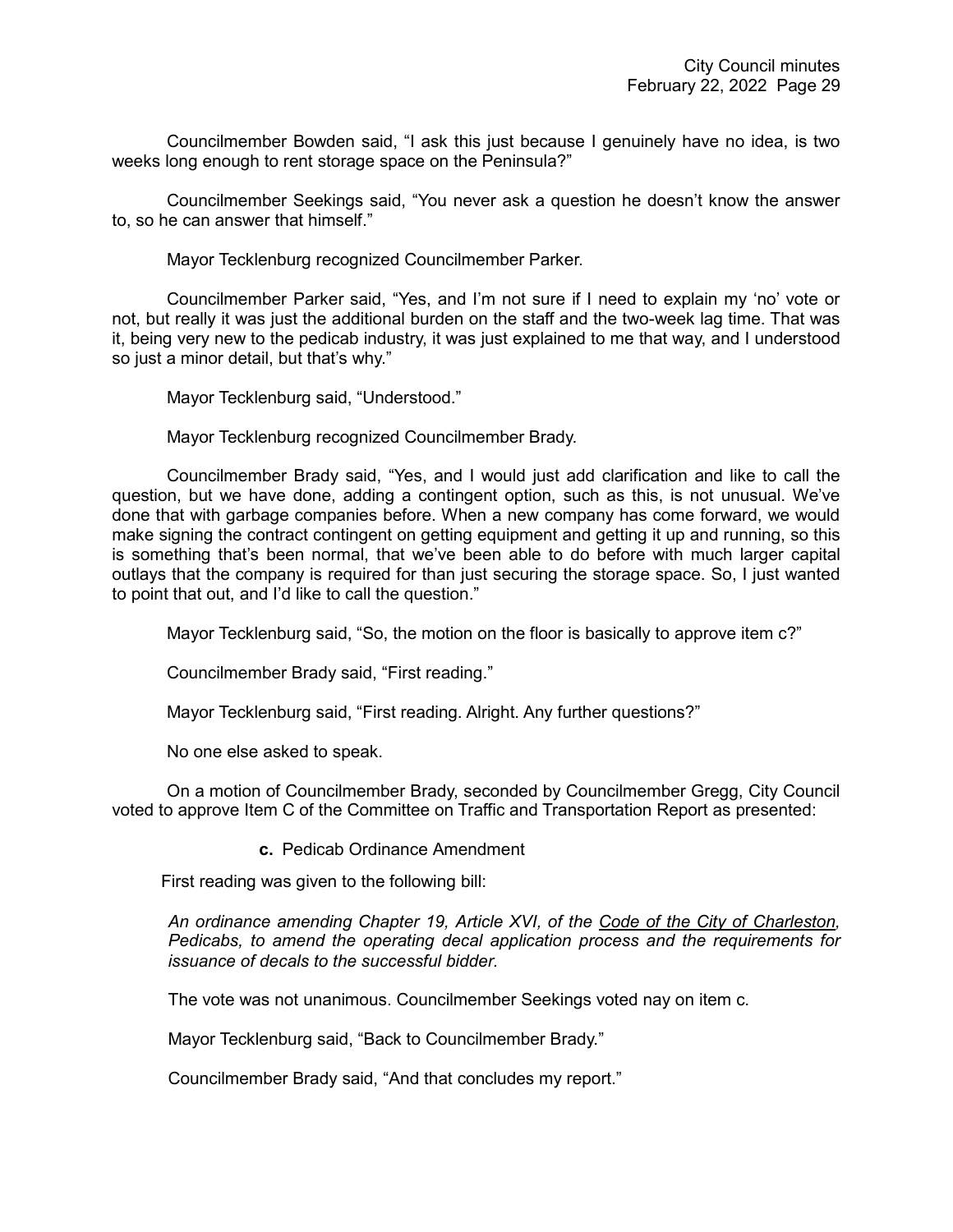Councilmember Bowden said, "I ask this just because I genuinely have no idea, is two weeks long enough to rent storage space on the Peninsula?"

Councilmember Seekings said, "You never ask a question he doesn't know the answer to, so he can answer that himself."

Mayor Tecklenburg recognized Councilmember Parker.

Councilmember Parker said, "Yes, and I'm not sure if I need to explain my 'no' vote or not, but really it was just the additional burden on the staff and the two-week lag time. That was it, being very new to the pedicab industry, it was just explained to me that way, and I understood so just a minor detail, but that's why."

Mayor Tecklenburg said, "Understood."

Mayor Tecklenburg recognized Councilmember Brady.

Councilmember Brady said, "Yes, and I would just add clarification and like to call the question, but we have done, adding a contingent option, such as this, is not unusual. We've done that with garbage companies before. When a new company has come forward, we would make signing the contract contingent on getting equipment and getting it up and running, so this is something that's been normal, that we've been able to do before with much larger capital outlays that the company is required for than just securing the storage space. So, I just wanted to point that out, and I'd like to call the question."

Mayor Tecklenburg said, "So, the motion on the floor is basically to approve item c?"

Councilmember Brady said, "First reading."

Mayor Tecklenburg said, "First reading. Alright. Any further questions?"

No one else asked to speak.

On a motion of Councilmember Brady, seconded by Councilmember Gregg, City Council voted to approve Item C of the Committee on Traffic and Transportation Report as presented:

**c.** Pedicab Ordinance Amendment

First reading was given to the following bill:

*An ordinance amending Chapter 19, Article XVI, of the Code of the City of Charleston, Pedicabs, to amend the operating decal application process and the requirements for issuance of decals to the successful bidder.*

The vote was not unanimous. Councilmember Seekings voted nay on item c.

Mayor Tecklenburg said, "Back to Councilmember Brady."

Councilmember Brady said, "And that concludes my report."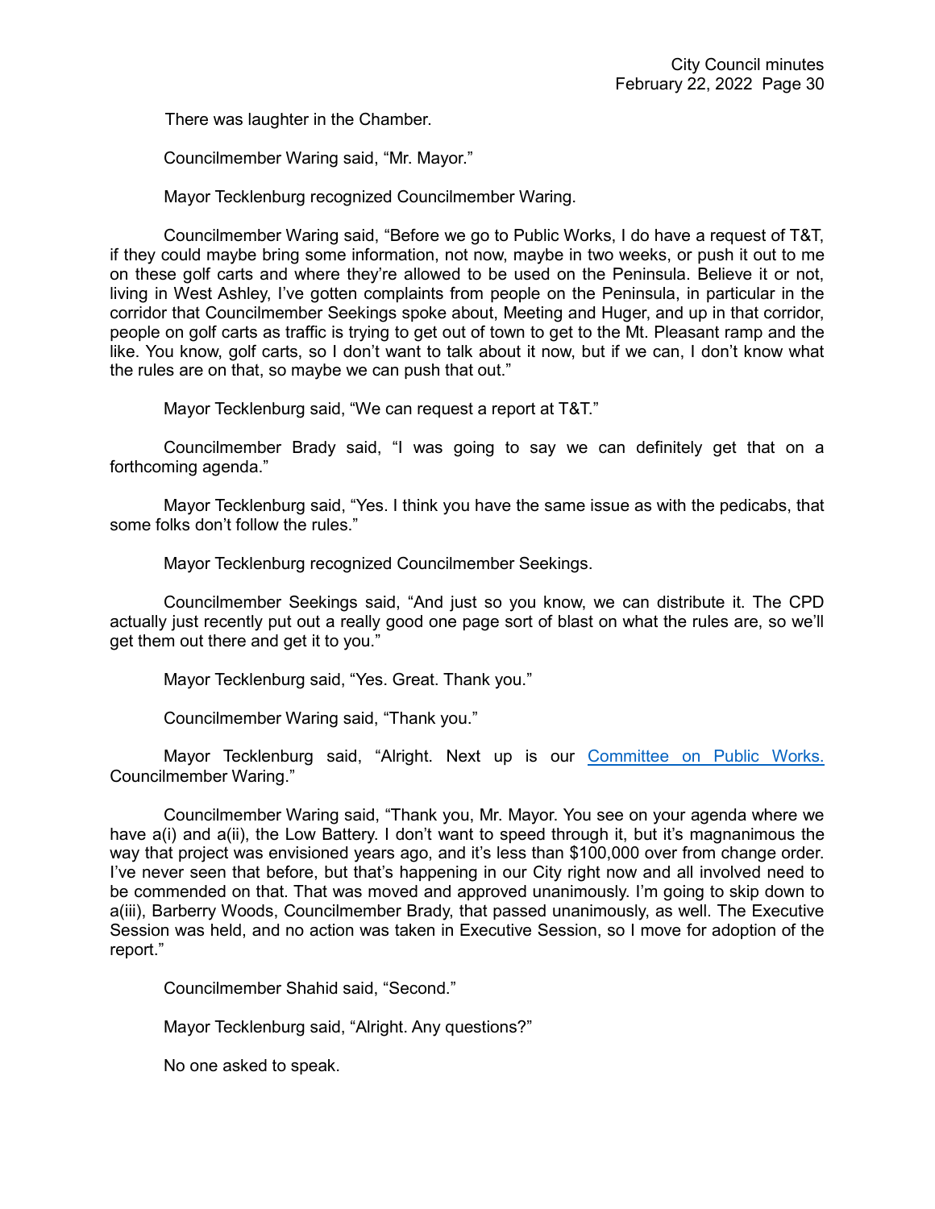There was laughter in the Chamber.

Councilmember Waring said, "Mr. Mayor."

Mayor Tecklenburg recognized Councilmember Waring.

Councilmember Waring said, "Before we go to Public Works, I do have a request of T&T, if they could maybe bring some information, not now, maybe in two weeks, or push it out to me on these golf carts and where they're allowed to be used on the Peninsula. Believe it or not, living in West Ashley, I've gotten complaints from people on the Peninsula, in particular in the corridor that Councilmember Seekings spoke about, Meeting and Huger, and up in that corridor, people on golf carts as traffic is trying to get out of town to get to the Mt. Pleasant ramp and the like. You know, golf carts, so I don't want to talk about it now, but if we can, I don't know what the rules are on that, so maybe we can push that out."

Mayor Tecklenburg said, "We can request a report at T&T."

Councilmember Brady said, "I was going to say we can definitely get that on a forthcoming agenda."

Mayor Tecklenburg said, "Yes. I think you have the same issue as with the pedicabs, that some folks don't follow the rules."

Mayor Tecklenburg recognized Councilmember Seekings.

Councilmember Seekings said, "And just so you know, we can distribute it. The CPD actually just recently put out a really good one page sort of blast on what the rules are, so we'll get them out there and get it to you."

Mayor Tecklenburg said, "Yes. Great. Thank you."

Councilmember Waring said, "Thank you."

Mayor Tecklenburg said, "Alright. Next up is our [Committee on Public Works.] Councilmember Waring."

Councilmember Waring said, "Thank you, Mr. Mayor. You see on your agenda where we have a(i) and a(ii), the Low Battery. I don't want to speed through it, but it's magnanimous the way that project was envisioned years ago, and it's less than $100,000 over from change order. I've never seen that before, but that's happening in our City right now and all involved need to be commended on that. That was moved and approved unanimously. I'm going to skip down to a(iii), Barberry Woods, Councilmember Brady, that passed unanimously, as well. The Executive Session was held, and no action was taken in Executive Session, so I move for adoption of the report."

Councilmember Shahid said, "Second."

Mayor Tecklenburg said, "Alright. Any questions?"

No one asked to speak.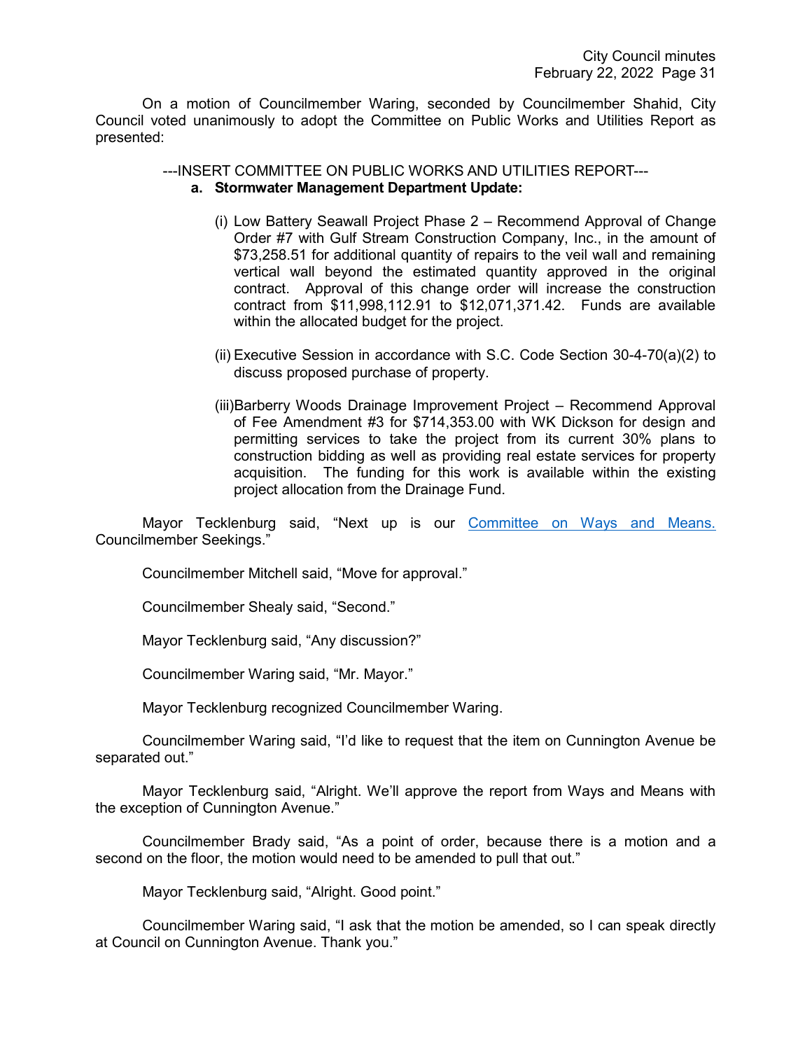On a motion of Councilmember Waring, seconded by Councilmember Shahid, City Council voted unanimously to adopt the Committee on Public Works and Utilities Report as presented:

---INSERT COMMITTEE ON PUBLIC WORKS AND UTILITIES REPORT---

**a. Stormwater Management Department Update:**

(i) Low Battery Seawall Project Phase 2 – Recommend Approval of Change Order #7 with Gulf Stream Construction Company, Inc., in the amount of $73,258.51 for additional quantity of repairs to the veil wall and remaining vertical wall beyond the estimated quantity approved in the original contract. Approval of this change order will increase the construction contract from $11,998,112.91 to $12,071,371.42. Funds are available within the allocated budget for the project.

(ii) Executive Session in accordance with S.C. Code Section 30-4-70(a)(2) to discuss proposed purchase of property.

(iii) Barberry Woods Drainage Improvement Project – Recommend Approval of Fee Amendment #3 for $714,353.00 with WK Dickson for design and permitting services to take the project from its current 30% plans to construction bidding as well as providing real estate services for property acquisition. The funding for this work is available within the existing project allocation from the Drainage Fund.

Mayor Tecklenburg said, "Next up is our Committee on Ways and Means. Councilmember Seekings."

Councilmember Mitchell said, "Move for approval."

Councilmember Shealy said, "Second."

Mayor Tecklenburg said, "Any discussion?"

Councilmember Waring said, "Mr. Mayor."

Mayor Tecklenburg recognized Councilmember Waring.

Councilmember Waring said, "I'd like to request that the item on Cunnington Avenue be separated out."

Mayor Tecklenburg said, "Alright. We'll approve the report from Ways and Means with the exception of Cunnington Avenue."

Councilmember Brady said, "As a point of order, because there is a motion and a second on the floor, the motion would need to be amended to pull that out."

Mayor Tecklenburg said, "Alright. Good point."

Councilmember Waring said, "I ask that the motion be amended, so I can speak directly at Council on Cunnington Avenue. Thank you."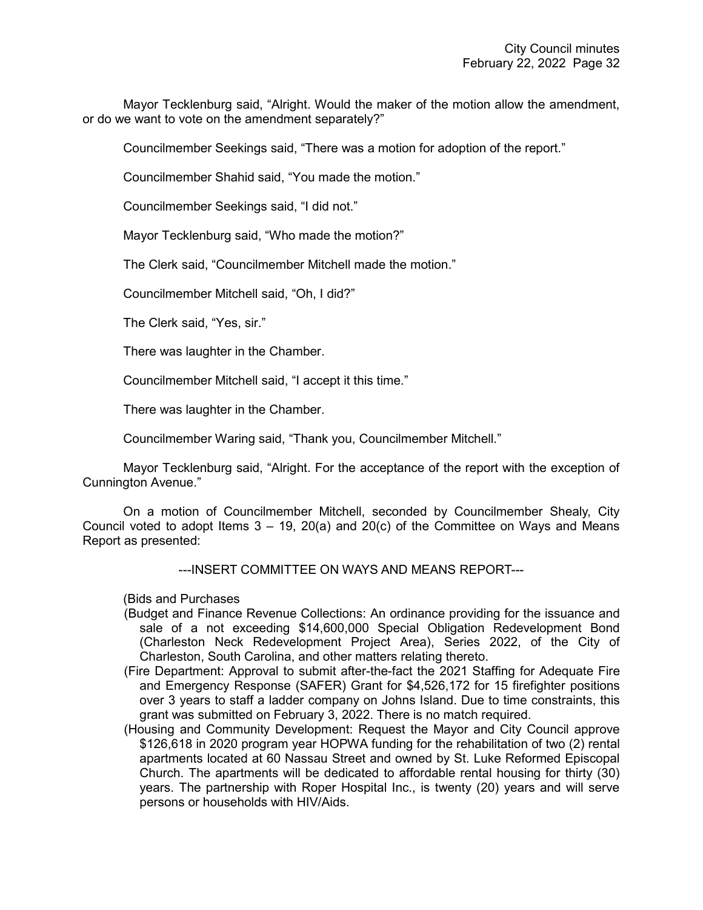Mayor Tecklenburg said, "Alright. Would the maker of the motion allow the amendment, or do we want to vote on the amendment separately?"

Councilmember Seekings said, "There was a motion for adoption of the report."

Councilmember Shahid said, "You made the motion."

Councilmember Seekings said, "I did not."

Mayor Tecklenburg said, "Who made the motion?"

The Clerk said, "Councilmember Mitchell made the motion."

Councilmember Mitchell said, "Oh, I did?"

The Clerk said, "Yes, sir."

There was laughter in the Chamber.

Councilmember Mitchell said, "I accept it this time."

There was laughter in the Chamber.

Councilmember Waring said, "Thank you, Councilmember Mitchell."

Mayor Tecklenburg said, "Alright. For the acceptance of the report with the exception of Cunnington Avenue."

On a motion of Councilmember Mitchell, seconded by Councilmember Shealy, City Council voted to adopt Items 3 – 19, 20(a) and 20(c) of the Committee on Ways and Means Report as presented:

---INSERT COMMITTEE ON WAYS AND MEANS REPORT---

(Bids and Purchases

(Budget and Finance Revenue Collections: An ordinance providing for the issuance and sale of a not exceeding $14,600,000 Special Obligation Redevelopment Bond (Charleston Neck Redevelopment Project Area), Series 2022, of the City of Charleston, South Carolina, and other matters relating thereto.

(Fire Department: Approval to submit after-the-fact the 2021 Staffing for Adequate Fire and Emergency Response (SAFER) Grant for $4,526,172 for 15 firefighter positions over 3 years to staff a ladder company on Johns Island. Due to time constraints, this grant was submitted on February 3, 2022. There is no match required.

(Housing and Community Development: Request the Mayor and City Council approve $126,618 in 2020 program year HOPWA funding for the rehabilitation of two (2) rental apartments located at 60 Nassau Street and owned by St. Luke Reformed Episcopal Church. The apartments will be dedicated to affordable rental housing for thirty (30) years. The partnership with Roper Hospital Inc., is twenty (20) years and will serve persons or households with HIV/Aids.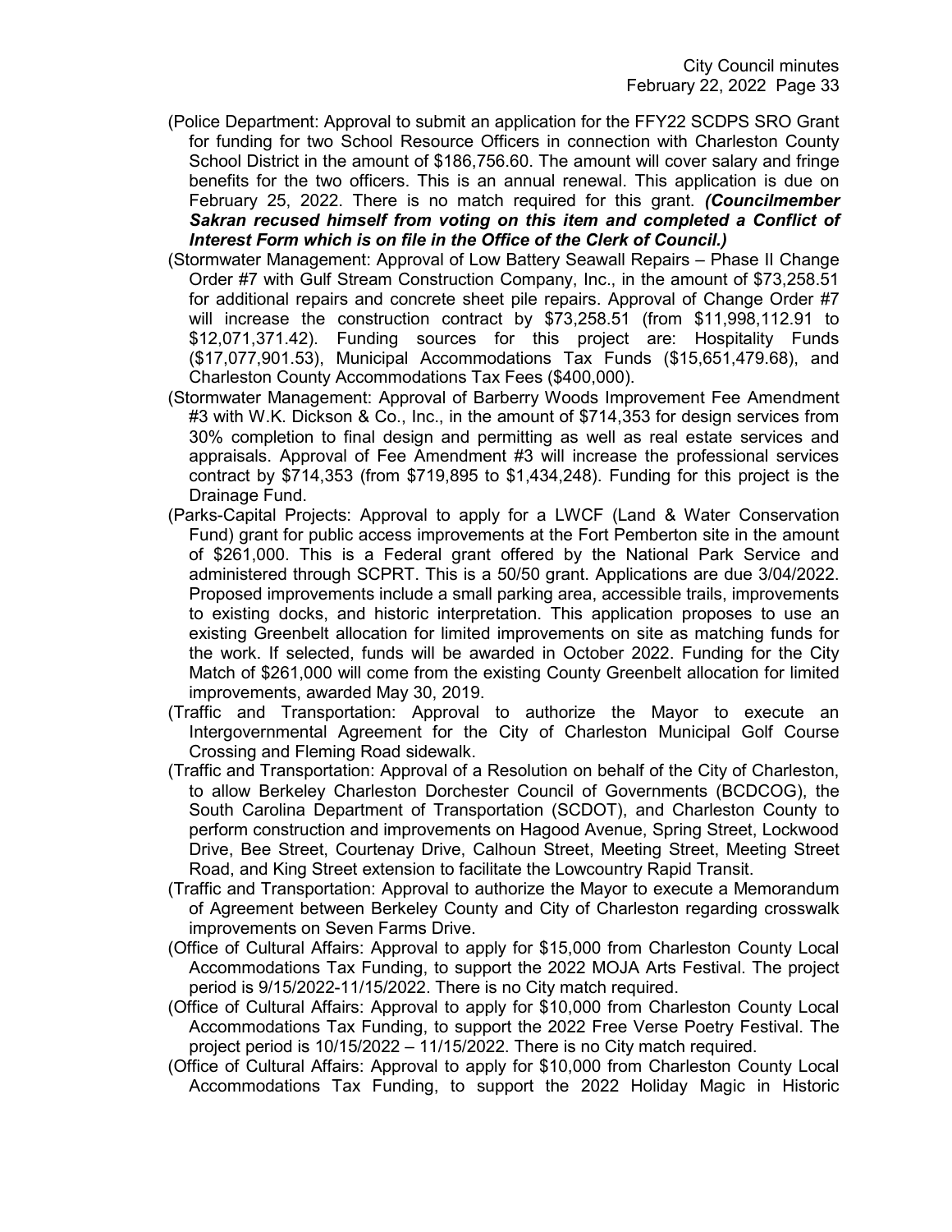(Police Department: Approval to submit an application for the FFY22 SCDPS SRO Grant for funding for two School Resource Officers in connection with Charleston County School District in the amount of $186,756.60. The amount will cover salary and fringe benefits for the two officers. This is an annual renewal. This application is due on February 25, 2022. There is no match required for this grant. ***(Councilmember Sakran recused himself from voting on this item and completed a Conflict of Interest Form which is on file in the Office of the Clerk of Council.)***

(Stormwater Management: Approval of Low Battery Seawall Repairs – Phase II Change Order #7 with Gulf Stream Construction Company, Inc., in the amount of $73,258.51 for additional repairs and concrete sheet pile repairs. Approval of Change Order #7 will increase the construction contract by $73,258.51 (from $11,998,112.91 to $12,071,371.42). Funding sources for this project are: Hospitality Funds ($17,077,901.53), Municipal Accommodations Tax Funds ($15,651,479.68), and Charleston County Accommodations Tax Fees ($400,000).

(Stormwater Management: Approval of Barberry Woods Improvement Fee Amendment #3 with W.K. Dickson & Co., Inc., in the amount of $714,353 for design services from 30% completion to final design and permitting as well as real estate services and appraisals. Approval of Fee Amendment #3 will increase the professional services contract by $714,353 (from $719,895 to $1,434,248). Funding for this project is the Drainage Fund.

(Parks-Capital Projects: Approval to apply for a LWCF (Land & Water Conservation Fund) grant for public access improvements at the Fort Pemberton site in the amount of $261,000. This is a Federal grant offered by the National Park Service and administered through SCPRT. This is a 50/50 grant. Applications are due 3/04/2022. Proposed improvements include a small parking area, accessible trails, improvements to existing docks, and historic interpretation. This application proposes to use an existing Greenbelt allocation for limited improvements on site as matching funds for the work. If selected, funds will be awarded in October 2022. Funding for the City Match of $261,000 will come from the existing County Greenbelt allocation for limited improvements, awarded May 30, 2019.

(Traffic and Transportation: Approval to authorize the Mayor to execute an Intergovernmental Agreement for the City of Charleston Municipal Golf Course Crossing and Fleming Road sidewalk.

(Traffic and Transportation: Approval of a Resolution on behalf of the City of Charleston, to allow Berkeley Charleston Dorchester Council of Governments (BCDCOG), the South Carolina Department of Transportation (SCDOT), and Charleston County to perform construction and improvements on Hagood Avenue, Spring Street, Lockwood Drive, Bee Street, Courtenay Drive, Calhoun Street, Meeting Street, Meeting Street Road, and King Street extension to facilitate the Lowcountry Rapid Transit.

(Traffic and Transportation: Approval to authorize the Mayor to execute a Memorandum of Agreement between Berkeley County and City of Charleston regarding crosswalk improvements on Seven Farms Drive.

(Office of Cultural Affairs: Approval to apply for $15,000 from Charleston County Local Accommodations Tax Funding, to support the 2022 MOJA Arts Festival. The project period is 9/15/2022-11/15/2022. There is no City match required.

(Office of Cultural Affairs: Approval to apply for $10,000 from Charleston County Local Accommodations Tax Funding, to support the 2022 Free Verse Poetry Festival. The project period is 10/15/2022 – 11/15/2022. There is no City match required.

(Office of Cultural Affairs: Approval to apply for $10,000 from Charleston County Local Accommodations Tax Funding, to support the 2022 Holiday Magic in Historic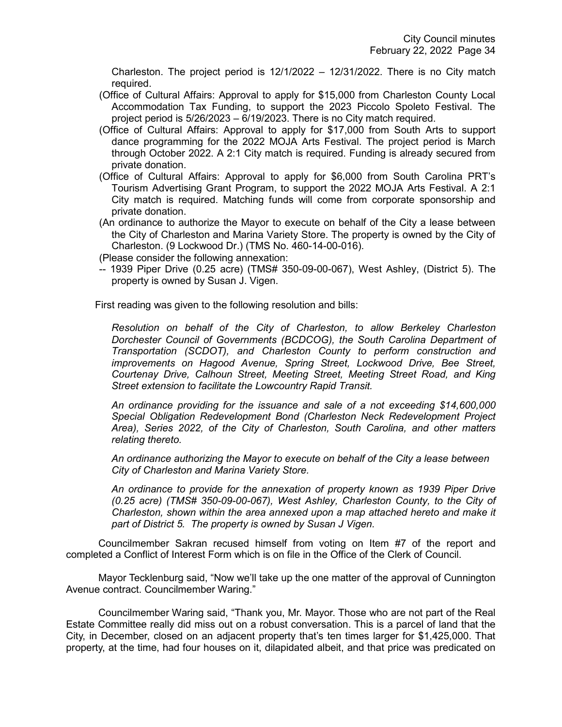Charleston. The project period is 12/1/2022 – 12/31/2022. There is no City match required.

(Office of Cultural Affairs: Approval to apply for $15,000 from Charleston County Local Accommodation Tax Funding, to support the 2023 Piccolo Spoleto Festival. The project period is 5/26/2023 – 6/19/2023. There is no City match required.

(Office of Cultural Affairs: Approval to apply for $17,000 from South Arts to support dance programming for the 2022 MOJA Arts Festival. The project period is March through October 2022. A 2:1 City match is required. Funding is already secured from private donation.

(Office of Cultural Affairs: Approval to apply for $6,000 from South Carolina PRT's Tourism Advertising Grant Program, to support the 2022 MOJA Arts Festival. A 2:1 City match is required. Matching funds will come from corporate sponsorship and private donation.

(An ordinance to authorize the Mayor to execute on behalf of the City a lease between the City of Charleston and Marina Variety Store. The property is owned by the City of Charleston. (9 Lockwood Dr.) (TMS No. 460-14-00-016).

(Please consider the following annexation:

-- 1939 Piper Drive (0.25 acre) (TMS# 350-09-00-067), West Ashley, (District 5). The property is owned by Susan J. Vigen.

First reading was given to the following resolution and bills:

*Resolution on behalf of the City of Charleston, to allow Berkeley Charleston Dorchester Council of Governments (BCDCOG), the South Carolina Department of Transportation (SCDOT), and Charleston County to perform construction and improvements on Hagood Avenue, Spring Street, Lockwood Drive, Bee Street, Courtenay Drive, Calhoun Street, Meeting Street, Meeting Street Road, and King Street extension to facilitate the Lowcountry Rapid Transit.*

*An ordinance providing for the issuance and sale of a not exceeding $14,600,000 Special Obligation Redevelopment Bond (Charleston Neck Redevelopment Project Area), Series 2022, of the City of Charleston, South Carolina, and other matters relating thereto.*

*An ordinance authorizing the Mayor to execute on behalf of the City a lease between City of Charleston and Marina Variety Store.*

*An ordinance to provide for the annexation of property known as 1939 Piper Drive (0.25 acre) (TMS# 350-09-00-067), West Ashley, Charleston County, to the City of Charleston, shown within the area annexed upon a map attached hereto and make it part of District 5. The property is owned by Susan J Vigen.*

Councilmember Sakran recused himself from voting on Item #7 of the report and completed a Conflict of Interest Form which is on file in the Office of the Clerk of Council.

Mayor Tecklenburg said, "Now we'll take up the one matter of the approval of Cunnington Avenue contract. Councilmember Waring."

Councilmember Waring said, "Thank you, Mr. Mayor. Those who are not part of the Real Estate Committee really did miss out on a robust conversation. This is a parcel of land that the City, in December, closed on an adjacent property that's ten times larger for $1,425,000. That property, at the time, had four houses on it, dilapidated albeit, and that price was predicated on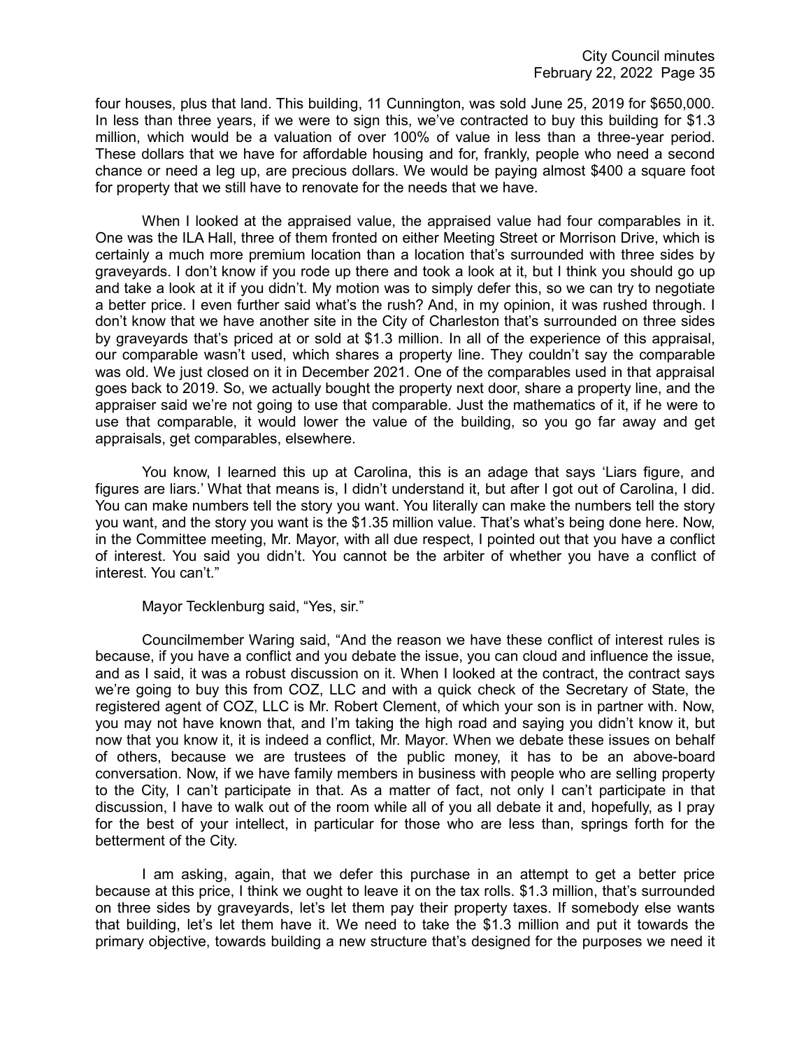four houses, plus that land. This building, 11 Cunnington, was sold June 25, 2019 for $650,000. In less than three years, if we were to sign this, we've contracted to buy this building for $1.3 million, which would be a valuation of over 100% of value in less than a three-year period. These dollars that we have for affordable housing and for, frankly, people who need a second chance or need a leg up, are precious dollars. We would be paying almost $400 a square foot for property that we still have to renovate for the needs that we have.

When I looked at the appraised value, the appraised value had four comparables in it. One was the ILA Hall, three of them fronted on either Meeting Street or Morrison Drive, which is certainly a much more premium location than a location that's surrounded with three sides by graveyards. I don't know if you rode up there and took a look at it, but I think you should go up and take a look at it if you didn't. My motion was to simply defer this, so we can try to negotiate a better price. I even further said what's the rush? And, in my opinion, it was rushed through. I don't know that we have another site in the City of Charleston that's surrounded on three sides by graveyards that's priced at or sold at $1.3 million. In all of the experience of this appraisal, our comparable wasn't used, which shares a property line. They couldn't say the comparable was old. We just closed on it in December 2021. One of the comparables used in that appraisal goes back to 2019. So, we actually bought the property next door, share a property line, and the appraiser said we're not going to use that comparable. Just the mathematics of it, if he were to use that comparable, it would lower the value of the building, so you go far away and get appraisals, get comparables, elsewhere.

You know, I learned this up at Carolina, this is an adage that says 'Liars figure, and figures are liars.' What that means is, I didn't understand it, but after I got out of Carolina, I did. You can make numbers tell the story you want. You literally can make the numbers tell the story you want, and the story you want is the $1.35 million value. That's what's being done here. Now, in the Committee meeting, Mr. Mayor, with all due respect, I pointed out that you have a conflict of interest. You said you didn't. You cannot be the arbiter of whether you have a conflict of interest. You can't."

Mayor Tecklenburg said, "Yes, sir."

Councilmember Waring said, "And the reason we have these conflict of interest rules is because, if you have a conflict and you debate the issue, you can cloud and influence the issue, and as I said, it was a robust discussion on it. When I looked at the contract, the contract says we're going to buy this from COZ, LLC and with a quick check of the Secretary of State, the registered agent of COZ, LLC is Mr. Robert Clement, of which your son is in partner with. Now, you may not have known that, and I'm taking the high road and saying you didn't know it, but now that you know it, it is indeed a conflict, Mr. Mayor. When we debate these issues on behalf of others, because we are trustees of the public money, it has to be an above-board conversation. Now, if we have family members in business with people who are selling property to the City, I can't participate in that. As a matter of fact, not only I can't participate in that discussion, I have to walk out of the room while all of you all debate it and, hopefully, as I pray for the best of your intellect, in particular for those who are less than, springs forth for the betterment of the City.

I am asking, again, that we defer this purchase in an attempt to get a better price because at this price, I think we ought to leave it on the tax rolls. $1.3 million, that's surrounded on three sides by graveyards, let's let them pay their property taxes. If somebody else wants that building, let's let them have it. We need to take the $1.3 million and put it towards the primary objective, towards building a new structure that's designed for the purposes we need it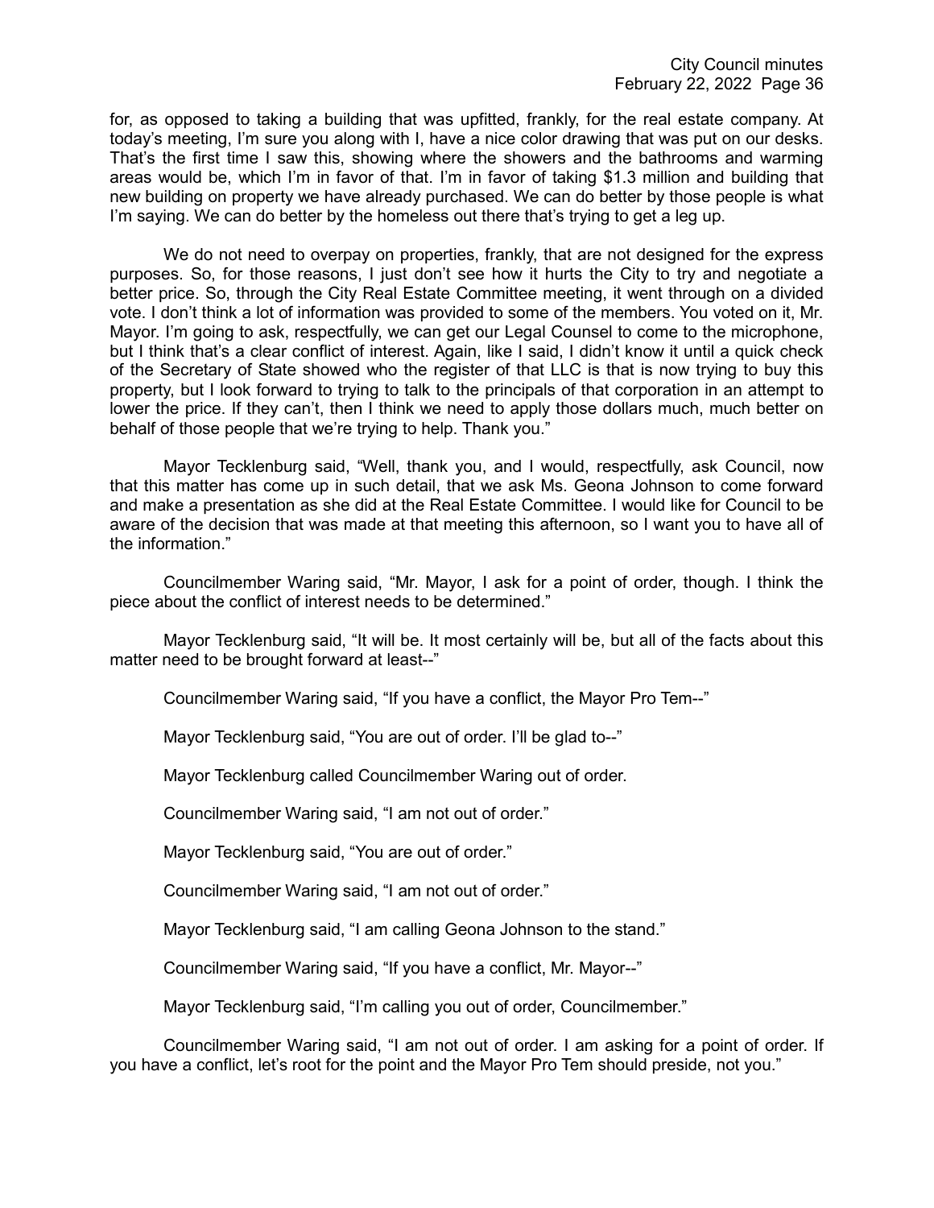for, as opposed to taking a building that was upfitted, frankly, for the real estate company. At today's meeting, I'm sure you along with I, have a nice color drawing that was put on our desks. That's the first time I saw this, showing where the showers and the bathrooms and warming areas would be, which I'm in favor of that. I'm in favor of taking $1.3 million and building that new building on property we have already purchased. We can do better by those people is what I'm saying. We can do better by the homeless out there that's trying to get a leg up.

We do not need to overpay on properties, frankly, that are not designed for the express purposes. So, for those reasons, I just don't see how it hurts the City to try and negotiate a better price. So, through the City Real Estate Committee meeting, it went through on a divided vote. I don't think a lot of information was provided to some of the members. You voted on it, Mr. Mayor. I'm going to ask, respectfully, we can get our Legal Counsel to come to the microphone, but I think that's a clear conflict of interest. Again, like I said, I didn't know it until a quick check of the Secretary of State showed who the register of that LLC is that is now trying to buy this property, but I look forward to trying to talk to the principals of that corporation in an attempt to lower the price. If they can't, then I think we need to apply those dollars much, much better on behalf of those people that we're trying to help. Thank you."

Mayor Tecklenburg said, "Well, thank you, and I would, respectfully, ask Council, now that this matter has come up in such detail, that we ask Ms. Geona Johnson to come forward and make a presentation as she did at the Real Estate Committee. I would like for Council to be aware of the decision that was made at that meeting this afternoon, so I want you to have all of the information."

Councilmember Waring said, "Mr. Mayor, I ask for a point of order, though. I think the piece about the conflict of interest needs to be determined."

Mayor Tecklenburg said, "It will be. It most certainly will be, but all of the facts about this matter need to be brought forward at least--"

Councilmember Waring said, "If you have a conflict, the Mayor Pro Tem--"

Mayor Tecklenburg said, "You are out of order. I'll be glad to--"

Mayor Tecklenburg called Councilmember Waring out of order.

Councilmember Waring said, "I am not out of order."

Mayor Tecklenburg said, "You are out of order."

Councilmember Waring said, "I am not out of order."

Mayor Tecklenburg said, "I am calling Geona Johnson to the stand."

Councilmember Waring said, "If you have a conflict, Mr. Mayor--"

Mayor Tecklenburg said, "I'm calling you out of order, Councilmember."

Councilmember Waring said, "I am not out of order. I am asking for a point of order. If you have a conflict, let's root for the point and the Mayor Pro Tem should preside, not you."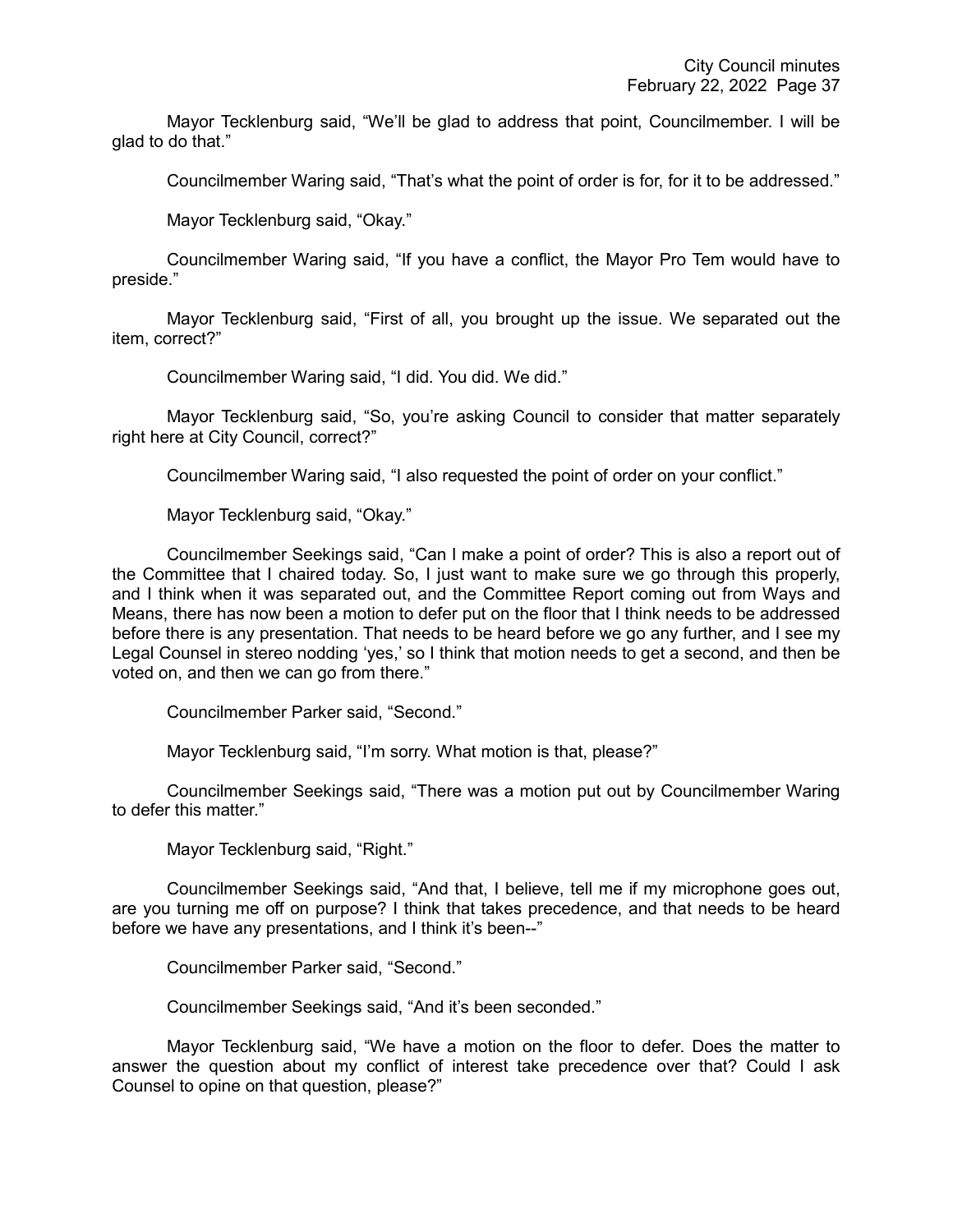Mayor Tecklenburg said, "We'll be glad to address that point, Councilmember. I will be glad to do that."

Councilmember Waring said, "That's what the point of order is for, for it to be addressed."

Mayor Tecklenburg said, "Okay."

Councilmember Waring said, "If you have a conflict, the Mayor Pro Tem would have to preside."

Mayor Tecklenburg said, "First of all, you brought up the issue. We separated out the item, correct?"

Councilmember Waring said, "I did. You did. We did."

Mayor Tecklenburg said, "So, you're asking Council to consider that matter separately right here at City Council, correct?"

Councilmember Waring said, "I also requested the point of order on your conflict."

Mayor Tecklenburg said, "Okay."

Councilmember Seekings said, "Can I make a point of order? This is also a report out of the Committee that I chaired today. So, I just want to make sure we go through this properly, and I think when it was separated out, and the Committee Report coming out from Ways and Means, there has now been a motion to defer put on the floor that I think needs to be addressed before there is any presentation. That needs to be heard before we go any further, and I see my Legal Counsel in stereo nodding 'yes,' so I think that motion needs to get a second, and then be voted on, and then we can go from there."

Councilmember Parker said, "Second."

Mayor Tecklenburg said, "I'm sorry. What motion is that, please?"

Councilmember Seekings said, "There was a motion put out by Councilmember Waring to defer this matter."

Mayor Tecklenburg said, "Right."

Councilmember Seekings said, "And that, I believe, tell me if my microphone goes out, are you turning me off on purpose? I think that takes precedence, and that needs to be heard before we have any presentations, and I think it's been--"

Councilmember Parker said, "Second."

Councilmember Seekings said, "And it's been seconded."

Mayor Tecklenburg said, "We have a motion on the floor to defer. Does the matter to answer the question about my conflict of interest take precedence over that? Could I ask Counsel to opine on that question, please?"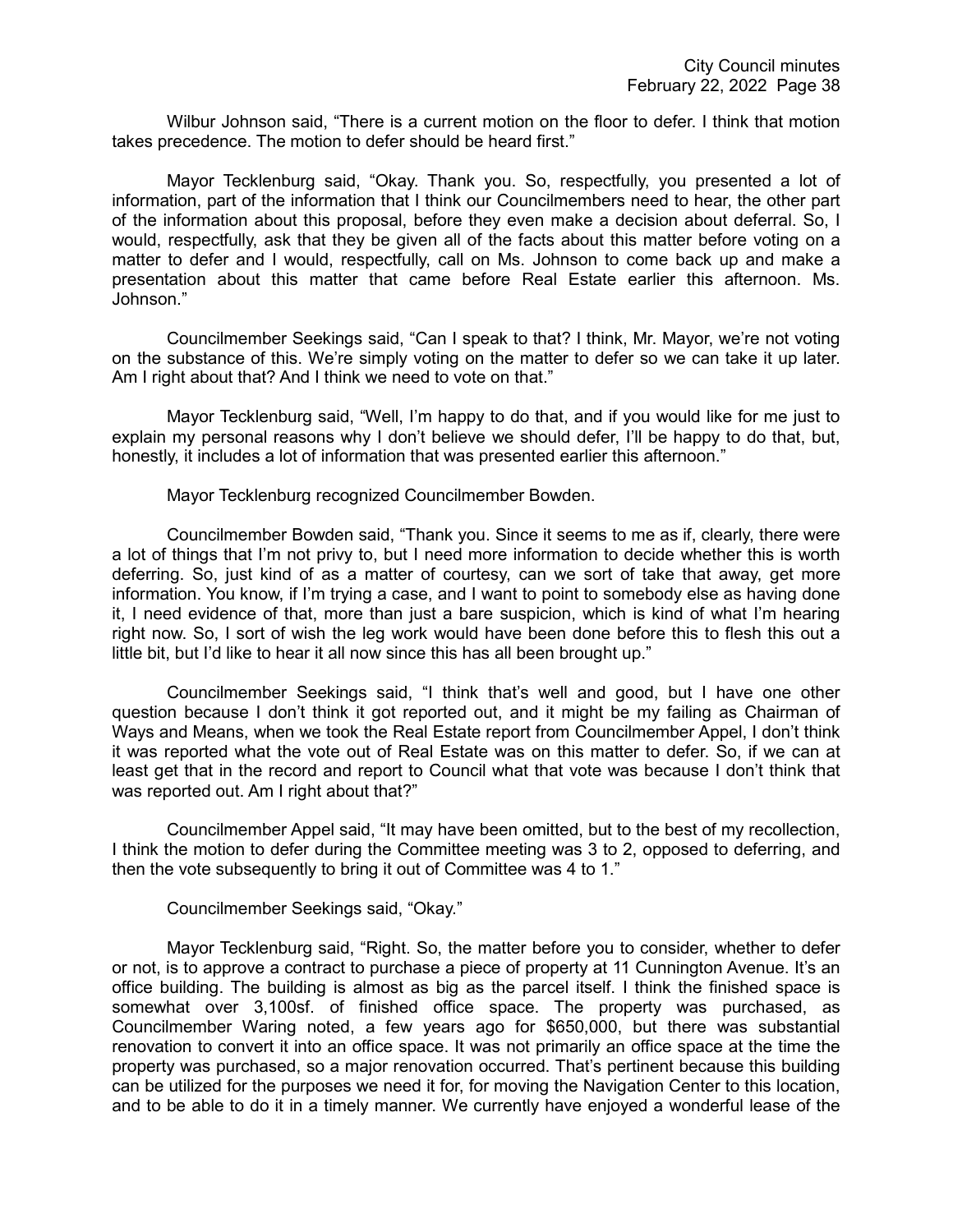Wilbur Johnson said, "There is a current motion on the floor to defer. I think that motion takes precedence. The motion to defer should be heard first."

Mayor Tecklenburg said, "Okay. Thank you. So, respectfully, you presented a lot of information, part of the information that I think our Councilmembers need to hear, the other part of the information about this proposal, before they even make a decision about deferral. So, I would, respectfully, ask that they be given all of the facts about this matter before voting on a matter to defer and I would, respectfully, call on Ms. Johnson to come back up and make a presentation about this matter that came before Real Estate earlier this afternoon. Ms. Johnson."

Councilmember Seekings said, "Can I speak to that? I think, Mr. Mayor, we're not voting on the substance of this. We're simply voting on the matter to defer so we can take it up later. Am I right about that? And I think we need to vote on that."

Mayor Tecklenburg said, "Well, I'm happy to do that, and if you would like for me just to explain my personal reasons why I don't believe we should defer, I'll be happy to do that, but, honestly, it includes a lot of information that was presented earlier this afternoon."

Mayor Tecklenburg recognized Councilmember Bowden.

Councilmember Bowden said, "Thank you. Since it seems to me as if, clearly, there were a lot of things that I'm not privy to, but I need more information to decide whether this is worth deferring. So, just kind of as a matter of courtesy, can we sort of take that away, get more information. You know, if I'm trying a case, and I want to point to somebody else as having done it, I need evidence of that, more than just a bare suspicion, which is kind of what I'm hearing right now. So, I sort of wish the leg work would have been done before this to flesh this out a little bit, but I'd like to hear it all now since this has all been brought up."

Councilmember Seekings said, "I think that's well and good, but I have one other question because I don't think it got reported out, and it might be my failing as Chairman of Ways and Means, when we took the Real Estate report from Councilmember Appel, I don't think it was reported what the vote out of Real Estate was on this matter to defer. So, if we can at least get that in the record and report to Council what that vote was because I don't think that was reported out. Am I right about that?"

Councilmember Appel said, "It may have been omitted, but to the best of my recollection, I think the motion to defer during the Committee meeting was 3 to 2, opposed to deferring, and then the vote subsequently to bring it out of Committee was 4 to 1."

Councilmember Seekings said, "Okay."

Mayor Tecklenburg said, "Right. So, the matter before you to consider, whether to defer or not, is to approve a contract to purchase a piece of property at 11 Cunnington Avenue. It's an office building. The building is almost as big as the parcel itself. I think the finished space is somewhat over 3,100sf. of finished office space. The property was purchased, as Councilmember Waring noted, a few years ago for $650,000, but there was substantial renovation to convert it into an office space. It was not primarily an office space at the time the property was purchased, so a major renovation occurred. That's pertinent because this building can be utilized for the purposes we need it for, for moving the Navigation Center to this location, and to be able to do it in a timely manner. We currently have enjoyed a wonderful lease of the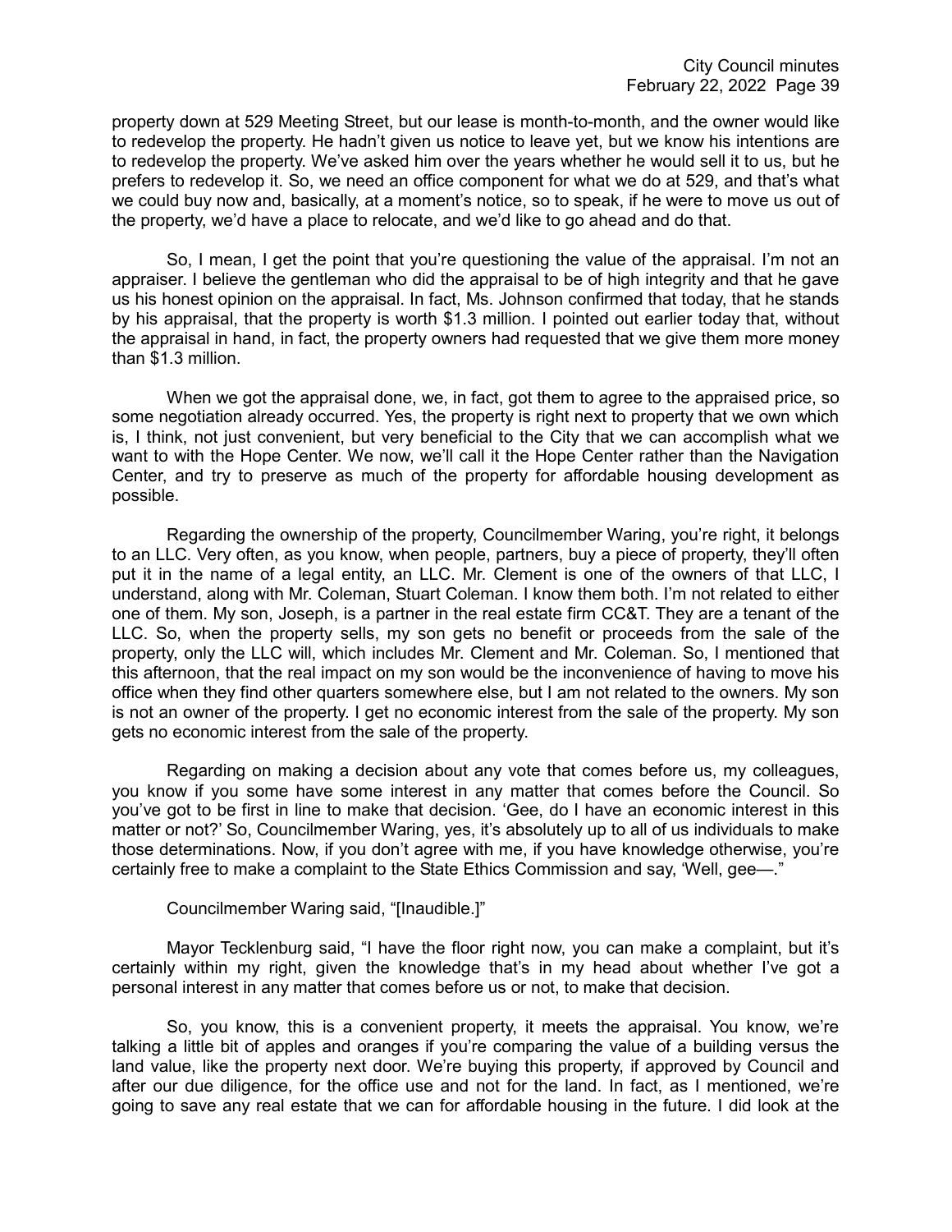property down at 529 Meeting Street, but our lease is month-to-month, and the owner would like to redevelop the property. He hadn't given us notice to leave yet, but we know his intentions are to redevelop the property. We've asked him over the years whether he would sell it to us, but he prefers to redevelop it. So, we need an office component for what we do at 529, and that's what we could buy now and, basically, at a moment's notice, so to speak, if he were to move us out of the property, we'd have a place to relocate, and we'd like to go ahead and do that.

So, I mean, I get the point that you're questioning the value of the appraisal. I'm not an appraiser. I believe the gentleman who did the appraisal to be of high integrity and that he gave us his honest opinion on the appraisal. In fact, Ms. Johnson confirmed that today, that he stands by his appraisal, that the property is worth $1.3 million. I pointed out earlier today that, without the appraisal in hand, in fact, the property owners had requested that we give them more money than $1.3 million.

When we got the appraisal done, we, in fact, got them to agree to the appraised price, so some negotiation already occurred. Yes, the property is right next to property that we own which is, I think, not just convenient, but very beneficial to the City that we can accomplish what we want to with the Hope Center. We now, we'll call it the Hope Center rather than the Navigation Center, and try to preserve as much of the property for affordable housing development as possible.

Regarding the ownership of the property, Councilmember Waring, you're right, it belongs to an LLC. Very often, as you know, when people, partners, buy a piece of property, they'll often put it in the name of a legal entity, an LLC. Mr. Clement is one of the owners of that LLC, I understand, along with Mr. Coleman, Stuart Coleman. I know them both. I'm not related to either one of them. My son, Joseph, is a partner in the real estate firm CC&T. They are a tenant of the LLC. So, when the property sells, my son gets no benefit or proceeds from the sale of the property, only the LLC will, which includes Mr. Clement and Mr. Coleman. So, I mentioned that this afternoon, that the real impact on my son would be the inconvenience of having to move his office when they find other quarters somewhere else, but I am not related to the owners. My son is not an owner of the property. I get no economic interest from the sale of the property. My son gets no economic interest from the sale of the property.

Regarding on making a decision about any vote that comes before us, my colleagues, you know if you some have some interest in any matter that comes before the Council. So you've got to be first in line to make that decision. 'Gee, do I have an economic interest in this matter or not?' So, Councilmember Waring, yes, it's absolutely up to all of us individuals to make those determinations. Now, if you don't agree with me, if you have knowledge otherwise, you're certainly free to make a complaint to the State Ethics Commission and say, 'Well, gee—."

Councilmember Waring said, "[Inaudible.]"

Mayor Tecklenburg said, "I have the floor right now, you can make a complaint, but it's certainly within my right, given the knowledge that's in my head about whether I've got a personal interest in any matter that comes before us or not, to make that decision.

So, you know, this is a convenient property, it meets the appraisal. You know, we're talking a little bit of apples and oranges if you're comparing the value of a building versus the land value, like the property next door. We're buying this property, if approved by Council and after our due diligence, for the office use and not for the land. In fact, as I mentioned, we're going to save any real estate that we can for affordable housing in the future. I did look at the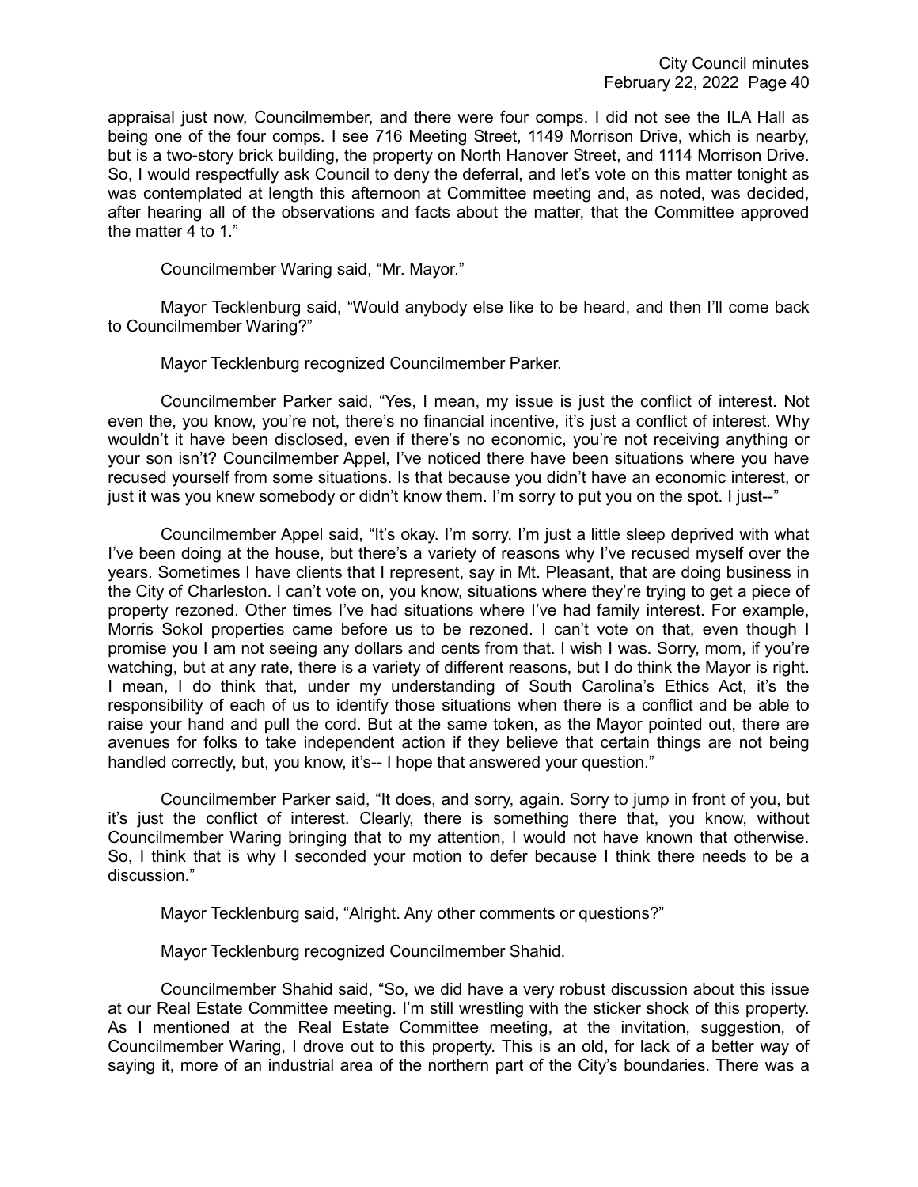appraisal just now, Councilmember, and there were four comps. I did not see the ILA Hall as being one of the four comps. I see 716 Meeting Street, 1149 Morrison Drive, which is nearby, but is a two-story brick building, the property on North Hanover Street, and 1114 Morrison Drive. So, I would respectfully ask Council to deny the deferral, and let's vote on this matter tonight as was contemplated at length this afternoon at Committee meeting and, as noted, was decided, after hearing all of the observations and facts about the matter, that the Committee approved the matter 4 to 1."

Councilmember Waring said, "Mr. Mayor."

Mayor Tecklenburg said, "Would anybody else like to be heard, and then I'll come back to Councilmember Waring?"

Mayor Tecklenburg recognized Councilmember Parker.

Councilmember Parker said, "Yes, I mean, my issue is just the conflict of interest. Not even the, you know, you're not, there's no financial incentive, it's just a conflict of interest. Why wouldn't it have been disclosed, even if there's no economic, you're not receiving anything or your son isn't? Councilmember Appel, I've noticed there have been situations where you have recused yourself from some situations. Is that because you didn't have an economic interest, or just it was you knew somebody or didn't know them. I'm sorry to put you on the spot. I just--"

Councilmember Appel said, "It's okay. I'm sorry. I'm just a little sleep deprived with what I've been doing at the house, but there's a variety of reasons why I've recused myself over the years. Sometimes I have clients that I represent, say in Mt. Pleasant, that are doing business in the City of Charleston. I can't vote on, you know, situations where they're trying to get a piece of property rezoned. Other times I've had situations where I've had family interest. For example, Morris Sokol properties came before us to be rezoned. I can't vote on that, even though I promise you I am not seeing any dollars and cents from that. I wish I was. Sorry, mom, if you're watching, but at any rate, there is a variety of different reasons, but I do think the Mayor is right. I mean, I do think that, under my understanding of South Carolina's Ethics Act, it's the responsibility of each of us to identify those situations when there is a conflict and be able to raise your hand and pull the cord. But at the same token, as the Mayor pointed out, there are avenues for folks to take independent action if they believe that certain things are not being handled correctly, but, you know, it's-- I hope that answered your question."

Councilmember Parker said, "It does, and sorry, again. Sorry to jump in front of you, but it's just the conflict of interest. Clearly, there is something there that, you know, without Councilmember Waring bringing that to my attention, I would not have known that otherwise. So, I think that is why I seconded your motion to defer because I think there needs to be a discussion."

Mayor Tecklenburg said, "Alright. Any other comments or questions?"

Mayor Tecklenburg recognized Councilmember Shahid.

Councilmember Shahid said, "So, we did have a very robust discussion about this issue at our Real Estate Committee meeting. I'm still wrestling with the sticker shock of this property. As I mentioned at the Real Estate Committee meeting, at the invitation, suggestion, of Councilmember Waring, I drove out to this property. This is an old, for lack of a better way of saying it, more of an industrial area of the northern part of the City's boundaries. There was a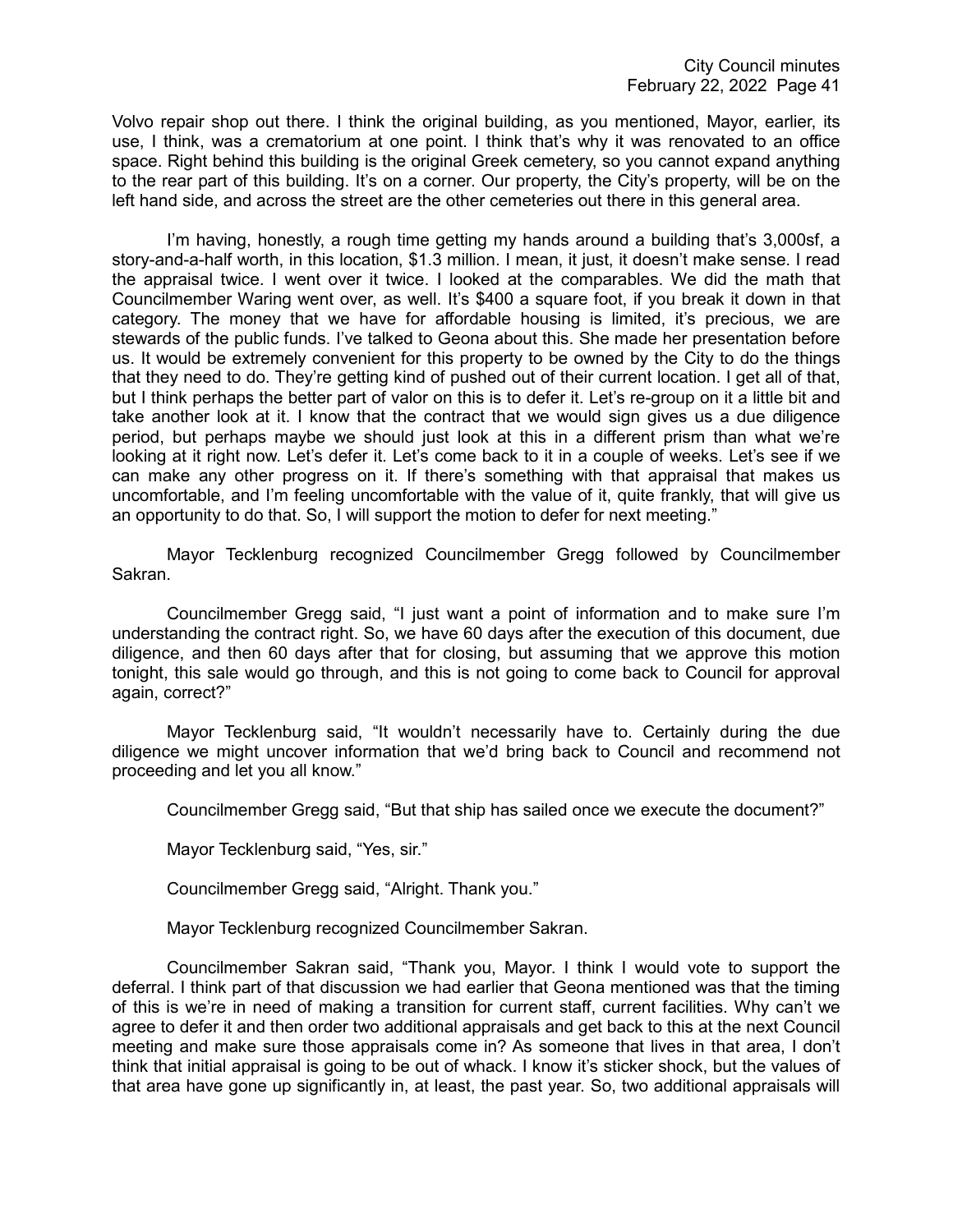Volvo repair shop out there. I think the original building, as you mentioned, Mayor, earlier, its use, I think, was a crematorium at one point. I think that's why it was renovated to an office space. Right behind this building is the original Greek cemetery, so you cannot expand anything to the rear part of this building. It's on a corner. Our property, the City's property, will be on the left hand side, and across the street are the other cemeteries out there in this general area.

I'm having, honestly, a rough time getting my hands around a building that's 3,000sf, a story-and-a-half worth, in this location, $1.3 million. I mean, it just, it doesn't make sense. I read the appraisal twice. I went over it twice. I looked at the comparables. We did the math that Councilmember Waring went over, as well. It's $400 a square foot, if you break it down in that category. The money that we have for affordable housing is limited, it's precious, we are stewards of the public funds. I've talked to Geona about this. She made her presentation before us. It would be extremely convenient for this property to be owned by the City to do the things that they need to do. They're getting kind of pushed out of their current location. I get all of that, but I think perhaps the better part of valor on this is to defer it. Let's re-group on it a little bit and take another look at it. I know that the contract that we would sign gives us a due diligence period, but perhaps maybe we should just look at this in a different prism than what we're looking at it right now. Let's defer it. Let's come back to it in a couple of weeks. Let's see if we can make any other progress on it. If there's something with that appraisal that makes us uncomfortable, and I'm feeling uncomfortable with the value of it, quite frankly, that will give us an opportunity to do that. So, I will support the motion to defer for next meeting."

Mayor Tecklenburg recognized Councilmember Gregg followed by Councilmember Sakran.

Councilmember Gregg said, "I just want a point of information and to make sure I'm understanding the contract right. So, we have 60 days after the execution of this document, due diligence, and then 60 days after that for closing, but assuming that we approve this motion tonight, this sale would go through, and this is not going to come back to Council for approval again, correct?"

Mayor Tecklenburg said, "It wouldn't necessarily have to. Certainly during the due diligence we might uncover information that we'd bring back to Council and recommend not proceeding and let you all know."

Councilmember Gregg said, "But that ship has sailed once we execute the document?"

Mayor Tecklenburg said, "Yes, sir."

Councilmember Gregg said, "Alright. Thank you."

Mayor Tecklenburg recognized Councilmember Sakran.

Councilmember Sakran said, "Thank you, Mayor. I think I would vote to support the deferral. I think part of that discussion we had earlier that Geona mentioned was that the timing of this is we're in need of making a transition for current staff, current facilities. Why can't we agree to defer it and then order two additional appraisals and get back to this at the next Council meeting and make sure those appraisals come in? As someone that lives in that area, I don't think that initial appraisal is going to be out of whack. I know it's sticker shock, but the values of that area have gone up significantly in, at least, the past year. So, two additional appraisals will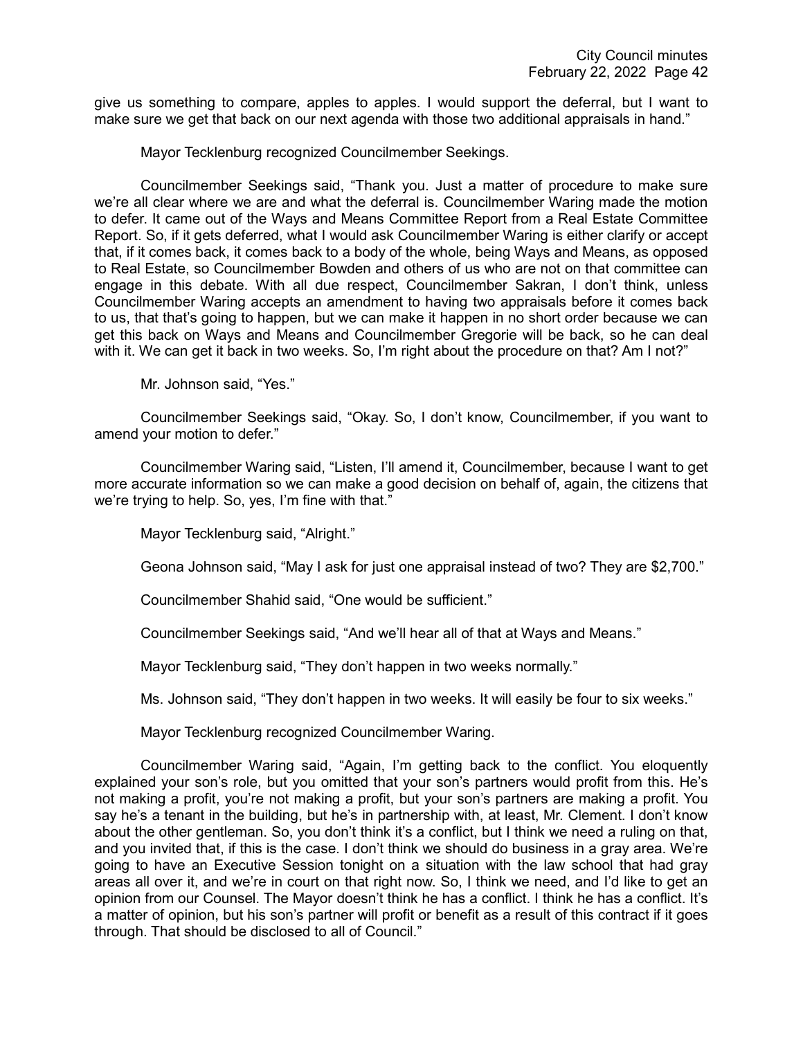give us something to compare, apples to apples. I would support the deferral, but I want to make sure we get that back on our next agenda with those two additional appraisals in hand."

Mayor Tecklenburg recognized Councilmember Seekings.

Councilmember Seekings said, "Thank you. Just a matter of procedure to make sure we're all clear where we are and what the deferral is. Councilmember Waring made the motion to defer. It came out of the Ways and Means Committee Report from a Real Estate Committee Report. So, if it gets deferred, what I would ask Councilmember Waring is either clarify or accept that, if it comes back, it comes back to a body of the whole, being Ways and Means, as opposed to Real Estate, so Councilmember Bowden and others of us who are not on that committee can engage in this debate. With all due respect, Councilmember Sakran, I don't think, unless Councilmember Waring accepts an amendment to having two appraisals before it comes back to us, that that's going to happen, but we can make it happen in no short order because we can get this back on Ways and Means and Councilmember Gregorie will be back, so he can deal with it. We can get it back in two weeks. So, I'm right about the procedure on that? Am I not?"

Mr. Johnson said, "Yes."

Councilmember Seekings said, "Okay. So, I don't know, Councilmember, if you want to amend your motion to defer."

Councilmember Waring said, "Listen, I'll amend it, Councilmember, because I want to get more accurate information so we can make a good decision on behalf of, again, the citizens that we're trying to help. So, yes, I'm fine with that."

Mayor Tecklenburg said, "Alright."

Geona Johnson said, "May I ask for just one appraisal instead of two? They are $2,700."

Councilmember Shahid said, "One would be sufficient."

Councilmember Seekings said, "And we'll hear all of that at Ways and Means."

Mayor Tecklenburg said, "They don't happen in two weeks normally."

Ms. Johnson said, "They don't happen in two weeks. It will easily be four to six weeks."

Mayor Tecklenburg recognized Councilmember Waring.

Councilmember Waring said, "Again, I'm getting back to the conflict. You eloquently explained your son's role, but you omitted that your son's partners would profit from this. He's not making a profit, you're not making a profit, but your son's partners are making a profit. You say he's a tenant in the building, but he's in partnership with, at least, Mr. Clement. I don't know about the other gentleman. So, you don't think it's a conflict, but I think we need a ruling on that, and you invited that, if this is the case. I don't think we should do business in a gray area. We're going to have an Executive Session tonight on a situation with the law school that had gray areas all over it, and we're in court on that right now. So, I think we need, and I'd like to get an opinion from our Counsel. The Mayor doesn't think he has a conflict. I think he has a conflict. It's a matter of opinion, but his son's partner will profit or benefit as a result of this contract if it goes through. That should be disclosed to all of Council."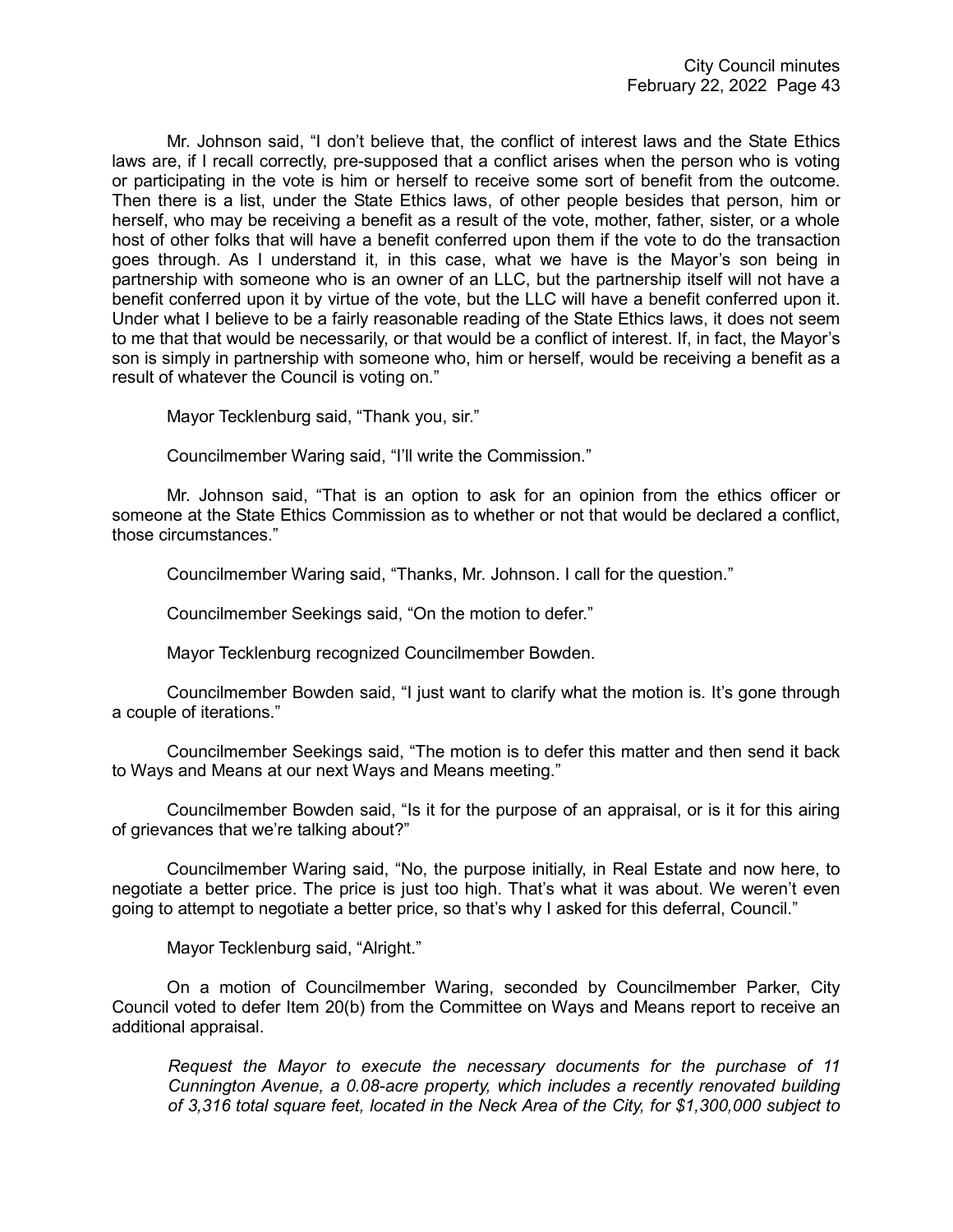Mr. Johnson said, “I don’t believe that, the conflict of interest laws and the State Ethics laws are, if I recall correctly, pre-supposed that a conflict arises when the person who is voting or participating in the vote is him or herself to receive some sort of benefit from the outcome. Then there is a list, under the State Ethics laws, of other people besides that person, him or herself, who may be receiving a benefit as a result of the vote, mother, father, sister, or a whole host of other folks that will have a benefit conferred upon them if the vote to do the transaction goes through. As I understand it, in this case, what we have is the Mayor’s son being in partnership with someone who is an owner of an LLC, but the partnership itself will not have a benefit conferred upon it by virtue of the vote, but the LLC will have a benefit conferred upon it. Under what I believe to be a fairly reasonable reading of the State Ethics laws, it does not seem to me that that would be necessarily, or that would be a conflict of interest. If, in fact, the Mayor’s son is simply in partnership with someone who, him or herself, would be receiving a benefit as a result of whatever the Council is voting on.”

Mayor Tecklenburg said, “Thank you, sir.”

Councilmember Waring said, “I’ll write the Commission.”

Mr. Johnson said, “That is an option to ask for an opinion from the ethics officer or someone at the State Ethics Commission as to whether or not that would be declared a conflict, those circumstances.”

Councilmember Waring said, “Thanks, Mr. Johnson. I call for the question.”

Councilmember Seekings said, “On the motion to defer.”

Mayor Tecklenburg recognized Councilmember Bowden.

Councilmember Bowden said, “I just want to clarify what the motion is. It’s gone through a couple of iterations.”

Councilmember Seekings said, “The motion is to defer this matter and then send it back to Ways and Means at our next Ways and Means meeting.”

Councilmember Bowden said, “Is it for the purpose of an appraisal, or is it for this airing of grievances that we’re talking about?”

Councilmember Waring said, “No, the purpose initially, in Real Estate and now here, to negotiate a better price. The price is just too high. That’s what it was about. We weren’t even going to attempt to negotiate a better price, so that’s why I asked for this deferral, Council.”

Mayor Tecklenburg said, “Alright.”

On a motion of Councilmember Waring, seconded by Councilmember Parker, City Council voted to defer Item 20(b) from the Committee on Ways and Means report to receive an additional appraisal.

*Request the Mayor to execute the necessary documents for the purchase of 11 Cunnington Avenue, a 0.08-acre property, which includes a recently renovated building of 3,316 total square feet, located in the Neck Area of the City, for $1,300,000 subject to*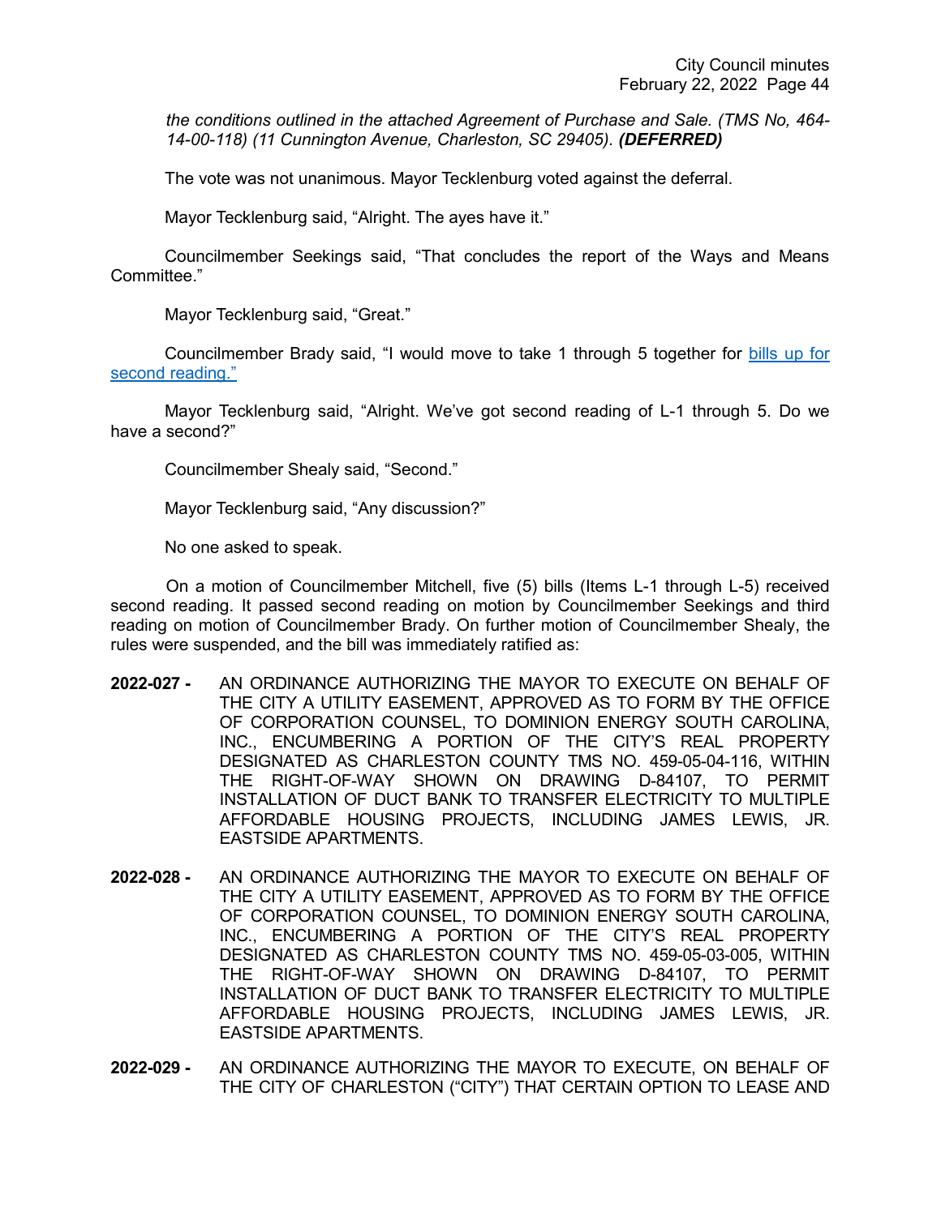*the conditions outlined in the attached Agreement of Purchase and Sale. (TMS No, 464-14-00-118) (11 Cunnington Avenue, Charleston, SC 29405).* ***(DEFERRED)***

The vote was not unanimous. Mayor Tecklenburg voted against the deferral.

Mayor Tecklenburg said, “Alright. The ayes have it.”

Councilmember Seekings said, “That concludes the report of the Ways and Means Committee.”

Mayor Tecklenburg said, “Great.”

Councilmember Brady said, “I would move to take 1 through 5 together for bills up for second reading.”

Mayor Tecklenburg said, “Alright. We’ve got second reading of L-1 through 5. Do we have a second?”

Councilmember Shealy said, “Second.”

Mayor Tecklenburg said, “Any discussion?”

No one asked to speak.

On a motion of Councilmember Mitchell, five (5) bills (Items L-1 through L-5) received second reading. It passed second reading on motion by Councilmember Seekings and third reading on motion of Councilmember Brady. On further motion of Councilmember Shealy, the rules were suspended, and the bill was immediately ratified as:

**2022-027 -** AN ORDINANCE AUTHORIZING THE MAYOR TO EXECUTE ON BEHALF OF THE CITY A UTILITY EASEMENT, APPROVED AS TO FORM BY THE OFFICE OF CORPORATION COUNSEL, TO DOMINION ENERGY SOUTH CAROLINA, INC., ENCUMBERING A PORTION OF THE CITY’S REAL PROPERTY DESIGNATED AS CHARLESTON COUNTY TMS NO. 459-05-04-116, WITHIN THE RIGHT-OF-WAY SHOWN ON DRAWING D-84107, TO PERMIT INSTALLATION OF DUCT BANK TO TRANSFER ELECTRICITY TO MULTIPLE AFFORDABLE HOUSING PROJECTS, INCLUDING JAMES LEWIS, JR. EASTSIDE APARTMENTS.

**2022-028 -** AN ORDINANCE AUTHORIZING THE MAYOR TO EXECUTE ON BEHALF OF THE CITY A UTILITY EASEMENT, APPROVED AS TO FORM BY THE OFFICE OF CORPORATION COUNSEL, TO DOMINION ENERGY SOUTH CAROLINA, INC., ENCUMBERING A PORTION OF THE CITY’S REAL PROPERTY DESIGNATED AS CHARLESTON COUNTY TMS NO. 459-05-03-005, WITHIN THE RIGHT-OF-WAY SHOWN ON DRAWING D-84107, TO PERMIT INSTALLATION OF DUCT BANK TO TRANSFER ELECTRICITY TO MULTIPLE AFFORDABLE HOUSING PROJECTS, INCLUDING JAMES LEWIS, JR. EASTSIDE APARTMENTS.

**2022-029 -** AN ORDINANCE AUTHORIZING THE MAYOR TO EXECUTE, ON BEHALF OF THE CITY OF CHARLESTON (“CITY”) THAT CERTAIN OPTION TO LEASE AND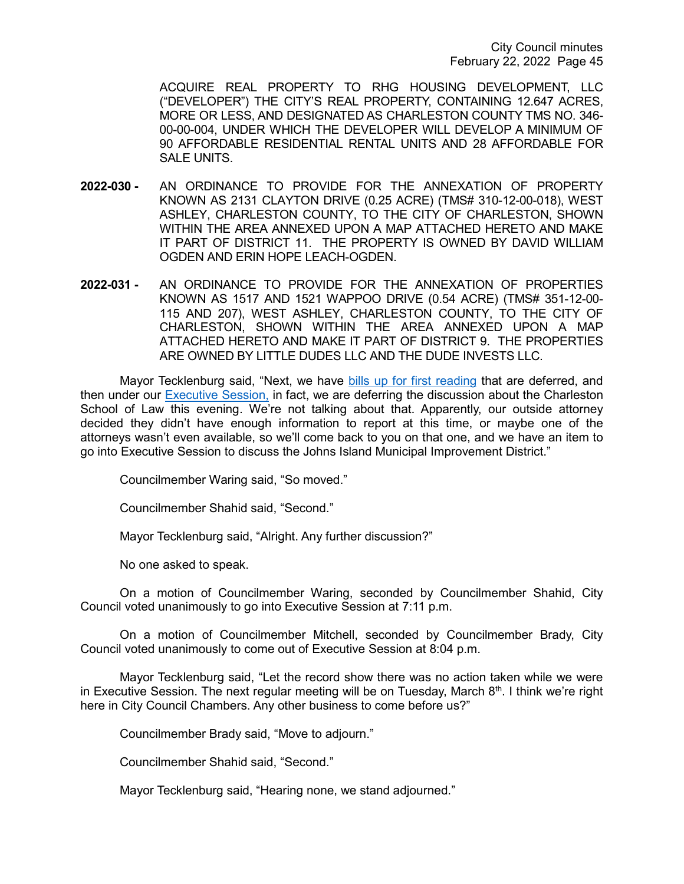ACQUIRE REAL PROPERTY TO RHG HOUSING DEVELOPMENT, LLC ("DEVELOPER") THE CITY'S REAL PROPERTY, CONTAINING 12.647 ACRES, MORE OR LESS, AND DESIGNATED AS CHARLESTON COUNTY TMS NO. 346-00-00-004, UNDER WHICH THE DEVELOPER WILL DEVELOP A MINIMUM OF 90 AFFORDABLE RESIDENTIAL RENTAL UNITS AND 28 AFFORDABLE FOR SALE UNITS.

**2022-030 -** AN ORDINANCE TO PROVIDE FOR THE ANNEXATION OF PROPERTY KNOWN AS 2131 CLAYTON DRIVE (0.25 ACRE) (TMS# 310-12-00-018), WEST ASHLEY, CHARLESTON COUNTY, TO THE CITY OF CHARLESTON, SHOWN WITHIN THE AREA ANNEXED UPON A MAP ATTACHED HERETO AND MAKE IT PART OF DISTRICT 11. THE PROPERTY IS OWNED BY DAVID WILLIAM OGDEN AND ERIN HOPE LEACH-OGDEN.

**2022-031 -** AN ORDINANCE TO PROVIDE FOR THE ANNEXATION OF PROPERTIES KNOWN AS 1517 AND 1521 WAPPOO DRIVE (0.54 ACRE) (TMS# 351-12-00-115 AND 207), WEST ASHLEY, CHARLESTON COUNTY, TO THE CITY OF CHARLESTON, SHOWN WITHIN THE AREA ANNEXED UPON A MAP ATTACHED HERETO AND MAKE IT PART OF DISTRICT 9. THE PROPERTIES ARE OWNED BY LITTLE DUDES LLC AND THE DUDE INVESTS LLC.

Mayor Tecklenburg said, "Next, we have bills up for first reading that are deferred, and then under our Executive Session, in fact, we are deferring the discussion about the Charleston School of Law this evening. We're not talking about that. Apparently, our outside attorney decided they didn't have enough information to report at this time, or maybe one of the attorneys wasn't even available, so we'll come back to you on that one, and we have an item to go into Executive Session to discuss the Johns Island Municipal Improvement District."

Councilmember Waring said, "So moved."

Councilmember Shahid said, "Second."

Mayor Tecklenburg said, "Alright. Any further discussion?"

No one asked to speak.

On a motion of Councilmember Waring, seconded by Councilmember Shahid, City Council voted unanimously to go into Executive Session at 7:11 p.m.

On a motion of Councilmember Mitchell, seconded by Councilmember Brady, City Council voted unanimously to come out of Executive Session at 8:04 p.m.

Mayor Tecklenburg said, "Let the record show there was no action taken while we were in Executive Session. The next regular meeting will be on Tuesday, March 8th. I think we're right here in City Council Chambers. Any other business to come before us?"

Councilmember Brady said, "Move to adjourn."

Councilmember Shahid said, "Second."

Mayor Tecklenburg said, "Hearing none, we stand adjourned."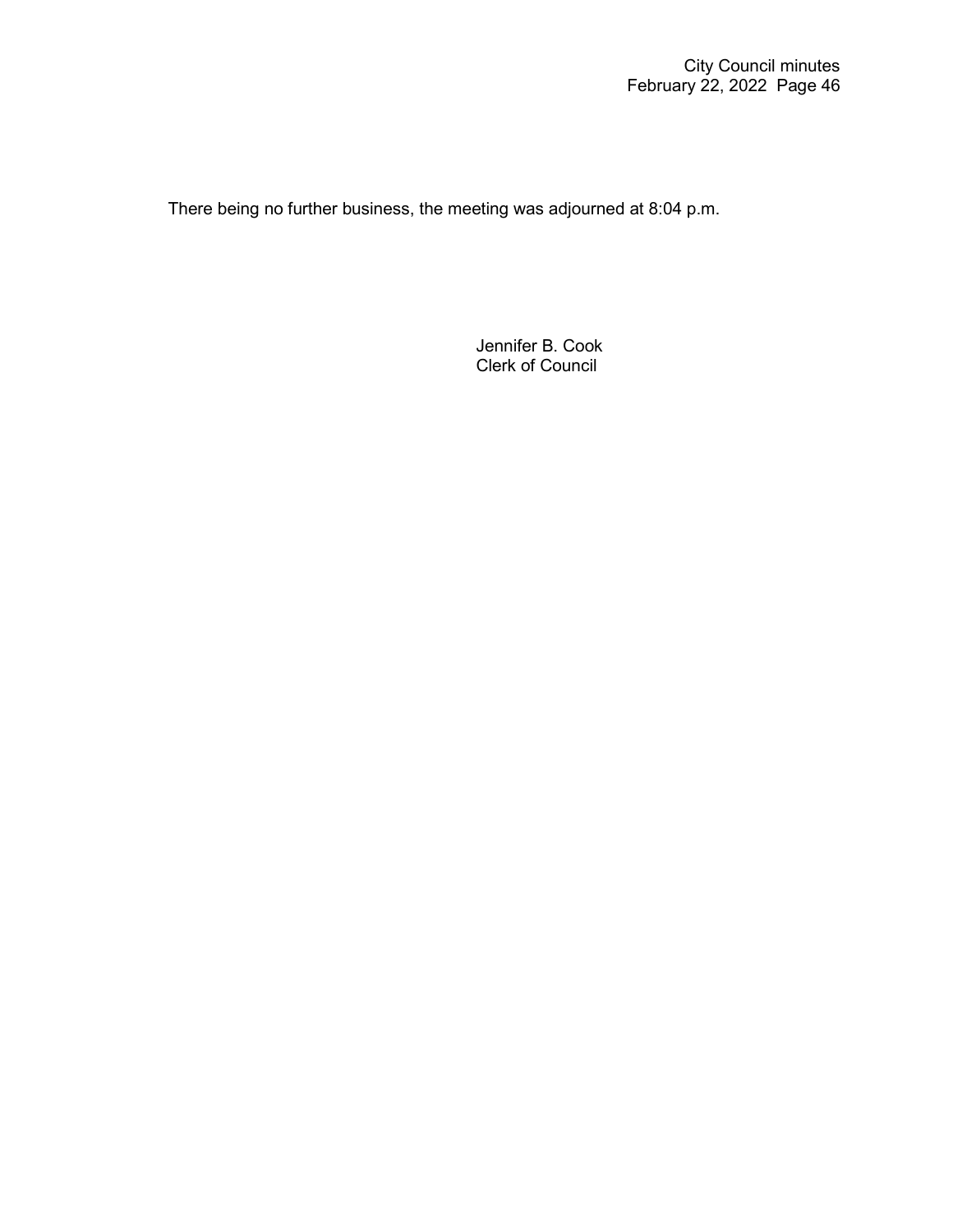There being no further business, the meeting was adjourned at 8:04 p.m.

Jennifer B. Cook
Clerk of Council